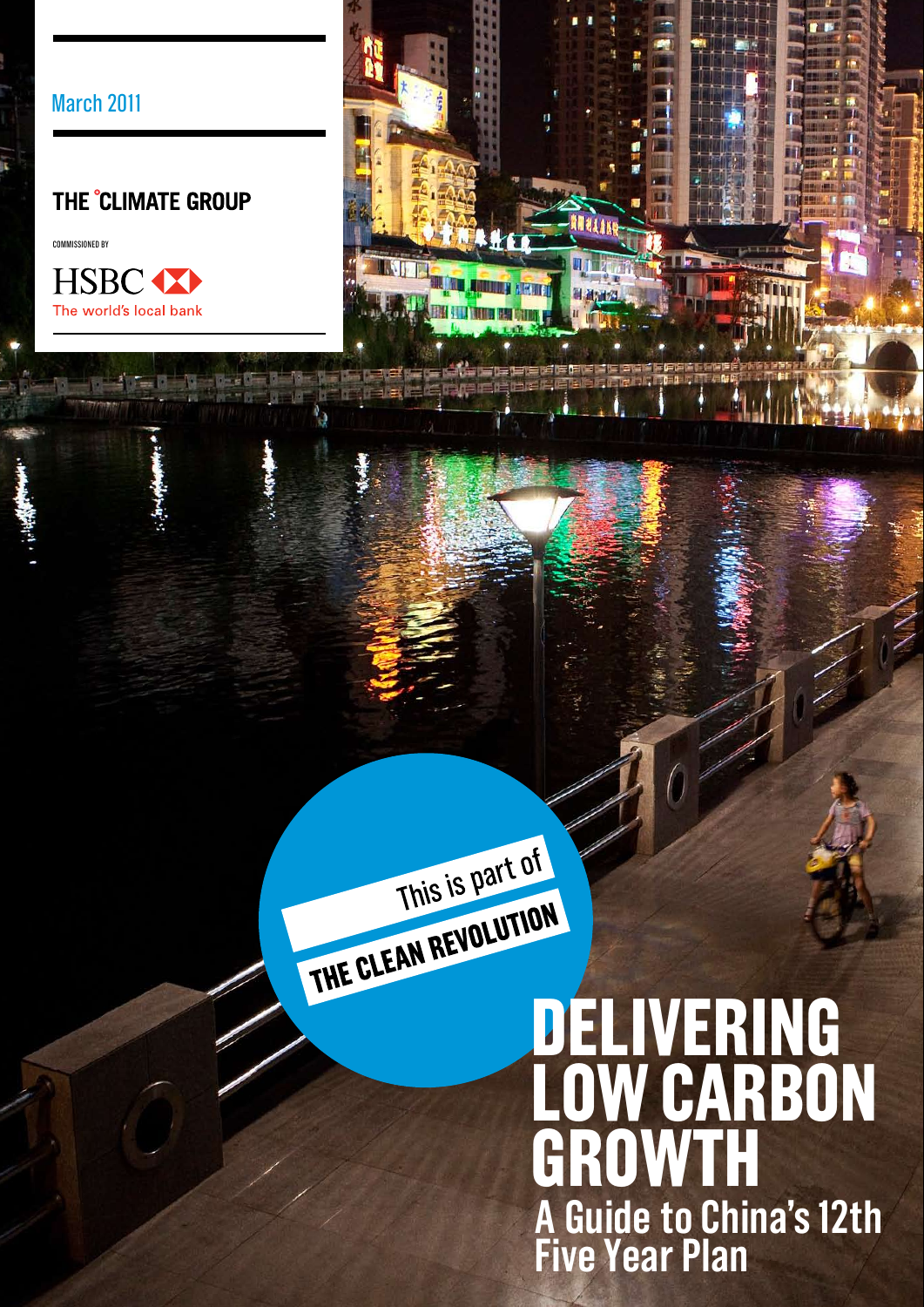March 2011

THE CLIMATE GROUP

COMMISSIONED BY

HSBC
The world's local bank

This is part of
THE CLEAN REVOLUTION

# DELIVERING LOW CARBON GROWTH

## A Guide to China's 12th Five Year Plan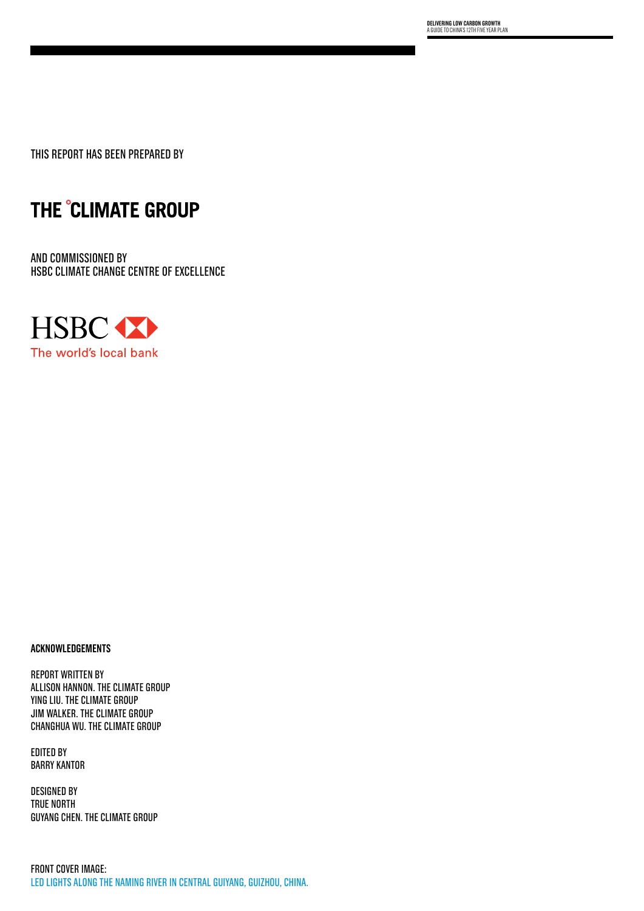THIS REPORT HAS BEEN PREPARED BY

**THE °CLIMATE GROUP**

AND COMMISSIONED BY
HSBC CLIMATE CHANGE CENTRE OF EXCELLENCE

HSBC
The world's local bank

**ACKNOWLEDGEMENTS**

REPORT WRITTEN BY
ALLISON HANNON. THE CLIMATE GROUP
YING LIU. THE CLIMATE GROUP
JIM WALKER. THE CLIMATE GROUP
CHANGHUA WU. THE CLIMATE GROUP

EDITED BY
BARRY KANTOR

DESIGNED BY
TRUE NORTH
GUYANG CHEN. THE CLIMATE GROUP

FRONT COVER IMAGE:
LED LIGHTS ALONG THE NAMING RIVER IN CENTRAL GUIYANG, GUIZHOU, CHINA.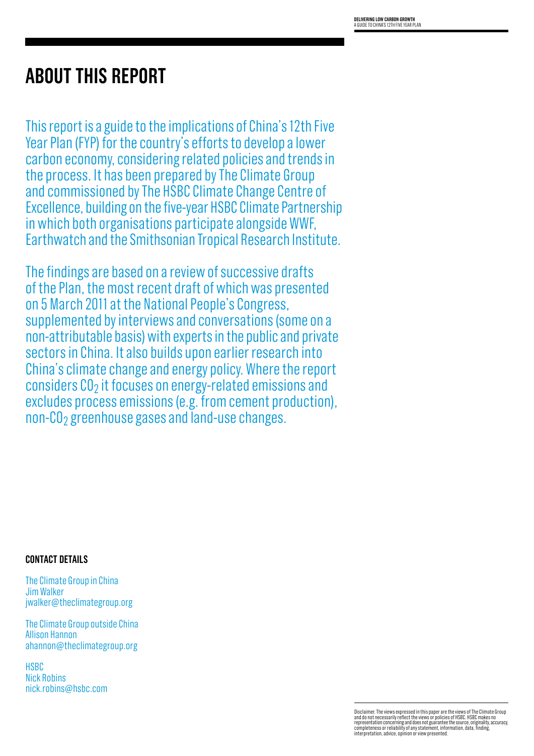# ABOUT THIS REPORT

This report is a guide to the implications of China's 12th Five Year Plan (FYP) for the country's efforts to develop a lower carbon economy, considering related policies and trends in the process. It has been prepared by The Climate Group and commissioned by The HSBC Climate Change Centre of Excellence, building on the five-year HSBC Climate Partnership in which both organisations participate alongside WWF, Earthwatch and the Smithsonian Tropical Research Institute.

The findings are based on a review of successive drafts of the Plan, the most recent draft of which was presented on 5 March 2011 at the National People's Congress, supplemented by interviews and conversations (some on a non-attributable basis) with experts in the public and private sectors in China. It also builds upon earlier research into China's climate change and energy policy. Where the report considers $CO_2$ it focuses on energy-related emissions and excludes process emissions (e.g. from cement production), non-$CO_2$ greenhouse gases and land-use changes.

#### CONTACT DETAILS

The Climate Group in China
Jim Walker
jwalker@theclimategroup.org

The Climate Group outside China
Allison Hannon
ahannon@theclimategroup.org

HSBC
Nick Robins
nick.robins@hsbc.com

Disclaimer. The views expressed in this paper are the views of The Climate Group and do not necessarily reflect the views or policies of HSBC. HSBC makes no representation concerning and does not guarantee the source, originality, accuracy, completeness or reliability of any statement, information, data, finding, interpretation, advice, opinion or view presented.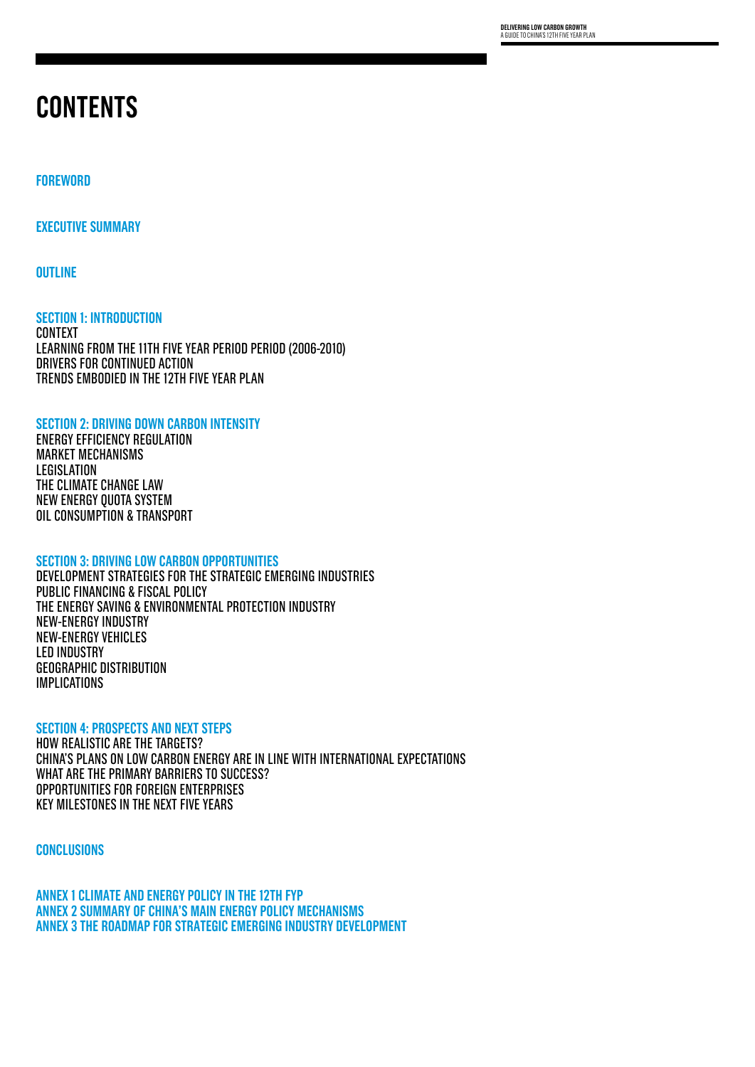# CONTENTS

**FOREWORD**

**EXECUTIVE SUMMARY**

**OUTLINE**

**SECTION 1: INTRODUCTION**
CONTEXT
LEARNING FROM THE 11TH FIVE YEAR PERIOD PERIOD (2006-2010)
DRIVERS FOR CONTINUED ACTION
TRENDS EMBODIED IN THE 12TH FIVE YEAR PLAN

**SECTION 2: DRIVING DOWN CARBON INTENSITY**
ENERGY EFFICIENCY REGULATION
MARKET MECHANISMS
LEGISLATION
THE CLIMATE CHANGE LAW
NEW ENERGY QUOTA SYSTEM
OIL CONSUMPTION & TRANSPORT

**SECTION 3: DRIVING LOW CARBON OPPORTUNITIES**
DEVELOPMENT STRATEGIES FOR THE STRATEGIC EMERGING INDUSTRIES
PUBLIC FINANCING & FISCAL POLICY
THE ENERGY SAVING & ENVIRONMENTAL PROTECTION INDUSTRY
NEW-ENERGY INDUSTRY
NEW-ENERGY VEHICLES
LED INDUSTRY
GEOGRAPHIC DISTRIBUTION
IMPLICATIONS

**SECTION 4: PROSPECTS AND NEXT STEPS**
HOW REALISTIC ARE THE TARGETS?
CHINA'S PLANS ON LOW CARBON ENERGY ARE IN LINE WITH INTERNATIONAL EXPECTATIONS
WHAT ARE THE PRIMARY BARRIERS TO SUCCESS?
OPPORTUNITIES FOR FOREIGN ENTERPRISES
KEY MILESTONES IN THE NEXT FIVE YEARS

**CONCLUSIONS**

**ANNEX 1 CLIMATE AND ENERGY POLICY IN THE 12TH FYP**
**ANNEX 2 SUMMARY OF CHINA'S MAIN ENERGY POLICY MECHANISMS**
**ANNEX 3 THE ROADMAP FOR STRATEGIC EMERGING INDUSTRY DEVELOPMENT**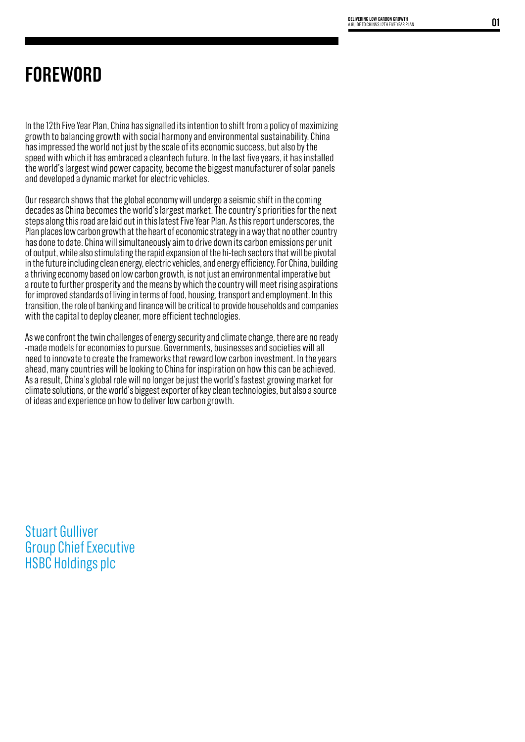# FOREWORD

In the 12th Five Year Plan, China has signalled its intention to shift from a policy of maximizing growth to balancing growth with social harmony and environmental sustainability. China has impressed the world not just by the scale of its economic success, but also by the speed with which it has embraced a cleantech future. In the last five years, it has installed the world's largest wind power capacity, become the biggest manufacturer of solar panels and developed a dynamic market for electric vehicles.

Our research shows that the global economy will undergo a seismic shift in the coming decades as China becomes the world's largest market. The country's priorities for the next steps along this road are laid out in this latest Five Year Plan. As this report underscores, the Plan places low carbon growth at the heart of economic strategy in a way that no other country has done to date. China will simultaneously aim to drive down its carbon emissions per unit of output, while also stimulating the rapid expansion of the hi-tech sectors that will be pivotal in the future including clean energy, electric vehicles, and energy efficiency. For China, building a thriving economy based on low carbon growth, is not just an environmental imperative but a route to further prosperity and the means by which the country will meet rising aspirations for improved standards of living in terms of food, housing, transport and employment. In this transition, the role of banking and finance will be critical to provide households and companies with the capital to deploy cleaner, more efficient technologies.

As we confront the twin challenges of energy security and climate change, there are no ready -made models for economies to pursue. Governments, businesses and societies will all need to innovate to create the frameworks that reward low carbon investment. In the years ahead, many countries will be looking to China for inspiration on how this can be achieved. As a result, China's global role will no longer be just the world's fastest growing market for climate solutions, or the world's biggest exporter of key clean technologies, but also a source of ideas and experience on how to deliver low carbon growth.

Stuart Gulliver
Group Chief Executive
HSBC Holdings plc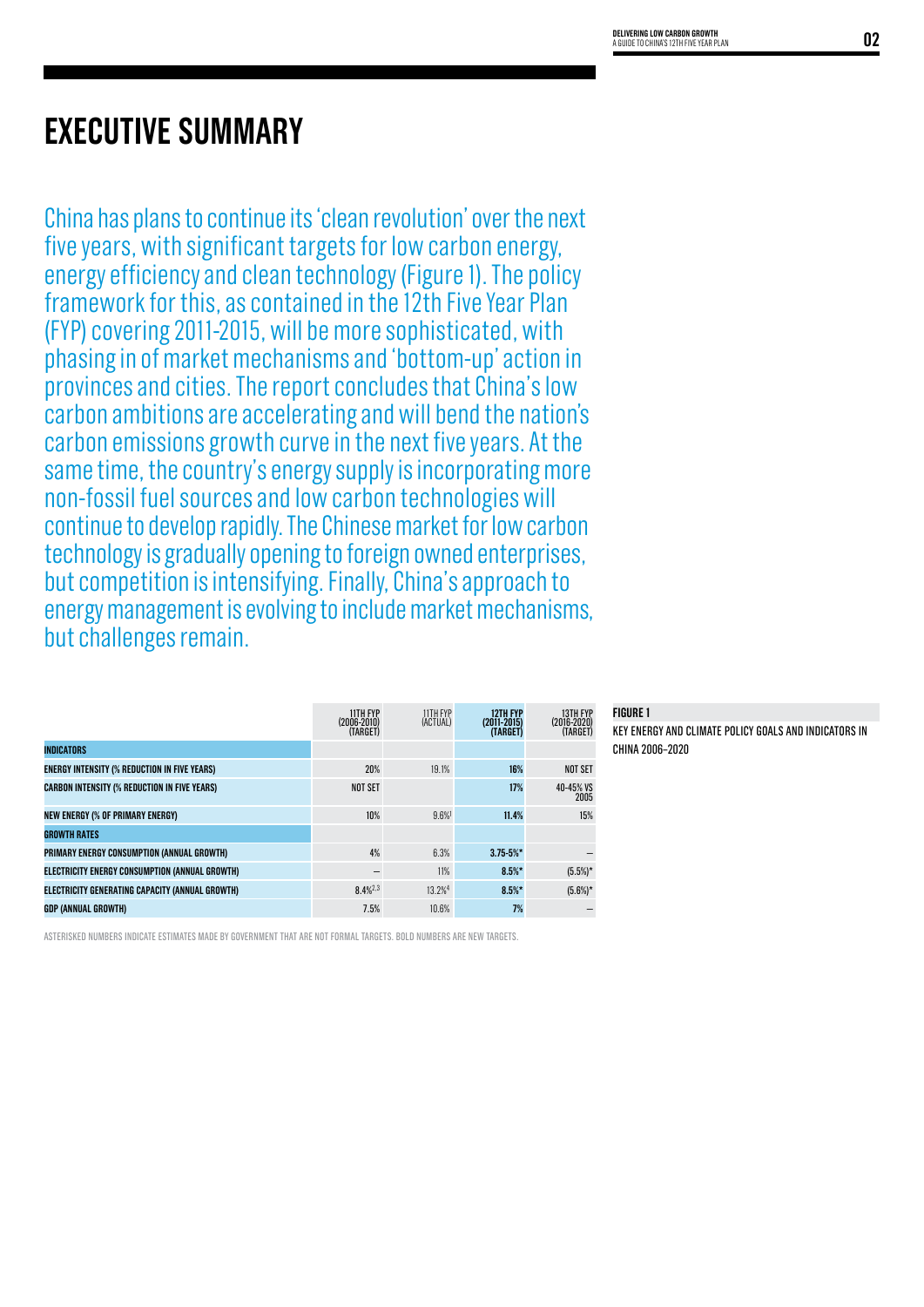# EXECUTIVE SUMMARY

China has plans to continue its 'clean revolution' over the next five years, with significant targets for low carbon energy, energy efficiency and clean technology (Figure 1). The policy framework for this, as contained in the 12th Five Year Plan (FYP) covering 2011-2015, will be more sophisticated, with phasing in of market mechanisms and 'bottom-up' action in provinces and cities. The report concludes that China's low carbon ambitions are accelerating and will bend the nation's carbon emissions growth curve in the next five years. At the same time, the country's energy supply is incorporating more non-fossil fuel sources and low carbon technologies will continue to develop rapidly. The Chinese market for low carbon technology is gradually opening to foreign owned enterprises, but competition is intensifying. Finally, China's approach to energy management is evolving to include market mechanisms, but challenges remain.

**FIGURE 1**

KEY ENERGY AND CLIMATE POLICY GOALS AND INDICATORS IN CHINA 2006–2020

| | 11TH FYP (2006-2010) (TARGET) | 11TH FYP (ACTUAL) | **12TH FYP (2011-2015) (TARGET)** | 13TH FYP (2016-2020) (TARGET) |
|---|---|---|---|---|
| **INDICATORS** | | | | |
| **ENERGY INTENSITY (% REDUCTION IN FIVE YEARS)** | 20% | 19.1% | **16%** | NOT SET |
| **CARBON INTENSITY (% REDUCTION IN FIVE YEARS)** | NOT SET | | **17%** | 40-45% VS 2005 |
| **NEW ENERGY (% OF PRIMARY ENERGY)** | 10% | 9.6%[1] | **11.4%** | 15% |
| **GROWTH RATES** | | | | |
| **PRIMARY ENERGY CONSUMPTION (ANNUAL GROWTH)** | 4% | 6.3% | **3.75-5%*** | – |
| **ELECTRICITY ENERGY CONSUMPTION (ANNUAL GROWTH)** | – | 11% | **8.5%*** | (5.5%)* |
| **ELECTRICITY GENERATING CAPACITY (ANNUAL GROWTH)** | 8.4%[2,3] | 13.2%[4] | **8.5%*** | (5.6%)* |
| **GDP (ANNUAL GROWTH)** | 7.5% | 10.6% | **7%** | – |

ASTERISKED NUMBERS INDICATE ESTIMATES MADE BY GOVERNMENT THAT ARE NOT FORMAL TARGETS. BOLD NUMBERS ARE NEW TARGETS.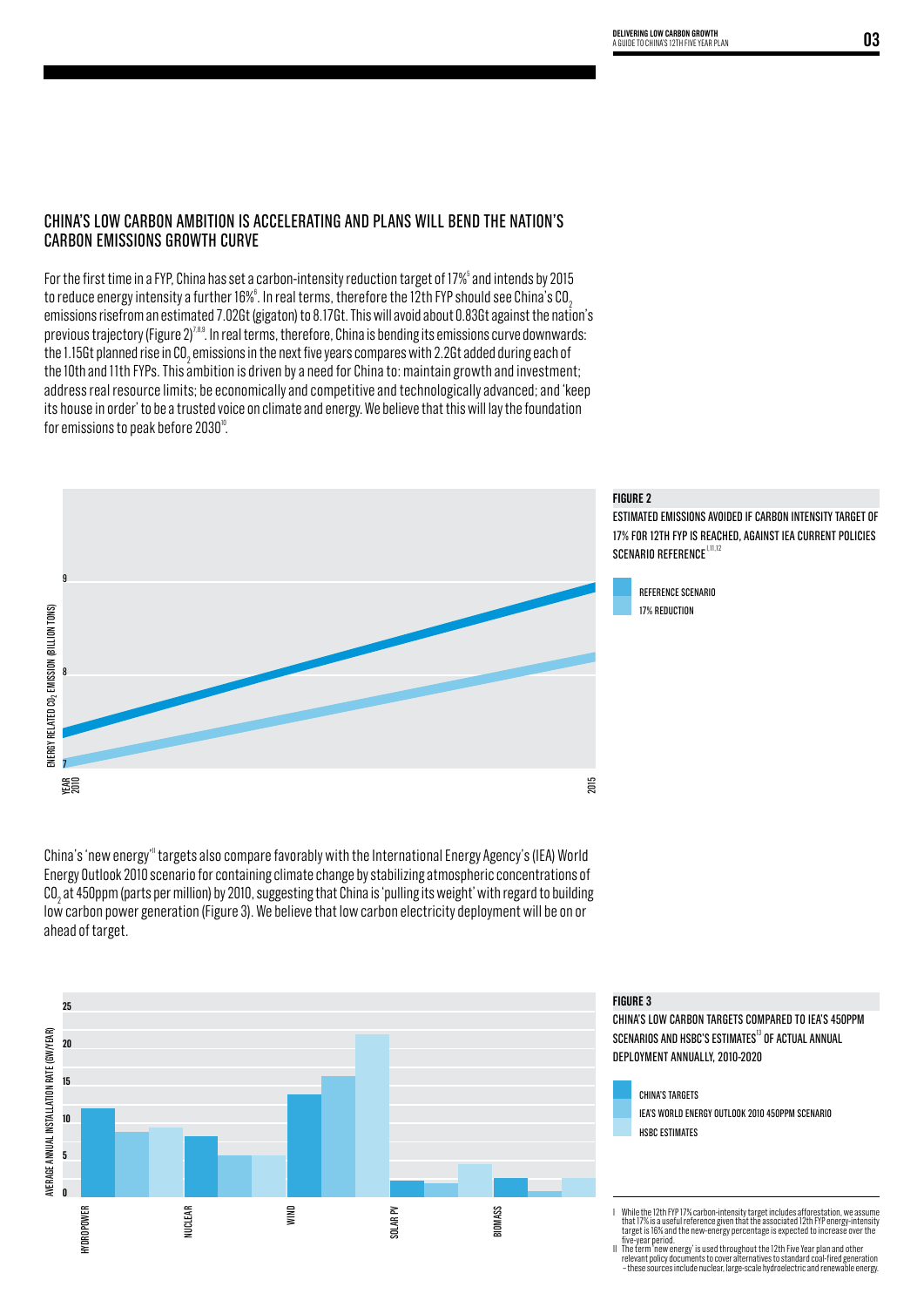## CHINA'S LOW CARBON AMBITION IS ACCELERATING AND PLANS WILL BEND THE NATION'S CARBON EMISSIONS GROWTH CURVE

For the first time in a FYP, China has set a carbon-intensity reduction target of 17%[5] and intends by 2015 to reduce energy intensity a further 16%[6]. In real terms, therefore the 12th FYP should see China's $CO_2$ emissions risefrom an estimated 7.02Gt (gigaton) to 8.17Gt. This will avoid about 0.83Gt against the nation's previous trajectory (Figure 2)[7,8,9]. In real terms, therefore, China is bending its emissions curve downwards: the 1.15Gt planned rise in $CO_2$ emissions in the next five years compares with 2.2Gt added during each of the 10th and 11th FYPs. This ambition is driven by a need for China to: maintain growth and investment; address real resource limits; be economically and competitive and technologically advanced; and 'keep its house in order' to be a trusted voice on climate and energy. We believe that this will lay the foundation for emissions to peak before 2030[10].

**FIGURE 2**

ESTIMATED EMISSIONS AVOIDED IF CARBON INTENSITY TARGET OF 17% FOR 12TH FYP IS REACHED, AGAINST IEA CURRENT POLICIES SCENARIO REFERENCE[I,11,12]

China's 'new energy'[II] targets also compare favorably with the International Energy Agency's (IEA) World Energy Outlook 2010 scenario for containing climate change by stabilizing atmospheric concentrations of $CO_2$ at 450ppm (parts per million) by 2010, suggesting that China is 'pulling its weight' with regard to building low carbon power generation (Figure 3). We believe that low carbon electricity deployment will be on or ahead of target.

**FIGURE 3**

CHINA'S LOW CARBON TARGETS COMPARED TO IEA'S 450PPM SCENARIOS AND HSBC'S ESTIMATES[13] OF ACTUAL ANNUAL DEPLOYMENT ANNUALLY, 2010-2020

I While the 12th FYP 17% carbon-intensity target includes afforestation, we assume that 17% is a useful reference given that the associated 12th FYP energy-intensity target is 16% and the new-energy percentage is expected to increase over the five-year period.

II The term 'new energy' is used throughout the 12th Five Year plan and other relevant policy documents to cover alternatives to standard coal-fired generation – these sources include nuclear, large-scale hydroelectric and renewable energy.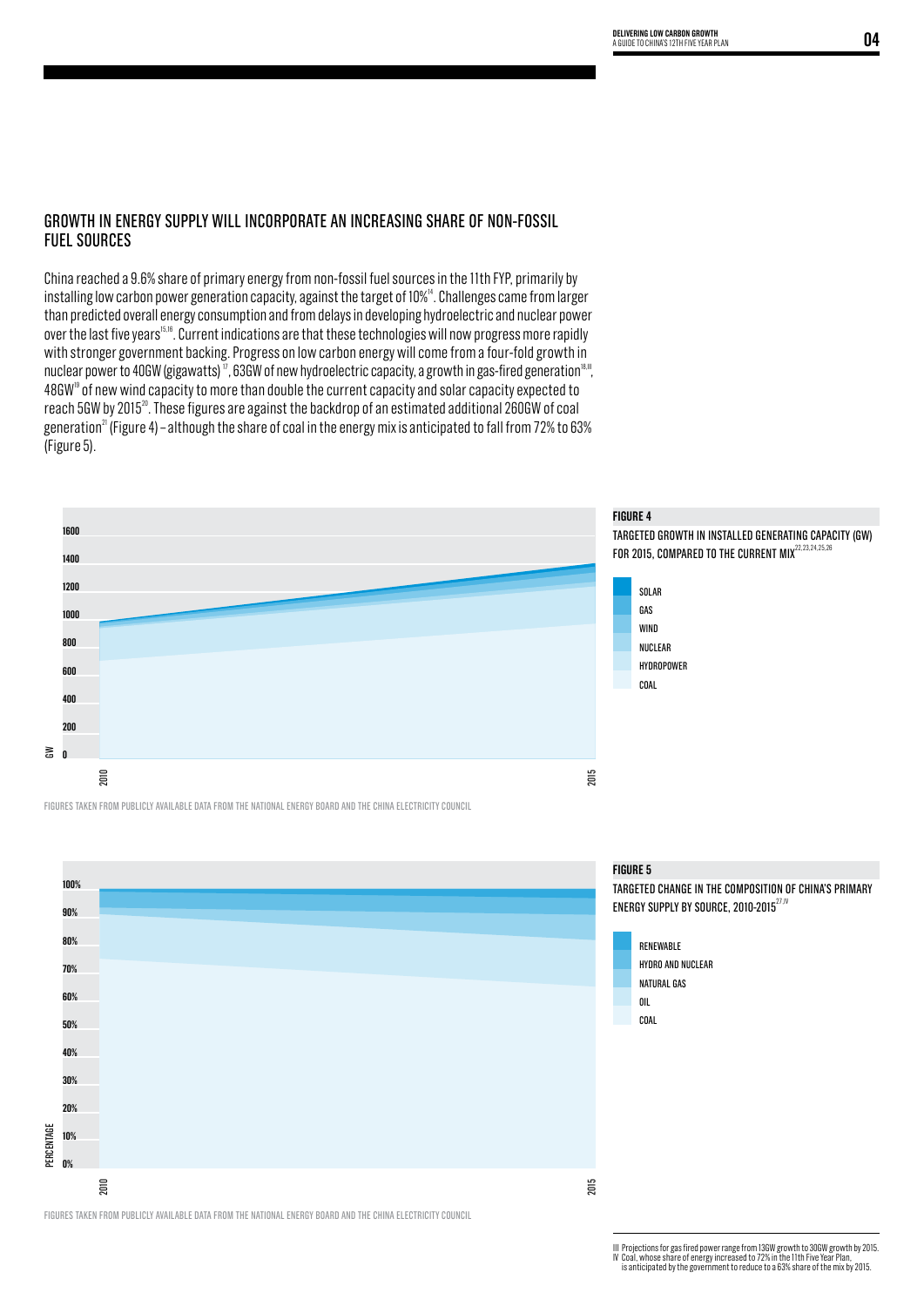## GROWTH IN ENERGY SUPPLY WILL INCORPORATE AN INCREASING SHARE OF NON-FOSSIL FUEL SOURCES

China reached a 9.6% share of primary energy from non-fossil fuel sources in the 11th FYP, primarily by installing low carbon power generation capacity, against the target of 10%[14]. Challenges came from larger than predicted overall energy consumption and from delays in developing hydroelectric and nuclear power over the last five years[15,16]. Current indications are that these technologies will now progress more rapidly with stronger government backing. Progress on low carbon energy will come from a four-fold growth in nuclear power to 40GW (gigawatts)[17], 63GW of new hydroelectric capacity, a growth in gas-fired generation[18,III], 48GW[19] of new wind capacity to more than double the current capacity and solar capacity expected to reach 5GW by 2015[20]. These figures are against the backdrop of an estimated additional 260GW of coal generation[21] (Figure 4) – although the share of coal in the energy mix is anticipated to fall from 72% to 63% (Figure 5).

**FIGURE 4**

TARGETED GROWTH IN INSTALLED GENERATING CAPACITY (GW) FOR 2015, COMPARED TO THE CURRENT MIX[22,23,24,25,26]

SOLAR, GAS, WIND, NUCLEAR, HYDROPOWER, COAL

GW: 0, 200, 400, 600, 800, 1000, 1200, 1400, 1600 — 2010, 2015

FIGURES TAKEN FROM PUBLICLY AVAILABLE DATA FROM THE NATIONAL ENERGY BOARD AND THE CHINA ELECTRICITY COUNCIL

**FIGURE 5**

TARGETED CHANGE IN THE COMPOSITION OF CHINA'S PRIMARY ENERGY SUPPLY BY SOURCE, 2010-2015[27,IV]

RENEWABLE, HYDRO AND NUCLEAR, NATURAL GAS, OIL, COAL

PERCENTAGE: 0%, 10%, 20%, 30%, 40%, 50%, 60%, 70%, 80%, 90%, 100% — 2010, 2015

FIGURES TAKEN FROM PUBLICLY AVAILABLE DATA FROM THE NATIONAL ENERGY BOARD AND THE CHINA ELECTRICITY COUNCIL

---

III Projections for gas fired power range from 13GW growth to 30GW growth by 2015.

IV Coal, whose share of energy increased to 72% in the 11th Five Year Plan, is anticipated by the government to reduce to a 63% share of the mix by 2015.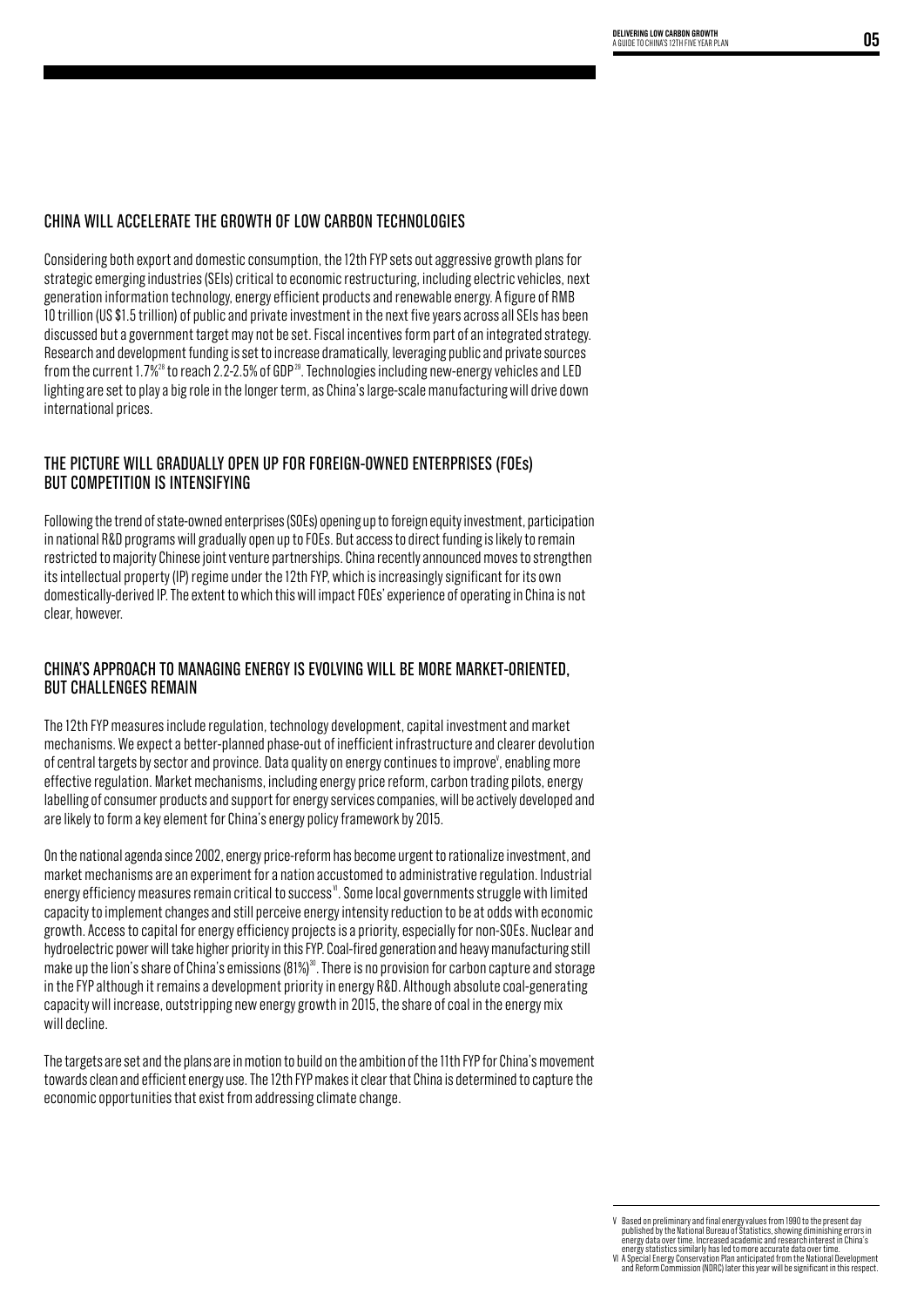## CHINA WILL ACCELERATE THE GROWTH OF LOW CARBON TECHNOLOGIES

Considering both export and domestic consumption, the 12th FYP sets out aggressive growth plans for strategic emerging industries (SEIs) critical to economic restructuring, including electric vehicles, next generation information technology, energy efficient products and renewable energy. A figure of RMB 10 trillion (US $1.5 trillion) of public and private investment in the next five years across all SEIs has been discussed but a government target may not be set. Fiscal incentives form part of an integrated strategy. Research and development funding is set to increase dramatically, leveraging public and private sources from the current 1.7%[28] to reach 2.2-2.5% of GDP[29]. Technologies including new-energy vehicles and LED lighting are set to play a big role in the longer term, as China's large-scale manufacturing will drive down international prices.

## THE PICTURE WILL GRADUALLY OPEN UP FOR FOREIGN-OWNED ENTERPRISES (FOEs) BUT COMPETITION IS INTENSIFYING

Following the trend of state-owned enterprises (SOEs) opening up to foreign equity investment, participation in national R&D programs will gradually open up to FOEs. But access to direct funding is likely to remain restricted to majority Chinese joint venture partnerships. China recently announced moves to strengthen its intellectual property (IP) regime under the 12th FYP, which is increasingly significant for its own domestically-derived IP. The extent to which this will impact FOEs' experience of operating in China is not clear, however.

## CHINA'S APPROACH TO MANAGING ENERGY IS EVOLVING WILL BE MORE MARKET-ORIENTED, BUT CHALLENGES REMAIN

The 12th FYP measures include regulation, technology development, capital investment and market mechanisms. We expect a better-planned phase-out of inefficient infrastructure and clearer devolution of central targets by sector and province. Data quality on energy continues to improve[V], enabling more effective regulation. Market mechanisms, including energy price reform, carbon trading pilots, energy labelling of consumer products and support for energy services companies, will be actively developed and are likely to form a key element for China's energy policy framework by 2015.

On the national agenda since 2002, energy price-reform has become urgent to rationalize investment, and market mechanisms are an experiment for a nation accustomed to administrative regulation. Industrial energy efficiency measures remain critical to success[VI]. Some local governments struggle with limited capacity to implement changes and still perceive energy intensity reduction to be at odds with economic growth. Access to capital for energy efficiency projects is a priority, especially for non-SOEs. Nuclear and hydroelectric power will take higher priority in this FYP. Coal-fired generation and heavy manufacturing still make up the lion's share of China's emissions (81%)[30]. There is no provision for carbon capture and storage in the FYP although it remains a development priority in energy R&D. Although absolute coal-generating capacity will increase, outstripping new energy growth in 2015, the share of coal in the energy mix will decline.

The targets are set and the plans are in motion to build on the ambition of the 11th FYP for China's movement towards clean and efficient energy use. The 12th FYP makes it clear that China is determined to capture the economic opportunities that exist from addressing climate change.

---

V Based on preliminary and final energy values from 1990 to the present day published by the National Bureau of Statistics, showing diminishing errors in energy data over time. Increased academic and research interest in China's energy statistics similarly has led to more accurate data over time.

VI A Special Energy Conservation Plan anticipated from the National Development and Reform Commission (NDRC) later this year will be significant in this respect.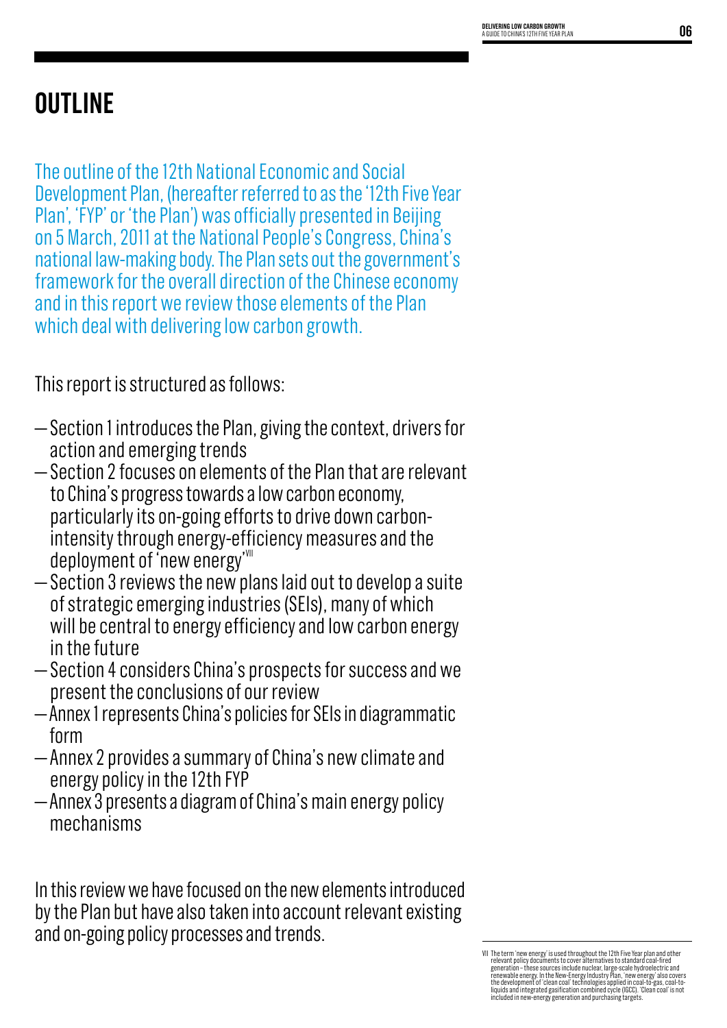# OUTLINE

The outline of the 12th National Economic and Social Development Plan, (hereafter referred to as the '12th Five Year Plan', 'FYP' or 'the Plan') was officially presented in Beijing on 5 March, 2011 at the National People's Congress, China's national law-making body. The Plan sets out the government's framework for the overall direction of the Chinese economy and in this report we review those elements of the Plan which deal with delivering low carbon growth.

This report is structured as follows:

- Section 1 introduces the Plan, giving the context, drivers for action and emerging trends
- Section 2 focuses on elements of the Plan that are relevant to China's progress towards a low carbon economy, particularly its on-going efforts to drive down carbon-intensity through energy-efficiency measures and the deployment of 'new energy'[VII]
- Section 3 reviews the new plans laid out to develop a suite of strategic emerging industries (SEIs), many of which will be central to energy efficiency and low carbon energy in the future
- Section 4 considers China's prospects for success and we present the conclusions of our review
- Annex 1 represents China's policies for SEIs in diagrammatic form
- Annex 2 provides a summary of China's new climate and energy policy in the 12th FYP
- Annex 3 presents a diagram of China's main energy policy mechanisms

In this review we have focused on the new elements introduced by the Plan but have also taken into account relevant existing and on-going policy processes and trends.

---

VII The term 'new energy' is used throughout the 12th Five Year plan and other relevant policy documents to cover alternatives to standard coal-fired generation – these sources include nuclear, large-scale hydroelectric and renewable energy. In the New-Energy Industry Plan, 'new energy' also covers the development of 'clean coal' technologies applied in coal-to-gas, coal-to-liquids and integrated gasification combined cycle (IGCC). 'Clean coal' is not included in new-energy generation and purchasing targets.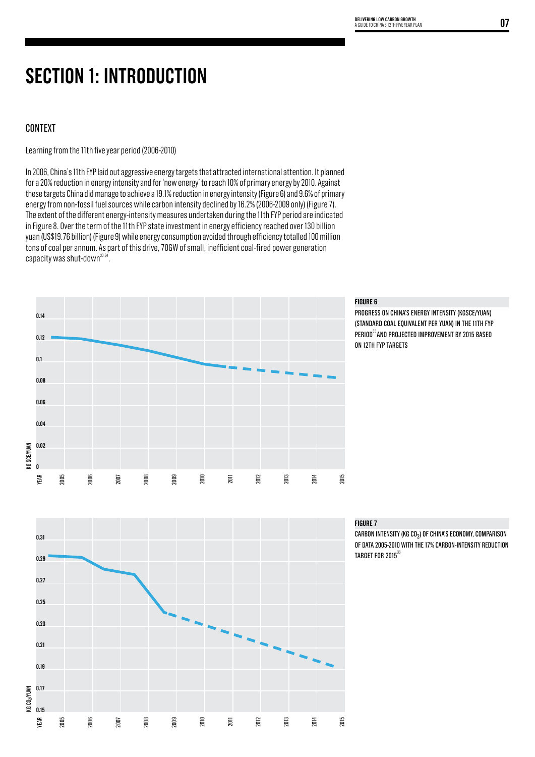# SECTION 1: INTRODUCTION

## CONTEXT

Learning from the 11th five year period (2006-2010)

In 2006, China's 11th FYP laid out aggressive energy targets that attracted international attention. It planned for a 20% reduction in energy intensity and for 'new energy' to reach 10% of primary energy by 2010. Against these targets China did manage to achieve a 19.1% reduction in energy intensity (Figure 6) and 9.6% of primary energy from non-fossil fuel sources while carbon intensity declined by 16.2% (2006-2009 only) (Figure 7). The extent of the different energy-intensity measures undertaken during the 11th FYP period are indicated in Figure 8. Over the term of the 11th FYP state investment in energy efficiency reached over 130 billion yuan (US$19.76 billion) (Figure 9) while energy consumption avoided through efficiency totalled 100 million tons of coal per annum. As part of this drive, 70GW of small, inefficient coal-fired power generation capacity was shut-down[33,34].

**FIGURE 6**

PROGRESS ON CHINA'S ENERGY INTENSITY (KGSCE/YUAN) (STANDARD COAL EQUIVALENT PER YUAN) IN THE 11TH FYP PERIOD[35] AND PROJECTED IMPROVEMENT BY 2015 BASED ON 12TH FYP TARGETS

**FIGURE 7**

CARBON INTENSITY (KG $CO_2$) OF CHINA'S ECONOMY, COMPARISON OF DATA 2005-2010 WITH THE 17% CARBON-INTENSITY REDUCTION TARGET FOR 2015[36]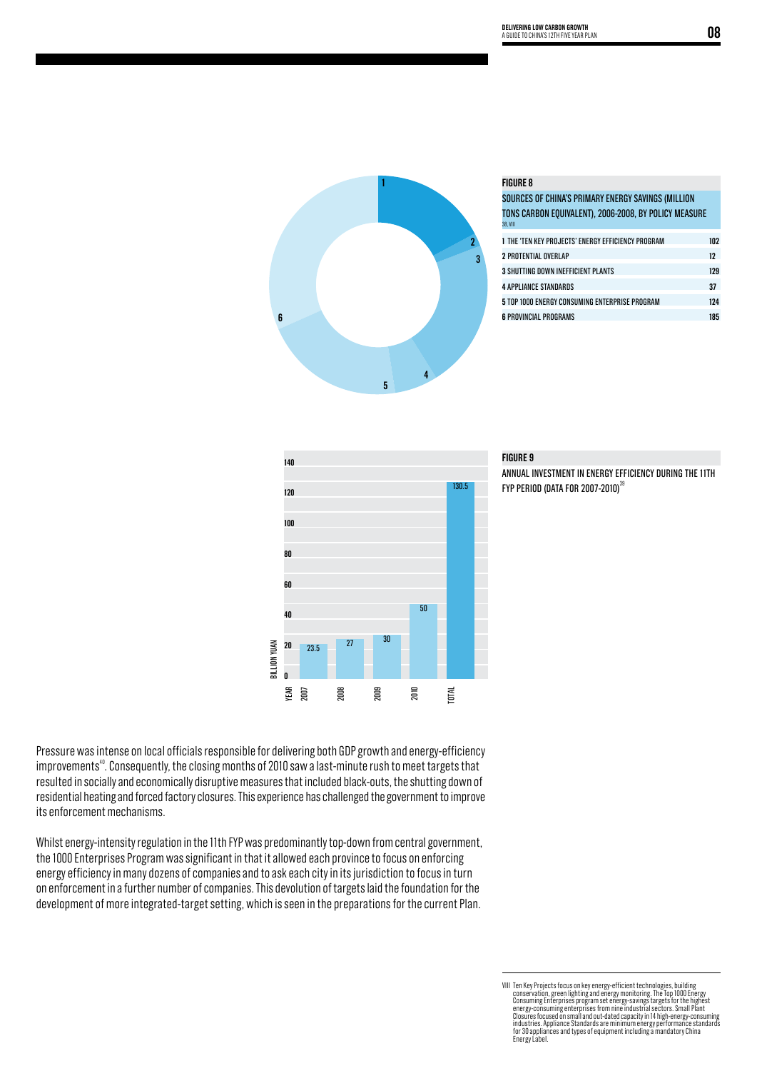**FIGURE 8**

SOURCES OF CHINA'S PRIMARY ENERGY SAVINGS (MILLION TONS CARBON EQUIVALENT), 2006-2008, BY POLICY MEASURE [38, VIII]

| Policy measure | Savings |
|---|---|
| 1 THE 'TEN KEY PROJECTS' ENERGY EFFICIENCY PROGRAM | 102 |
| 2 PROTENTIAL OVERLAP | 12 |
| 3 SHUTTING DOWN INEFFICIENT PLANTS | 129 |
| 4 APPLIANCE STANDARDS | 37 |
| 5 TOP 1000 ENERGY CONSUMING ENTERPRISE PROGRAM | 124 |
| 6 PROVINCIAL PROGRAMS | 185 |

**FIGURE 9**

ANNUAL INVESTMENT IN ENERGY EFFICIENCY DURING THE 11TH FYP PERIOD (DATA FOR 2007-2010)[39]

| YEAR | BILLION YUAN |
|---|---|
| 2007 | 23.5 |
| 2008 | 27 |
| 2009 | 30 |
| 2010 | 50 |
| TOTAL | 130.5 |

Pressure was intense on local officials responsible for delivering both GDP growth and energy-efficiency improvements[40]. Consequently, the closing months of 2010 saw a last-minute rush to meet targets that resulted in socially and economically disruptive measures that included black-outs, the shutting down of residential heating and forced factory closures. This experience has challenged the government to improve its enforcement mechanisms.

Whilst energy-intensity regulation in the 11th FYP was predominantly top-down from central government, the 1000 Enterprises Program was significant in that it allowed each province to focus on enforcing energy efficiency in many dozens of companies and to ask each city in its jurisdiction to focus in turn on enforcement in a further number of companies. This devolution of targets laid the foundation for the development of more integrated-target setting, which is seen in the preparations for the current Plan.

VIII Ten Key Projects focus on key energy-efficient technologies, building conservation, green lighting and energy monitoring. The Top 1000 Energy Consuming Enterprises program set energy-savings targets for the highest energy-consuming enterprises from nine industrial sectors. Small Plant Closures focused on small and out-dated capacity in 14 high-energy-consuming industries. Appliance Standards are minimum energy performance standards for 30 appliances and types of equipment including a mandatory China Energy Label.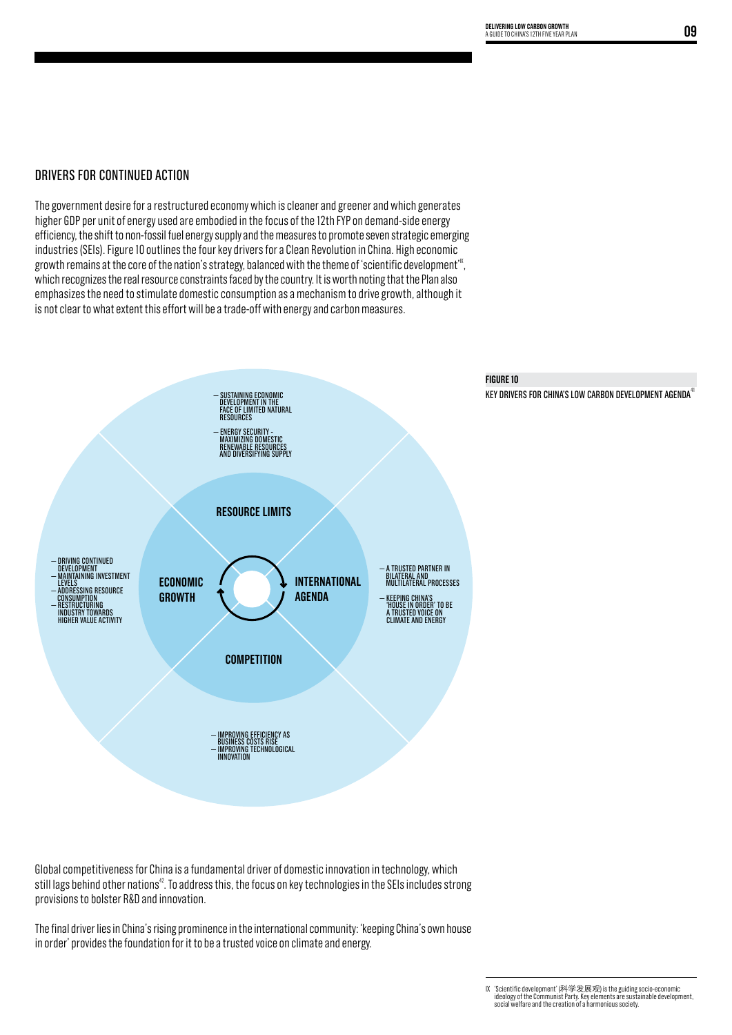## DRIVERS FOR CONTINUED ACTION

The government desire for a restructured economy which is cleaner and greener and which generates higher GDP per unit of energy used are embodied in the focus of the 12th FYP on demand-side energy efficiency, the shift to non-fossil fuel energy supply and the measures to promote seven strategic emerging industries (SEIs). Figure 10 outlines the four key drivers for a Clean Revolution in China. High economic growth remains at the core of the nation's strategy, balanced with the theme of 'scientific development'[IX], which recognizes the real resource constraints faced by the country. It is worth noting that the Plan also emphasizes the need to stimulate domestic consumption as a mechanism to drive growth, although it is not clear to what extent this effort will be a trade-off with energy and carbon measures.

**RESOURCE LIMITS**

- SUSTAINING ECONOMIC DEVELOPMENT IN THE FACE OF LIMITED NATURAL RESOURCES
- ENERGY SECURITY - MAXIMIZING DOMESTIC RENEWABLE RESOURCES AND DIVERSIFYING SUPPLY

**ECONOMIC GROWTH**

- DRIVING CONTINUED DEVELOPMENT
- MAINTAINING INVESTMENT LEVELS
- ADDRESSING RESOURCE CONSUMPTION
- RESTRUCTURING INDUSTRY TOWARDS HIGHER VALUE ACTIVITY

**INTERNATIONAL AGENDA**

- A TRUSTED PARTNER IN BILATERAL AND MULTILATERAL PROCESSES
- KEEPING CHINA'S 'HOUSE IN ORDER' TO BE A TRUSTED VOICE ON CLIMATE AND ENERGY

**COMPETITION**

- IMPROVING EFFICIENCY AS BUSINESS COSTS RISE
- IMPROVING TECHNOLOGICAL INNOVATION

**FIGURE 10**

KEY DRIVERS FOR CHINA'S LOW CARBON DEVELOPMENT AGENDA[41]

Global competitiveness for China is a fundamental driver of domestic innovation in technology, which still lags behind other nations[42]. To address this, the focus on key technologies in the SEIs includes strong provisions to bolster R&D and innovation.

The final driver lies in China's rising prominence in the international community: 'keeping China's own house in order' provides the foundation for it to be a trusted voice on climate and energy.

IX 'Scientific development' (科学发展观) is the guiding socio-economic ideology of the Communist Party. Key elements are sustainable development, social welfare and the creation of a harmonious society.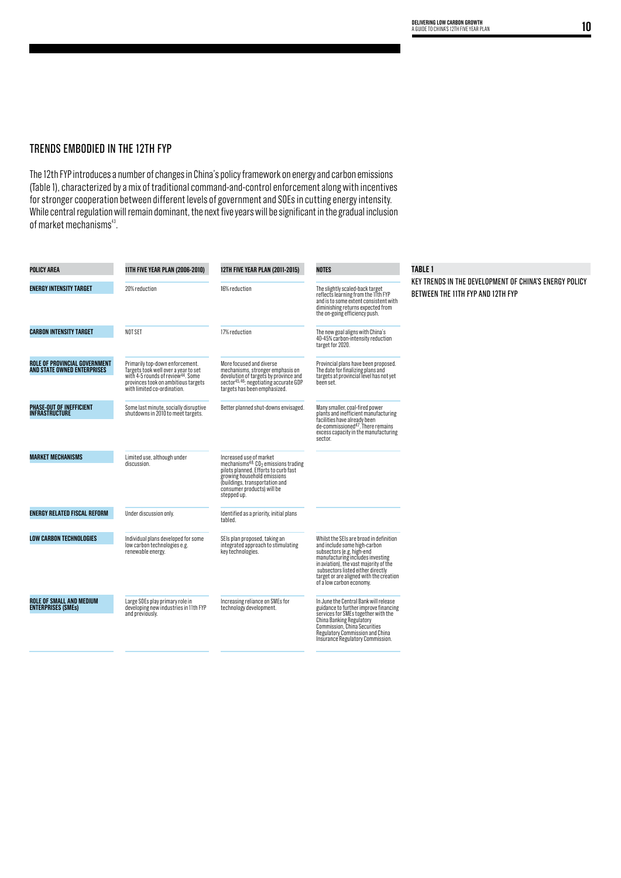## TRENDS EMBODIED IN THE 12TH FYP

The 12th FYP introduces a number of changes in China's policy framework on energy and carbon emissions (Table 1), characterized by a mix of traditional command-and-control enforcement along with incentives for stronger cooperation between different levels of government and SOEs in cutting energy intensity. While central regulation will remain dominant, the next five years will be significant in the gradual inclusion of market mechanisms[43].

**TABLE 1**

KEY TRENDS IN THE DEVELOPMENT OF CHINA'S ENERGY POLICY BETWEEN THE 11TH FYP AND 12TH FYP

| POLICY AREA | 11TH FIVE YEAR PLAN (2006-2010) | 12TH FIVE YEAR PLAN (2011-2015) | NOTES |
|---|---|---|---|
| **ENERGY INTENSITY TARGET** | 20% reduction | 16% reduction | The slightly scaled-back target reflects learning from the 11th FYP and is to some extent consistent with diminishing returns expected from the on-going efficiency push. |
| **CARBON INTENSITY TARGET** | NOT SET | 17% reduction | The new goal aligns with China's 40-45% carbon-intensity reduction target for 2020. |
| **ROLE OF PROVINCIAL GOVERNMENT AND STATE OWNED ENTERPRISES** | Primarily top-down enforcement. Targets took well over a year to set with 4-5 rounds of review[44]. Some provinces took on ambitious targets with limited co-ordination. | More focused and diverse mechanisms, stronger emphasis on devolution of targets by province and sector[45,46]; negotiating accurate GDP targets has been emphasized. | Provincial plans have been proposed. The date for finalizing plans and targets at provincial level has not yet been set. |
| **PHASE-OUT OF INEFFICIENT INFRASTRUCTURE** | Some last minute, socially disruptive shutdowns in 2010 to meet targets. | Better planned shut-downs envisaged. | Many smaller, coal-fired power plants and inefficient manufacturing facilities have already been de-commissioned[47]. There remains excess capacity in the manufacturing sector. |
| **MARKET MECHANISMS** | Limited use, although under discussion. | Increased use of market mechanisms[48]. $CO_2$ emissions trading pilots planned. Efforts to curb fast growing household emissions (buildings, transportation and consumer products) will be stepped up. | |
| **ENERGY RELATED FISCAL REFORM** | Under discussion only. | Identified as a priority, initial plans tabled. | |
| **LOW CARBON TECHNOLOGIES** | Individual plans developed for some low carbon technologies e.g. renewable energy. | SEIs plan proposed, taking an integrated approach to stimulating key technologies. | Whilst the SEIs are broad in definition and include some high-carbon subsectors (e.g. high-end manufacturing includes investing in aviation), the vast majority of the subsectors listed either directly target or are aligned with the creation of a low carbon economy. |
| **ROLE OF SMALL AND MEDIUM ENTERPRISES (SMEs)** | Large SOEs play primary role in developing new industries in 11th FYP and previously. | Increasing reliance on SMEs for technology development. | In June the Central Bank will release guidance to further improve financing services for SMEs together with the China Banking Regulatory Commission, China Securities Regulatory Commission and China Insurance Regulatory Commission. |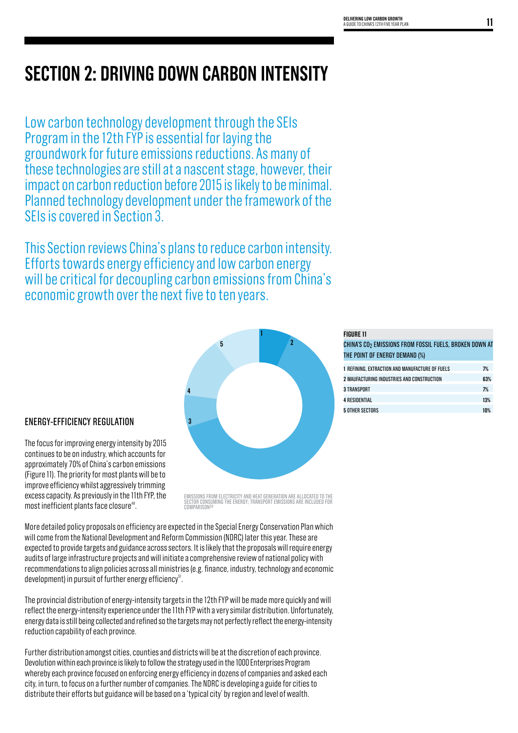# SECTION 2: DRIVING DOWN CARBON INTENSITY

Low carbon technology development through the SEIs Program in the 12th FYP is essential for laying the groundwork for future emissions reductions. As many of these technologies are still at a nascent stage, however, their impact on carbon reduction before 2015 is likely to be minimal. Planned technology development under the framework of the SEIs is covered in Section 3.

This Section reviews China's plans to reduce carbon intensity. Efforts towards energy efficiency and low carbon energy will be critical for decoupling carbon emissions from China's economic growth over the next five to ten years.

## ENERGY-EFFICIENCY REGULATION

The focus for improving energy intensity by 2015 continues to be on industry, which accounts for approximately 70% of China's carbon emissions (Figure 11). The priority for most plants will be to improve efficiency whilst aggressively trimming excess capacity. As previously in the 11th FYP, the most inefficient plants face closure[49].

**FIGURE 11**

CHINA'S $CO_2$ EMISSIONS FROM FOSSIL FUELS, BROKEN DOWN AT THE POINT OF ENERGY DEMAND (%)

| Sector | % |
|---|---|
| 1 REFINING, EXTRACTION AND MANUFACTURE OF FUELS | 7% |
| 2 MAUFACTURING INDUSTRIES AND CONSTRUCTION | 63% |
| 3 TRANSPORT | 7% |
| 4 RESIDENTIAL | 13% |
| 5 OTHER SECTORS | 10% |

EMISSIONS FROM ELECTRICITY AND HEAT GENERATION ARE ALLOCATED TO THE SECTOR CONSUMING THE ENERGY; TRANSPORT EMISSIONS ARE INCLUDED FOR COMPARISON[50]

More detailed policy proposals on efficiency are expected in the Special Energy Conservation Plan which will come from the National Development and Reform Commission (NDRC) later this year. These are expected to provide targets and guidance across sectors. It is likely that the proposals will require energy audits of large infrastructure projects and will initiate a comprehensive review of national policy with recommendations to align policies across all ministries (e.g. finance, industry, technology and economic development) in pursuit of further energy efficiency[51].

The provincial distribution of energy-intensity targets in the 12th FYP will be made more quickly and will reflect the energy-intensity experience under the 11th FYP with a very similar distribution. Unfortunately, energy data is still being collected and refined so the targets may not perfectly reflect the energy-intensity reduction capability of each province.

Further distribution amongst cities, counties and districts will be at the discretion of each province. Devolution within each province is likely to follow the strategy used in the 1000 Enterprises Program whereby each province focused on enforcing energy efficiency in dozens of companies and asked each city, in turn, to focus on a further number of companies. The NDRC is developing a guide for cities to distribute their efforts but guidance will be based on a 'typical city' by region and level of wealth.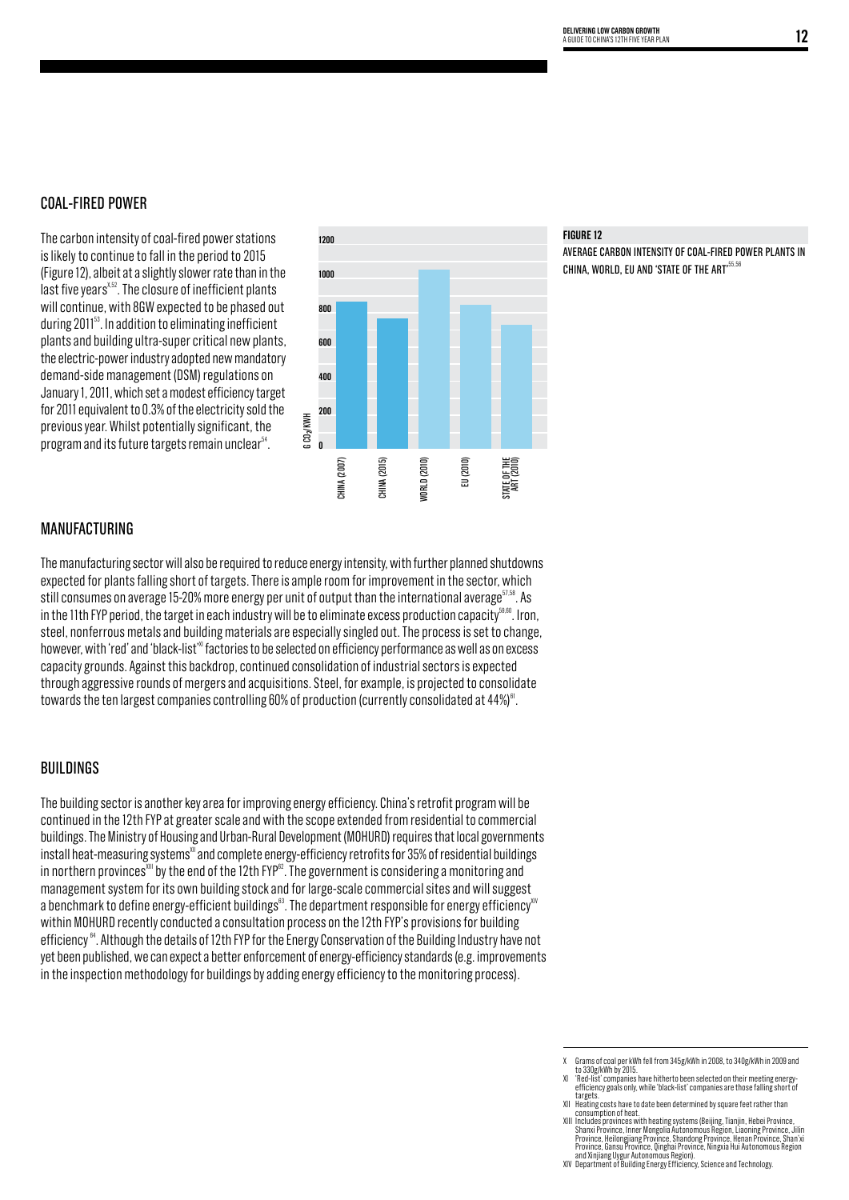## COAL-FIRED POWER

The carbon intensity of coal-fired power stations is likely to continue to fall in the period to 2015 (Figure 12), albeit at a slightly slower rate than in the last five years[X,52]. The closure of inefficient plants will continue, with 8GW expected to be phased out during 2011[53]. In addition to eliminating inefficient plants and building ultra-super critical new plants, the electric-power industry adopted new mandatory demand-side management (DSM) regulations on January 1, 2011, which set a modest efficiency target for 2011 equivalent to 0.3% of the electricity sold the previous year. Whilst potentially significant, the program and its future targets remain unclear[54].

**FIGURE 12**

AVERAGE CARBON INTENSITY OF COAL-FIRED POWER PLANTS IN CHINA, WORLD, EU AND 'STATE OF THE ART'[55,56]

## MANUFACTURING

The manufacturing sector will also be required to reduce energy intensity, with further planned shutdowns expected for plants falling short of targets. There is ample room for improvement in the sector, which still consumes on average 15-20% more energy per unit of output than the international average[57,58]. As in the 11th FYP period, the target in each industry will be to eliminate excess production capacity[59,60]. Iron, steel, nonferrous metals and building materials are especially singled out. The process is set to change, however, with 'red' and 'black-list'[XI] factories to be selected on efficiency performance as well as on excess capacity grounds. Against this backdrop, continued consolidation of industrial sectors is expected through aggressive rounds of mergers and acquisitions. Steel, for example, is projected to consolidate towards the ten largest companies controlling 60% of production (currently consolidated at 44%)[61].

## BUILDINGS

The building sector is another key area for improving energy efficiency. China's retrofit program will be continued in the 12th FYP at greater scale and with the scope extended from residential to commercial buildings. The Ministry of Housing and Urban-Rural Development (MOHURD) requires that local governments install heat-measuring systems[XII] and complete energy-efficiency retrofits for 35% of residential buildings in northern provinces[XIII] by the end of the 12th FYP[62]. The government is considering a monitoring and management system for its own building stock and for large-scale commercial sites and will suggest a benchmark to define energy-efficient buildings[63]. The department responsible for energy efficiency[XIV] within MOHURD recently conducted a consultation process on the 12th FYP's provisions for building efficiency[64]. Although the details of 12th FYP for the Energy Conservation of the Building Industry have not yet been published, we can expect a better enforcement of energy-efficiency standards (e.g. improvements in the inspection methodology for buildings by adding energy efficiency to the monitoring process).

---

X Grams of coal per kWh fell from 345g/kWh in 2008, to 340g/kWh in 2009 and to 330g/kWh by 2015.

XI 'Red-list' companies have hitherto been selected on their meeting energy-efficiency goals only, while 'black-list' companies are those falling short of targets.

XII Heating costs have to date been determined by square feet rather than consumption of heat.

XIII Includes provinces with heating systems (Beijing, Tianjin, Hebei Province, Shanxi Province, Inner Mongolia Autonomous Region, Liaoning Province, Jilin Province, Heilongjiang Province, Shandong Province, Henan Province, Shan'xi Province, Gansu Province, Qinghai Province, Ningxia Hui Autonomous Region and Xinjiang Uygur Autonomous Region).

XIV Department of Building Energy Efficiency, Science and Technology.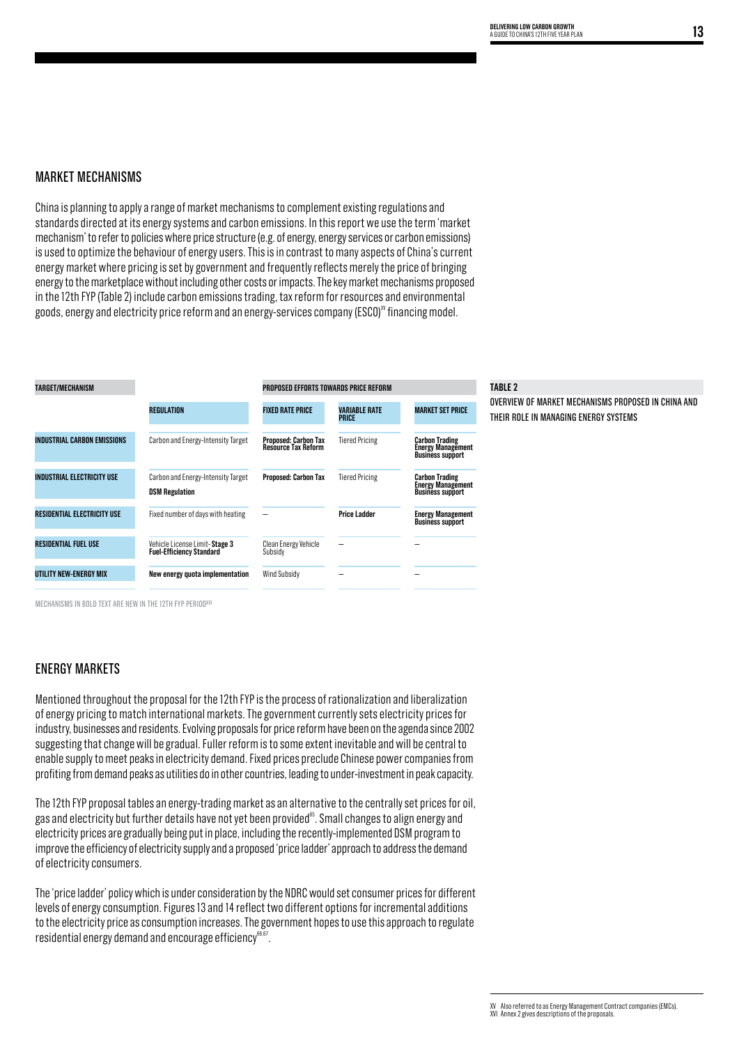## MARKET MECHANISMS

China is planning to apply a range of market mechanisms to complement existing regulations and standards directed at its energy systems and carbon emissions. In this report we use the term 'market mechanism' to refer to policies where price structure (e.g. of energy, energy services or carbon emissions) is used to optimize the behaviour of energy users. This is in contrast to many aspects of China's current energy market where pricing is set by government and frequently reflects merely the price of bringing energy to the marketplace without including other costs or impacts. The key market mechanisms proposed in the 12th FYP (Table 2) include carbon emissions trading, tax reform for resources and environmental goods, energy and electricity price reform and an energy-services company (ESCO)[XV] financing model.

**TABLE 2**

OVERVIEW OF MARKET MECHANISMS PROPOSED IN CHINA AND THEIR ROLE IN MANAGING ENERGY SYSTEMS

| TARGET/MECHANISM | | PROPOSED EFFORTS TOWARDS PRICE REFORM | | |
|---|---|---|---|---|
| | REGULATION | FIXED RATE PRICE | VARIABLE RATE PRICE | MARKET SET PRICE |
| INDUSTRIAL CARBON EMISSIONS | Carbon and Energy-Intensity Target | **Proposed: Carbon Tax Resource Tax Reform** | Tiered Pricing | **Carbon Trading Energy Management Business support** |
| INDUSTRIAL ELECTRICITY USE | Carbon and Energy-Intensity Target **DSM Regulation** | **Proposed: Carbon Tax** | Tiered Pricing | **Carbon Trading Energy Management Business support** |
| RESIDENTIAL ELECTRICITY USE | Fixed number of days with heating | – | **Price Ladder** | **Energy Management Business support** |
| RESIDENTIAL FUEL USE | Vehicle License Limit- **Stage 3 Fuel-Efficiency Standard** | Clean Energy Vehicle Subsidy | – | – |
| UTILITY NEW-ENERGY MIX | **New energy quota implementation** | Wind Subsidy | – | – |

MECHANISMS IN BOLD TEXT ARE NEW IN THE 12TH FYP PERIOD[XVI]

## ENERGY MARKETS

Mentioned throughout the proposal for the 12th FYP is the process of rationalization and liberalization of energy pricing to match international markets. The government currently sets electricity prices for industry, businesses and residents. Evolving proposals for price reform have been on the agenda since 2002 suggesting that change will be gradual. Fuller reform is to some extent inevitable and will be central to enable supply to meet peaks in electricity demand. Fixed prices preclude Chinese power companies from profiting from demand peaks as utilities do in other countries, leading to under-investment in peak capacity.

The 12th FYP proposal tables an energy-trading market as an alternative to the centrally set prices for oil, gas and electricity but further details have not yet been provided[65]. Small changes to align energy and electricity prices are gradually being put in place, including the recently-implemented DSM program to improve the efficiency of electricity supply and a proposed 'price ladder' approach to address the demand of electricity consumers.

The 'price ladder' policy which is under consideration by the NDRC would set consumer prices for different levels of energy consumption. Figures 13 and 14 reflect two different options for incremental additions to the electricity price as consumption increases. The government hopes to use this approach to regulate residential energy demand and encourage efficiency[66,67].

XV Also referred to as Energy Management Contract companies (EMCs).
XVI Annex 2 gives descriptions of the proposals.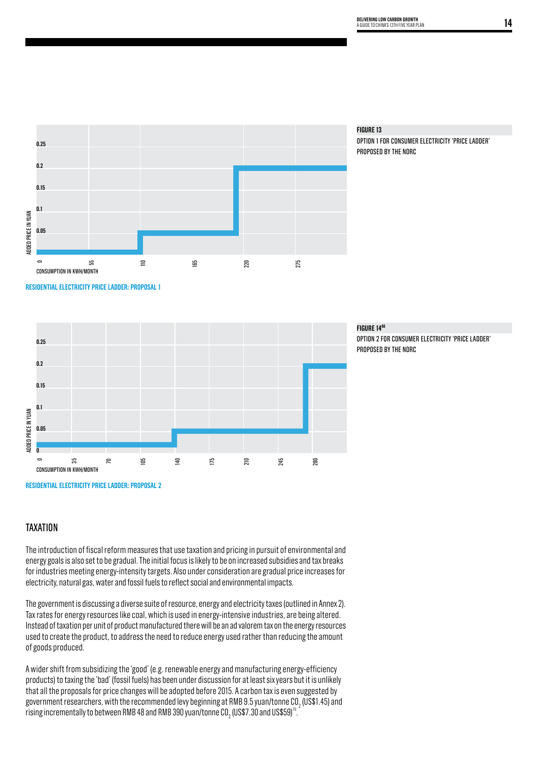FIGURE 13

OPTION 1 FOR CONSUMER ELECTRICITY 'PRICE LADDER' PROPOSED BY THE NDRC

RESIDENTIAL ELECTRICITY PRICE LADDER: PROPOSAL 1

FIGURE 14[69]

OPTION 2 FOR CONSUMER ELECTRICITY 'PRICE LADDER' PROPOSED BY THE NDRC

RESIDENTIAL ELECTRICITY PRICE LADDER: PROPOSAL 2

## TAXATION

The introduction of fiscal reform measures that use taxation and pricing in pursuit of environmental and energy goals is also set to be gradual. The initial focus is likely to be on increased subsidies and tax breaks for industries meeting energy-intensity targets. Also under consideration are gradual price increases for electricity, natural gas, water and fossil fuels to reflect social and environmental impacts.

The government is discussing a diverse suite of resource, energy and electricity taxes (outlined in Annex 2). Tax rates for energy resources like coal, which is used in energy-intensive industries, are being altered. Instead of taxation per unit of product manufactured there will be an ad valorem tax on the energy resources used to create the product, to address the need to reduce energy used rather than reducing the amount of goods produced.

A wider shift from subsidizing the 'good' (e.g. renewable energy and manufacturing energy-efficiency products) to taxing the 'bad' (fossil fuels) has been under discussion for at least six years but it is unlikely that all the proposals for price changes will be adopted before 2015. A carbon tax is even suggested by government researchers, with the recommended levy beginning at RMB 9.5 yuan/tonne $CO_2$ (US$1.45) and rising incrementally to between RMB 48 and RMB 390 yuan/tonne $CO_2$ (US$7.30 and US$59)[70].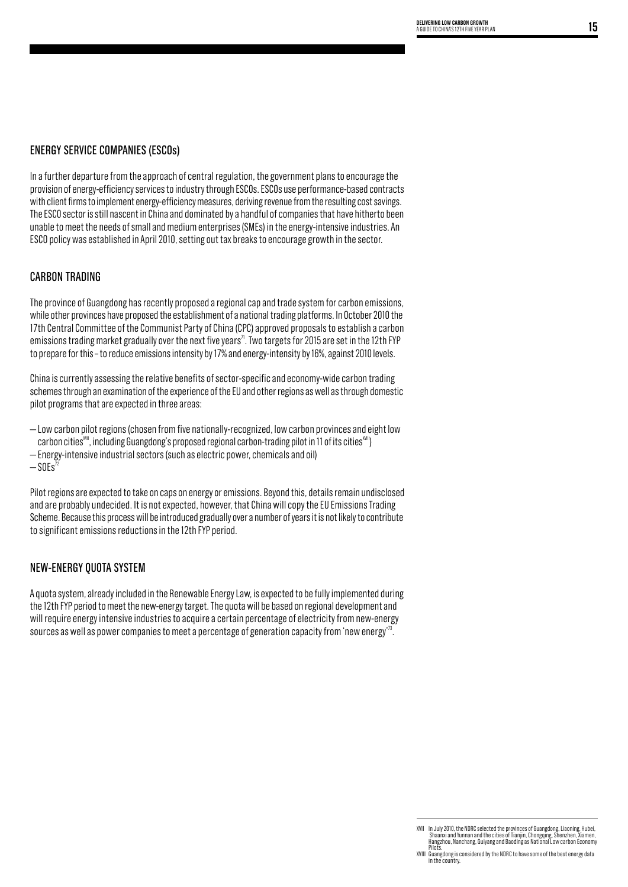## ENERGY SERVICE COMPANIES (ESCOs)

In a further departure from the approach of central regulation, the government plans to encourage the provision of energy-efficiency services to industry through ESCOs. ESCOs use performance-based contracts with client firms to implement energy-efficiency measures, deriving revenue from the resulting cost savings. The ESCO sector is still nascent in China and dominated by a handful of companies that have hitherto been unable to meet the needs of small and medium enterprises (SMEs) in the energy-intensive industries. An ESCO policy was established in April 2010, setting out tax breaks to encourage growth in the sector.

## CARBON TRADING

The province of Guangdong has recently proposed a regional cap and trade system for carbon emissions, while other provinces have proposed the establishment of a national trading platforms. In October 2010 the 17th Central Committee of the Communist Party of China (CPC) approved proposals to establish a carbon emissions trading market gradually over the next five years[71]. Two targets for 2015 are set in the 12th FYP to prepare for this – to reduce emissions intensity by 17% and energy-intensity by 16%, against 2010 levels.

China is currently assessing the relative benefits of sector-specific and economy-wide carbon trading schemes through an examination of the experience of the EU and other regions as well as through domestic pilot programs that are expected in three areas:

- Low carbon pilot regions (chosen from five nationally-recognized, low carbon provinces and eight low carbon cities[XVII], including Guangdong's proposed regional carbon-trading pilot in 11 of its cities[XVIII])
- Energy-intensive industrial sectors (such as electric power, chemicals and oil)
- SOEs[72]

Pilot regions are expected to take on caps on energy or emissions. Beyond this, details remain undisclosed and are probably undecided. It is not expected, however, that China will copy the EU Emissions Trading Scheme. Because this process will be introduced gradually over a number of years it is not likely to contribute to significant emissions reductions in the 12th FYP period.

## NEW-ENERGY QUOTA SYSTEM

A quota system, already included in the Renewable Energy Law, is expected to be fully implemented during the 12th FYP period to meet the new-energy target. The quota will be based on regional development and will require energy intensive industries to acquire a certain percentage of electricity from new-energy sources as well as power companies to meet a percentage of generation capacity from 'new energy'[73].

---

XVII In July 2010, the NDRC selected the provinces of Guangdong, Liaoning, Hubei, Shaanxi and Yunnan and the cities of Tianjin, Chongqing, Shenzhen, Xiamen, Hangzhou, Nanchang, Guiyang and Baoding as National Low carbon Economy Pilots.

XVIII Guangdong is considered by the NDRC to have some of the best energy data in the country.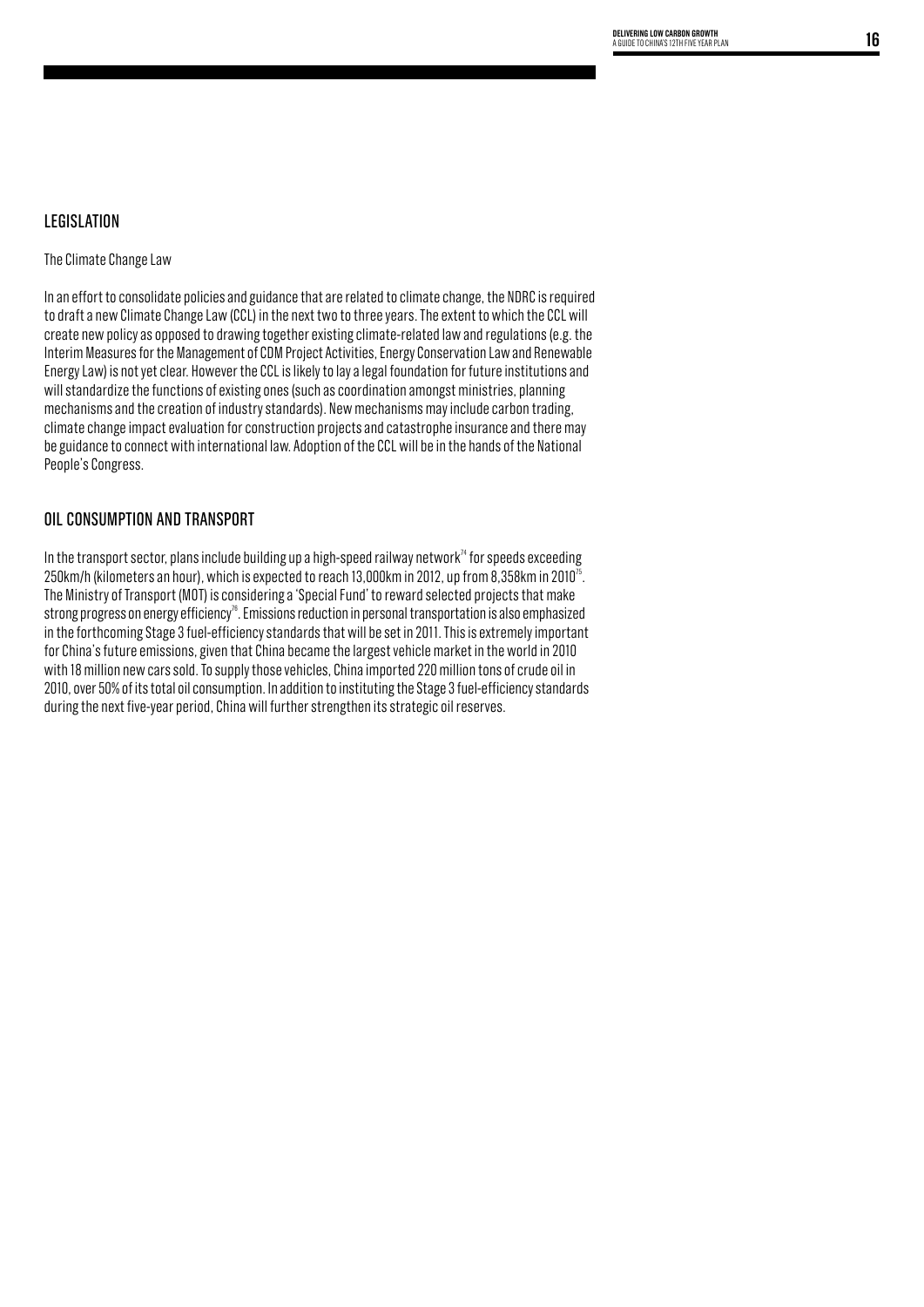## LEGISLATION

### The Climate Change Law

In an effort to consolidate policies and guidance that are related to climate change, the NDRC is required to draft a new Climate Change Law (CCL) in the next two to three years. The extent to which the CCL will create new policy as opposed to drawing together existing climate-related law and regulations (e.g. the Interim Measures for the Management of CDM Project Activities, Energy Conservation Law and Renewable Energy Law) is not yet clear. However the CCL is likely to lay a legal foundation for future institutions and will standardize the functions of existing ones (such as coordination amongst ministries, planning mechanisms and the creation of industry standards). New mechanisms may include carbon trading, climate change impact evaluation for construction projects and catastrophe insurance and there may be guidance to connect with international law. Adoption of the CCL will be in the hands of the National People's Congress.

## OIL CONSUMPTION AND TRANSPORT

In the transport sector, plans include building up a high-speed railway network[74] for speeds exceeding 250km/h (kilometers an hour), which is expected to reach 13,000km in 2012, up from 8,358km in 2010[75]. The Ministry of Transport (MOT) is considering a 'Special Fund' to reward selected projects that make strong progress on energy efficiency[76]. Emissions reduction in personal transportation is also emphasized in the forthcoming Stage 3 fuel-efficiency standards that will be set in 2011. This is extremely important for China's future emissions, given that China became the largest vehicle market in the world in 2010 with 18 million new cars sold. To supply those vehicles, China imported 220 million tons of crude oil in 2010, over 50% of its total oil consumption. In addition to instituting the Stage 3 fuel-efficiency standards during the next five-year period, China will further strengthen its strategic oil reserves.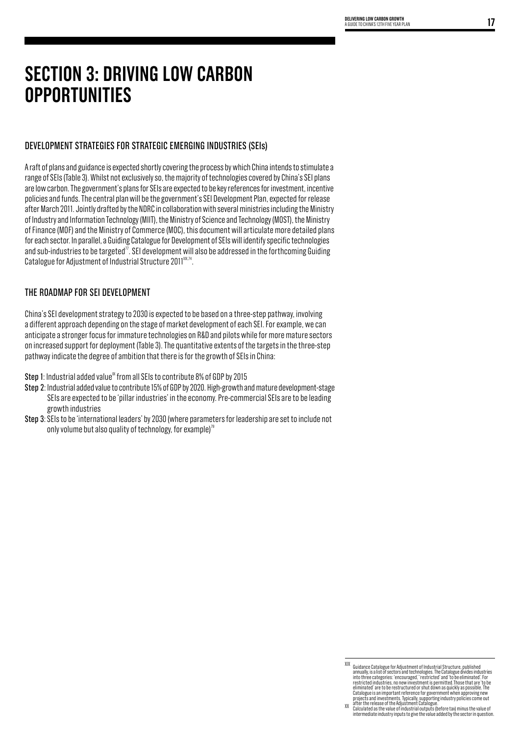# SECTION 3: DRIVING LOW CARBON OPPORTUNITIES

## DEVELOPMENT STRATEGIES FOR STRATEGIC EMERGING INDUSTRIES (SEIs)

A raft of plans and guidance is expected shortly covering the process by which China intends to stimulate a range of SEIs (Table 3). Whilst not exclusively so, the majority of technologies covered by China's SEI plans are low carbon. The government's plans for SEIs are expected to be key references for investment, incentive policies and funds. The central plan will be the government's SEI Development Plan, expected for release after March 2011. Jointly drafted by the NDRC in collaboration with several ministries including the Ministry of Industry and Information Technology (MIIT), the Ministry of Science and Technology (MOST), the Ministry of Finance (MOF) and the Ministry of Commerce (MOC), this document will articulate more detailed plans for each sector. In parallel, a Guiding Catalogue for Development of SEIs will identify specific technologies and sub-industries to be targeted[77]. SEI development will also be addressed in the forthcoming Guiding Catalogue for Adjustment of Industrial Structure 2011[XIX,74].

## THE ROADMAP FOR SEI DEVELOPMENT

China's SEI development strategy to 2030 is expected to be based on a three-step pathway, involving a different approach depending on the stage of market development of each SEI. For example, we can anticipate a stronger focus for immature technologies on R&D and pilots while for more mature sectors on increased support for deployment (Table 3). The quantitative extents of the targets in the three-step pathway indicate the degree of ambition that there is for the growth of SEIs in China:

**Step 1**: Industrial added value[XX] from all SEIs to contribute 8% of GDP by 2015

**Step 2**: Industrial added value to contribute 15% of GDP by 2020. High-growth and mature development-stage SEIs are expected to be 'pillar industries' in the economy. Pre-commercial SEIs are to be leading growth industries

**Step 3**: SEIs to be 'international leaders' by 2030 (where parameters for leadership are set to include not only volume but also quality of technology, for example)[79]

---

XIX Guidance Catalogue for Adjustment of Industrial Structure, published annually, is a list of sectors and technologies. The Catalogue divides industries into three categories: 'encouraged,' 'restricted' and 'to be eliminated'. For restricted industries, no new investment is permitted. Those that are 'to be eliminated' are to be restructured or shut down as quickly as possible. The Catalogue is an important reference for government when approving new projects and investments. Typically, supporting industry policies come out after the release of the Adjustment Catalogue.

XX Calculated as the value of industrial outputs (before tax) minus the value of intermediate industry inputs to give the value added by the sector in question.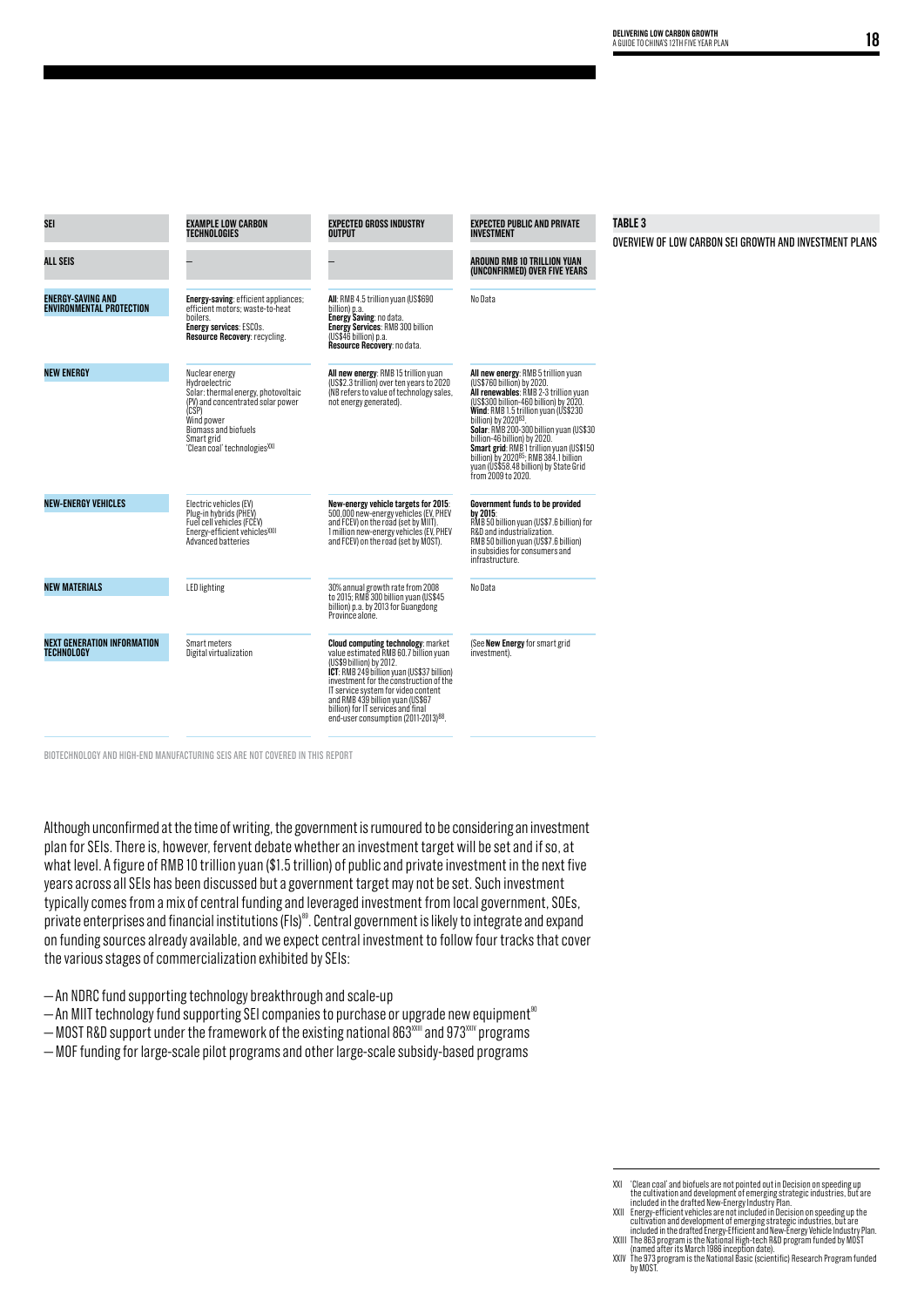**TABLE 3**

OVERVIEW OF LOW CARBON SEI GROWTH AND INVESTMENT PLANS

| SEI | EXAMPLE LOW CARBON TECHNOLOGIES | EXPECTED GROSS INDUSTRY OUTPUT | EXPECTED PUBLIC AND PRIVATE INVESTMENT |
|---|---|---|---|
| ALL SEIS | – | – | AROUND RMB 10 TRILLION YUAN (UNCONFIRMED) OVER FIVE YEARS |
| ENERGY-SAVING AND ENVIRONMENTAL PROTECTION | **Energy-saving**: efficient appliances; efficient motors; waste-to-heat boilers. **Energy services**: ESCOs. **Resource Recovery**: recycling. | **All**: RMB 4.5 trillion yuan (US$690 billion) p.a. **Energy Saving**: no data. **Energy Services**: RMB 300 billion (US$46 billion) p.a. **Resource Recovery**: no data. | No Data |
| NEW ENERGY | Nuclear energy<br>Hydroelectric<br>Solar: thermal energy, photovoltaic (PV) and concentrated solar power (CSP)<br>Wind power<br>Biomass and biofuels<br>Smart grid<br>'Clean coal' technologies[XXI] | **All new energy**: RMB 15 trillion yuan (US$2.3 trillion) over ten years to 2020 (NB refers to value of technology sales, not energy generated). | **All new energy**: RMB 5 trillion yuan (US$760 billion) by 2020. **All renewables**: RMB 2-3 trillion yuan (US$300 billion-460 billion) by 2020. **Wind**: RMB 1.5 trillion yuan (US$230 billion) by 2020[83]. **Solar**: RMB 200-300 billion yuan (US$30 billion-46 billion) by 2020. **Smart grid**: RMB 1 trillion yuan (US$150 billion) by 2020[85]; RMB 384.1 billion yuan (US$58.48 billion) by State Grid from 2009 to 2020. |
| NEW-ENERGY VEHICLES | Electric vehicles (EV)<br>Plug-in hybrids (PHEV)<br>Fuel cell vehicles (FCEV)<br>Energy-efficient vehicles[XXII]<br>Advanced batteries | **New-energy vehicle targets for 2015**: 500,000 new-energy vehicles (EV, PHEV and FCEV) on the road (set by MIIT). 1 million new-energy vehicles (EV, PHEV and FCEV) on the road (set by MOST). | **Government funds to be provided by 2015**: RMB 50 billion yuan (US$7.6 billion) for R&D and industrialization. RMB 50 billion yuan (US$7.6 billion) in subsidies for consumers and infrastructure. |
| NEW MATERIALS | LED lighting | 30% annual growth rate from 2008 to 2015; RMB 300 billion yuan (US$45 billion) p.a. by 2013 for Guangdong Province alone. | No Data |
| NEXT GENERATION INFORMATION TECHNOLOGY | Smart meters<br>Digital virtualization | **Cloud computing technology**: market value estimated RMB 60.7 billion yuan (US$9 billion) by 2012. **ICT**: RMB 249 billion yuan (US$37 billion) investment for the construction of the IT service system for video content and RMB 439 billion yuan (US$67 billion) for IT services and final end-user consumption (2011-2013)[88]. | (See **New Energy** for smart grid investment). |

BIOTECHNOLOGY AND HIGH-END MANUFACTURING SEIS ARE NOT COVERED IN THIS REPORT

Although unconfirmed at the time of writing, the government is rumoured to be considering an investment plan for SEIs. There is, however, fervent debate whether an investment target will be set and if so, at what level. A figure of RMB 10 trillion yuan ($1.5 trillion) of public and private investment in the next five years across all SEIs has been discussed but a government target may not be set. Such investment typically comes from a mix of central funding and leveraged investment from local government, SOEs, private enterprises and financial institutions (FIs)[89]. Central government is likely to integrate and expand on funding sources already available, and we expect central investment to follow four tracks that cover the various stages of commercialization exhibited by SEIs:

— An NDRC fund supporting technology breakthrough and scale-up
— An MIIT technology fund supporting SEI companies to purchase or upgrade new equipment[90]
— MOST R&D support under the framework of the existing national 863[XXIII] and 973[XXIV] programs
— MOF funding for large-scale pilot programs and other large-scale subsidy-based programs

XXI 'Clean coal' and biofuels are not pointed out in Decision on speeding up the cultivation and development of emerging strategic industries, but are included in the drafted New-Energy Industry Plan.

XXII Energy-efficient vehicles are not included in Decision on speeding up the cultivation and development of emerging strategic industries, but are included in the drafted Energy-Efficient and New-Energy Vehicle Industry Plan.

XXIII The 863 program is the National High-tech R&D program funded by MOST (named after its March 1986 inception date).

XXIV The 973 program is the National Basic (scientific) Research Program funded by MOST.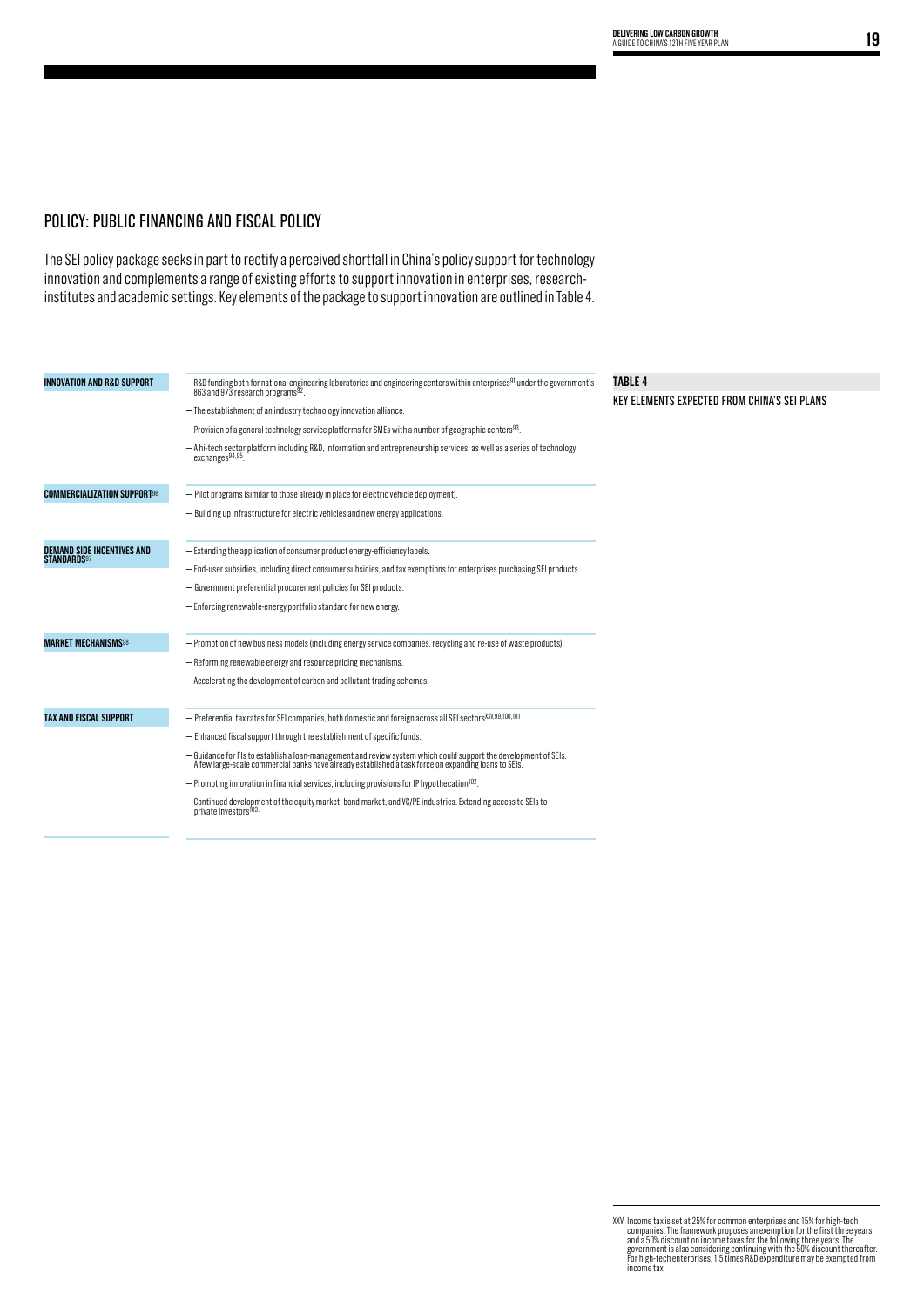## POLICY: PUBLIC FINANCING AND FISCAL POLICY

The SEI policy package seeks in part to rectify a perceived shortfall in China's policy support for technology innovation and complements a range of existing efforts to support innovation in enterprises, research-institutes and academic settings. Key elements of the package to support innovation are outlined in Table 4.

**TABLE 4**
KEY ELEMENTS EXPECTED FROM CHINA'S SEI PLANS

| | |
|---|---|
| **INNOVATION AND R&D SUPPORT** | — R&D funding both for national engineering laboratories and engineering centers within enterprises[91] under the government's 863 and 973 research programs[92].<br>— The establishment of an industry technology innovation alliance.<br>— Provision of a general technology service platforms for SMEs with a number of geographic centers[93].<br>— A hi-tech sector platform including R&D, information and entrepreneurship services, as well as a series of technology exchanges[94,95]. |
| **COMMERCIALIZATION SUPPORT[96]** | — Pilot programs (similar to those already in place for electric vehicle deployment).<br>— Building up infrastructure for electric vehicles and new energy applications. |
| **DEMAND SIDE INCENTIVES AND STANDARDS[97]** | — Extending the application of consumer product energy-efficiency labels.<br>— End-user subsidies, including direct consumer subsidies, and tax exemptions for enterprises purchasing SEI products.<br>— Government preferential procurement policies for SEI products.<br>— Enforcing renewable-energy portfolio standard for new energy. |
| **MARKET MECHANISMS[98]** | — Promotion of new business models (including energy service companies, recycling and re-use of waste products).<br>— Reforming renewable energy and resource pricing mechanisms.<br>— Accelerating the development of carbon and pollutant trading schemes. |
| **TAX AND FISCAL SUPPORT** | — Preferential tax rates for SEI companies, both domestic and foreign across all SEI sectors[XXV,99,100,101].<br>— Enhanced fiscal support through the establishment of specific funds.<br>— Guidance for FIs to establish a loan-management and review system which could support the development of SEIs. A few large-scale commercial banks have already established a task force on expanding loans to SEIs.<br>— Promoting innovation in financial services, including provisions for IP hypothecation[102].<br>— Continued development of the equity market, bond market, and VC/PE industries. Extending access to SEIs to private investors[103]. |

XXV Income tax is set at 25% for common enterprises and 15% for high-tech companies. The framework proposes an exemption for the first three years and a 50% discount on income taxes for the following three years. The government is also considering continuing with the 50% discount thereafter. For high-tech enterprises, 1.5 times R&D expenditure may be exempted from income tax.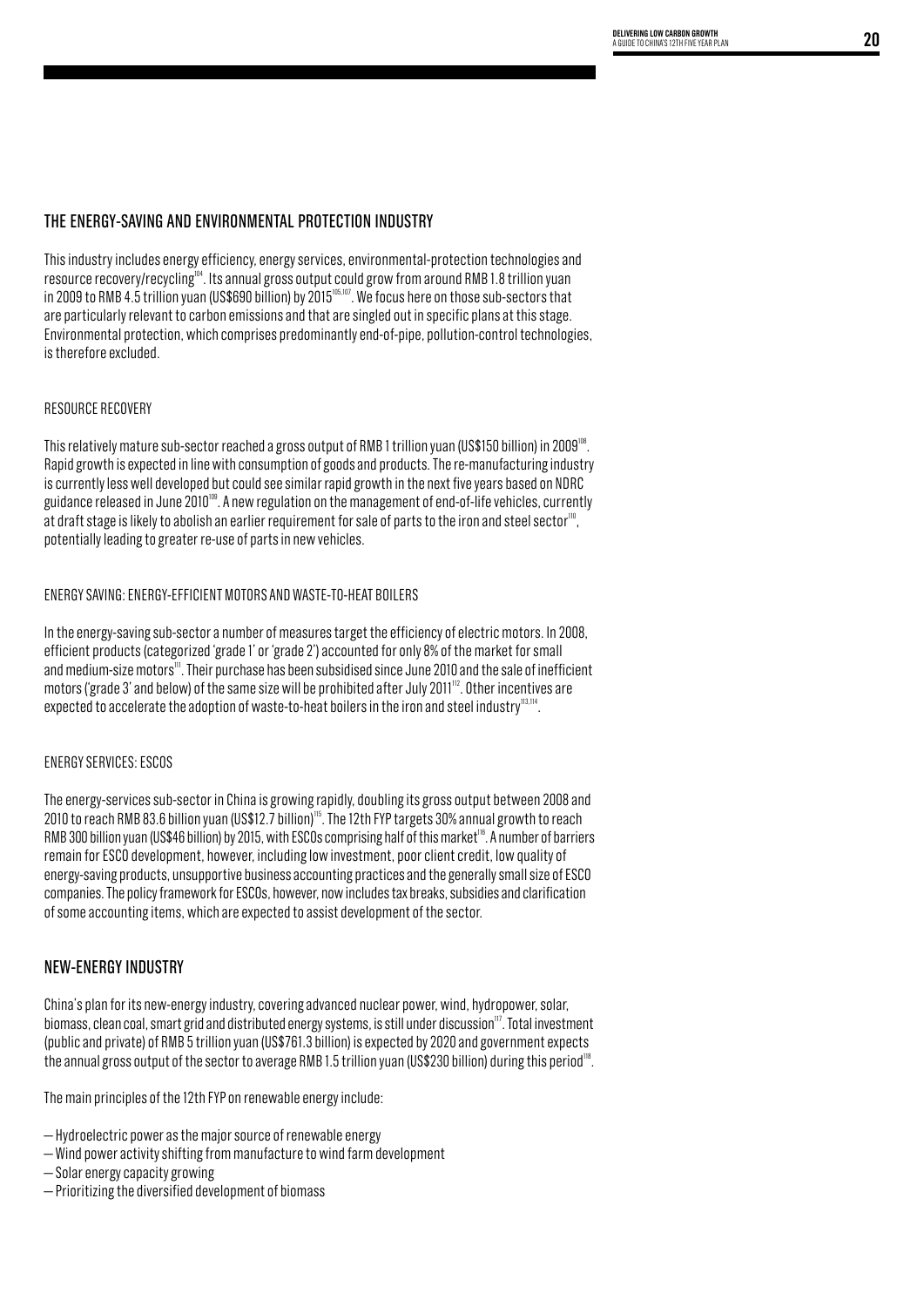## THE ENERGY-SAVING AND ENVIRONMENTAL PROTECTION INDUSTRY

This industry includes energy efficiency, energy services, environmental-protection technologies and resource recovery/recycling[104]. Its annual gross output could grow from around RMB 1.8 trillion yuan in 2009 to RMB 4.5 trillion yuan (US$690 billion) by 2015[105,107]. We focus here on those sub-sectors that are particularly relevant to carbon emissions and that are singled out in specific plans at this stage. Environmental protection, which comprises predominantly end-of-pipe, pollution-control technologies, is therefore excluded.

### RESOURCE RECOVERY

This relatively mature sub-sector reached a gross output of RMB 1 trillion yuan (US$150 billion) in 2009[108]. Rapid growth is expected in line with consumption of goods and products. The re-manufacturing industry is currently less well developed but could see similar rapid growth in the next five years based on NDRC guidance released in June 2010[109]. A new regulation on the management of end-of-life vehicles, currently at draft stage is likely to abolish an earlier requirement for sale of parts to the iron and steel sector[110], potentially leading to greater re-use of parts in new vehicles.

### ENERGY SAVING: ENERGY-EFFICIENT MOTORS AND WASTE-TO-HEAT BOILERS

In the energy-saving sub-sector a number of measures target the efficiency of electric motors. In 2008, efficient products (categorized 'grade 1' or 'grade 2') accounted for only 8% of the market for small and medium-size motors[111]. Their purchase has been subsidised since June 2010 and the sale of inefficient motors ('grade 3' and below) of the same size will be prohibited after July 2011[112]. Other incentives are expected to accelerate the adoption of waste-to-heat boilers in the iron and steel industry[113,114].

### ENERGY SERVICES: ESCOS

The energy-services sub-sector in China is growing rapidly, doubling its gross output between 2008 and 2010 to reach RMB 83.6 billion yuan (US$12.7 billion)[115]. The 12th FYP targets 30% annual growth to reach RMB 300 billion yuan (US$46 billion) by 2015, with ESCOs comprising half of this market[116]. A number of barriers remain for ESCO development, however, including low investment, poor client credit, low quality of energy-saving products, unsupportive business accounting practices and the generally small size of ESCO companies. The policy framework for ESCOs, however, now includes tax breaks, subsidies and clarification of some accounting items, which are expected to assist development of the sector.

## NEW-ENERGY INDUSTRY

China's plan for its new-energy industry, covering advanced nuclear power, wind, hydropower, solar, biomass, clean coal, smart grid and distributed energy systems, is still under discussion[117]. Total investment (public and private) of RMB 5 trillion yuan (US$761.3 billion) is expected by 2020 and government expects the annual gross output of the sector to average RMB 1.5 trillion yuan (US$230 billion) during this period[118].

The main principles of the 12th FYP on renewable energy include:

- Hydroelectric power as the major source of renewable energy
- Wind power activity shifting from manufacture to wind farm development
- Solar energy capacity growing
- Prioritizing the diversified development of biomass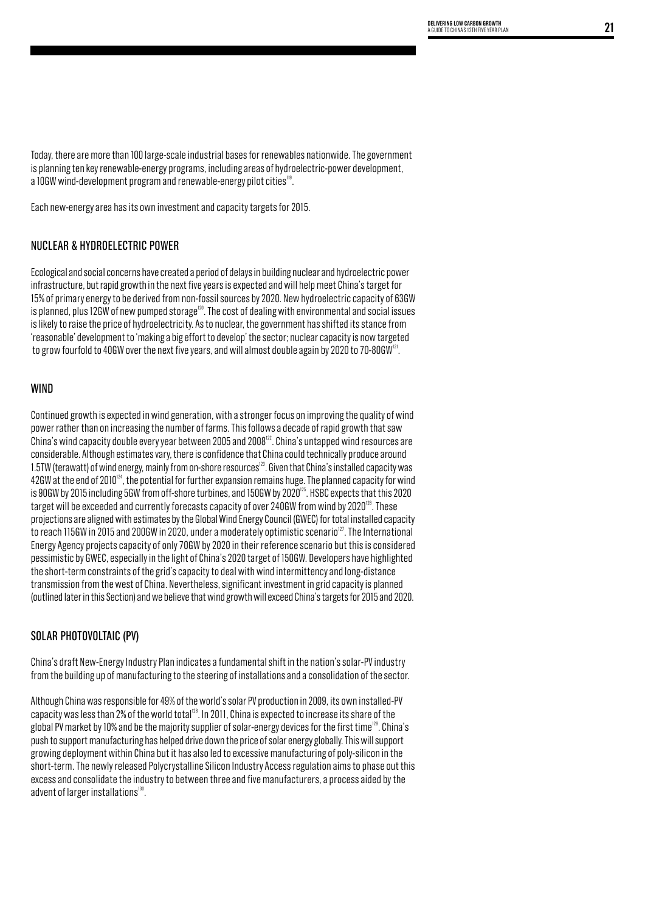Today, there are more than 100 large-scale industrial bases for renewables nationwide. The government is planning ten key renewable-energy programs, including areas of hydroelectric-power development, a 10GW wind-development program and renewable-energy pilot cities[119].

Each new-energy area has its own investment and capacity targets for 2015.

## NUCLEAR & HYDROELECTRIC POWER

Ecological and social concerns have created a period of delays in building nuclear and hydroelectric power infrastructure, but rapid growth in the next five years is expected and will help meet China's target for 15% of primary energy to be derived from non-fossil sources by 2020. New hydroelectric capacity of 63GW is planned, plus 12GW of new pumped storage[120]. The cost of dealing with environmental and social issues is likely to raise the price of hydroelectricity. As to nuclear, the government has shifted its stance from 'reasonable' development to 'making a big effort to develop' the sector; nuclear capacity is now targeted to grow fourfold to 40GW over the next five years, and will almost double again by 2020 to 70-80GW[121].

## WIND

Continued growth is expected in wind generation, with a stronger focus on improving the quality of wind power rather than on increasing the number of farms. This follows a decade of rapid growth that saw China's wind capacity double every year between 2005 and 2008[122]. China's untapped wind resources are considerable. Although estimates vary, there is confidence that China could technically produce around 1.5TW (terawatt) of wind energy, mainly from on-shore resources[123]. Given that China's installed capacity was 42GW at the end of 2010[124], the potential for further expansion remains huge. The planned capacity for wind is 90GW by 2015 including 5GW from off-shore turbines, and 150GW by 2020[125]. HSBC expects that this 2020 target will be exceeded and currently forecasts capacity of over 240GW from wind by 2020[126]. These projections are aligned with estimates by the Global Wind Energy Council (GWEC) for total installed capacity to reach 115GW in 2015 and 200GW in 2020, under a moderately optimistic scenario[127]. The International Energy Agency projects capacity of only 70GW by 2020 in their reference scenario but this is considered pessimistic by GWEC, especially in the light of China's 2020 target of 150GW. Developers have highlighted the short-term constraints of the grid's capacity to deal with wind intermittency and long-distance transmission from the west of China. Nevertheless, significant investment in grid capacity is planned (outlined later in this Section) and we believe that wind growth will exceed China's targets for 2015 and 2020.

## SOLAR PHOTOVOLTAIC (PV)

China's draft New-Energy Industry Plan indicates a fundamental shift in the nation's solar-PV industry from the building up of manufacturing to the steering of installations and a consolidation of the sector.

Although China was responsible for 49% of the world's solar PV production in 2009, its own installed-PV capacity was less than 2% of the world total[128]. In 2011, China is expected to increase its share of the global PV market by 10% and be the majority supplier of solar-energy devices for the first time[129]. China's push to support manufacturing has helped drive down the price of solar energy globally. This will support growing deployment within China but it has also led to excessive manufacturing of poly-silicon in the short-term. The newly released Polycrystalline Silicon Industry Access regulation aims to phase out this excess and consolidate the industry to between three and five manufacturers, a process aided by the advent of larger installations[130].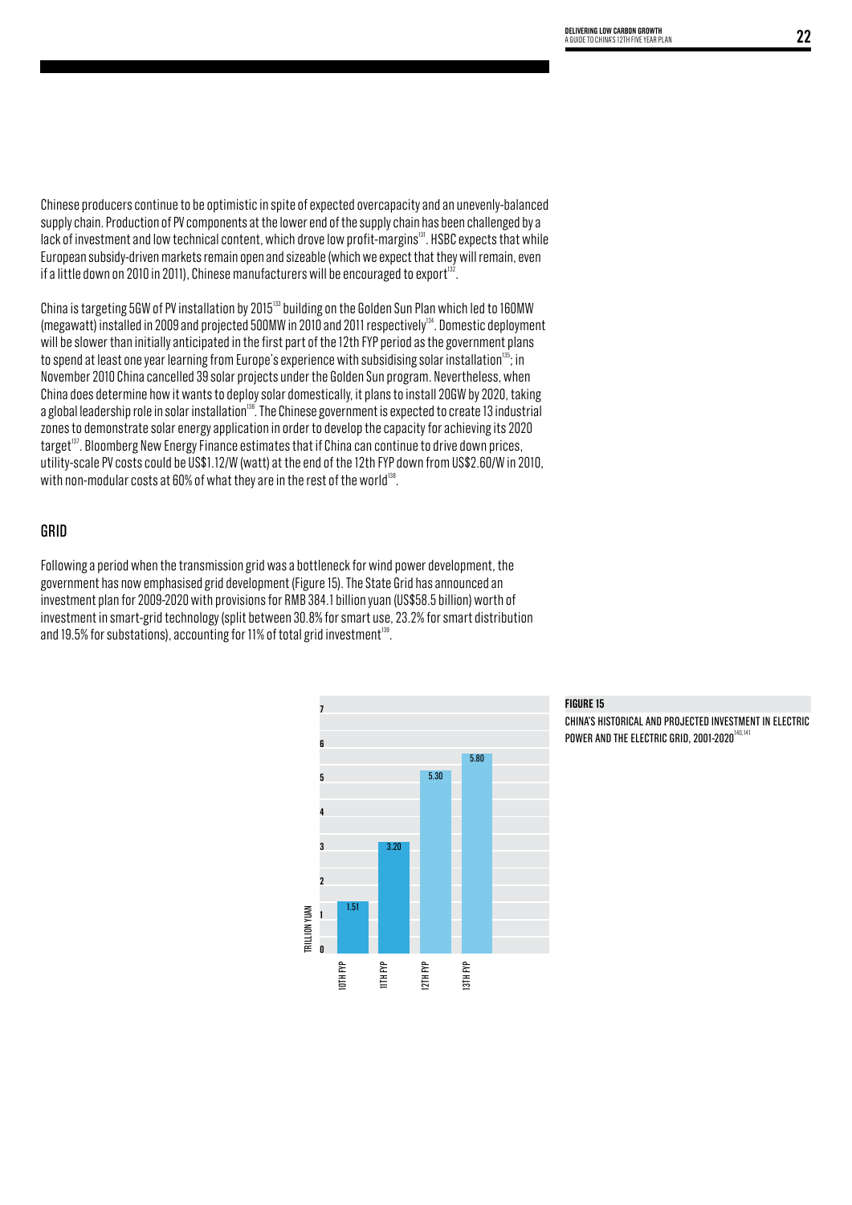Chinese producers continue to be optimistic in spite of expected overcapacity and an unevenly-balanced supply chain. Production of PV components at the lower end of the supply chain has been challenged by a lack of investment and low technical content, which drove low profit-margins[131]. HSBC expects that while European subsidy-driven markets remain open and sizeable (which we expect that they will remain, even if a little down on 2010 in 2011), Chinese manufacturers will be encouraged to export[132].

China is targeting 5GW of PV installation by 2015[133] building on the Golden Sun Plan which led to 160MW (megawatt) installed in 2009 and projected 500MW in 2010 and 2011 respectively[134]. Domestic deployment will be slower than initially anticipated in the first part of the 12th FYP period as the government plans to spend at least one year learning from Europe's experience with subsidising solar installation[135]; in November 2010 China cancelled 39 solar projects under the Golden Sun program. Nevertheless, when China does determine how it wants to deploy solar domestically, it plans to install 20GW by 2020, taking a global leadership role in solar installation[136]. The Chinese government is expected to create 13 industrial zones to demonstrate solar energy application in order to develop the capacity for achieving its 2020 target[137]. Bloomberg New Energy Finance estimates that if China can continue to drive down prices, utility-scale PV costs could be US$1.12/W (watt) at the end of the 12th FYP down from US$2.60/W in 2010, with non-modular costs at 60% of what they are in the rest of the world[138].

## GRID

Following a period when the transmission grid was a bottleneck for wind power development, the government has now emphasised grid development (Figure 15). The State Grid has announced an investment plan for 2009-2020 with provisions for RMB 384.1 billion yuan (US$58.5 billion) worth of investment in smart-grid technology (split between 30.8% for smart use, 23.2% for smart distribution and 19.5% for substations), accounting for 11% of total grid investment[139].

| Period | Trillion Yuan |
|---|---|
| 10TH FYP | 1.51 |
| 11TH FYP | 3.20 |
| 12TH FYP | 5.30 |
| 13TH FYP | 5.80 |

**FIGURE 15**

CHINA'S HISTORICAL AND PROJECTED INVESTMENT IN ELECTRIC POWER AND THE ELECTRIC GRID, 2001-2020[140,141]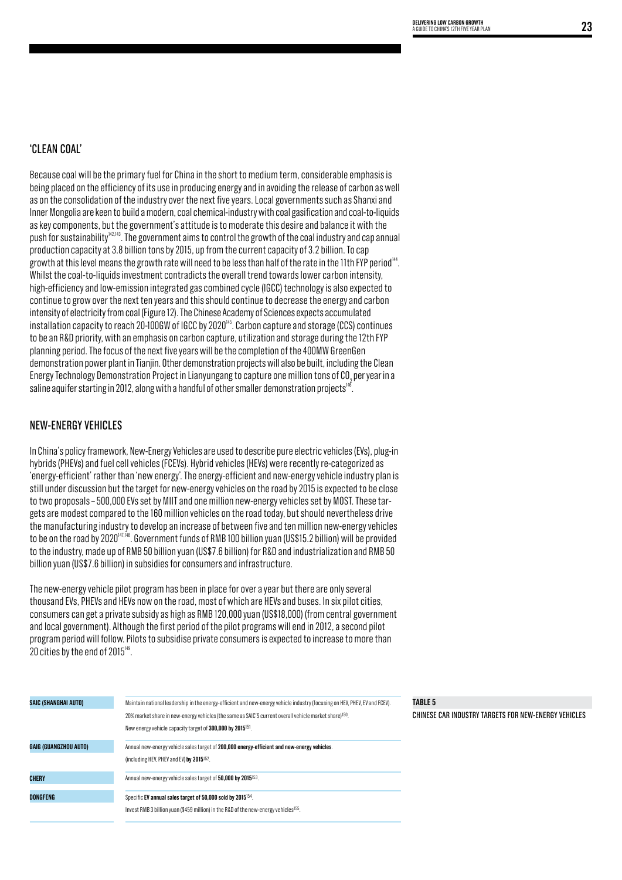## 'CLEAN COAL'

Because coal will be the primary fuel for China in the short to medium term, considerable emphasis is being placed on the efficiency of its use in producing energy and in avoiding the release of carbon as well as on the consolidation of the industry over the next five years. Local governments such as Shanxi and Inner Mongolia are keen to build a modern, coal chemical-industry with coal gasification and coal-to-liquids as key components, but the government's attitude is to moderate this desire and balance it with the push for sustainability[142,143]. The government aims to control the growth of the coal industry and cap annual production capacity at 3.8 billion tons by 2015, up from the current capacity of 3.2 billion. To cap growth at this level means the growth rate will need to be less than half of the rate in the 11th FYP period[144]. Whilst the coal-to-liquids investment contradicts the overall trend towards lower carbon intensity, high-efficiency and low-emission integrated gas combined cycle (IGCC) technology is also expected to continue to grow over the next ten years and this should continue to decrease the energy and carbon intensity of electricity from coal (Figure 12). The Chinese Academy of Sciences expects accumulated installation capacity to reach 20-100GW of IGCC by 2020[145]. Carbon capture and storage (CCS) continues to be an R&D priority, with an emphasis on carbon capture, utilization and storage during the 12th FYP planning period. The focus of the next five years will be the completion of the 400MW GreenGen demonstration power plant in Tianjin. Other demonstration projects will also be built, including the Clean Energy Technology Demonstration Project in Lianyungang to capture one million tons of $CO_2$ per year in a saline aquifer starting in 2012, along with a handful of other smaller demonstration projects[146].

## NEW-ENERGY VEHICLES

In China's policy framework, New-Energy Vehicles are used to describe pure electric vehicles (EVs), plug-in hybrids (PHEVs) and fuel cell vehicles (FCEVs). Hybrid vehicles (HEVs) were recently re-categorized as 'energy-efficient' rather than 'new energy'. The energy-efficient and new-energy vehicle industry plan is still under discussion but the target for new-energy vehicles on the road by 2015 is expected to be close to two proposals – 500,000 EVs set by MIIT and one million new-energy vehicles set by MOST. These targets are modest compared to the 160 million vehicles on the road today, but should nevertheless drive the manufacturing industry to develop an increase of between five and ten million new-energy vehicles to be on the road by 2020[147,148]. Government funds of RMB 100 billion yuan (US$15.2 billion) will be provided to the industry, made up of RMB 50 billion yuan (US$7.6 billion) for R&D and industrialization and RMB 50 billion yuan (US$7.6 billion) in subsidies for consumers and infrastructure.

The new-energy vehicle pilot program has been in place for over a year but there are only several thousand EVs, PHEVs and HEVs now on the road, most of which are HEVs and buses. In six pilot cities, consumers can get a private subsidy as high as RMB 120,000 yuan (US$18,000) (from central government and local government). Although the first period of the pilot programs will end in 2012, a second pilot program period will follow. Pilots to subsidise private consumers is expected to increase to more than 20 cities by the end of 2015[149].

**TABLE 5**

**CHINESE CAR INDUSTRY TARGETS FOR NEW-ENERGY VEHICLES**

| Company | Targets |
|---|---|
| **SAIC (SHANGHAI AUTO)** | Maintain national leadership in the energy-efficient and new-energy vehicle industry (focusing on HEV, PHEV, EV and FCEV). 20% market share in new-energy vehicles (the same as SAIC'S current overall vehicle market share)[150]. New energy vehicle capacity target of **300,000 by 2015**[151]. |
| **GAIG (GUANGZHOU AUTO)** | Annual new-energy vehicle sales target of **200,000 energy-efficient and new-energy vehicles**. (including HEV, PHEV and EV) **by 2015**[152]. |
| **CHERY** | Annual new-energy vehicle sales target of **50,000 by 2015**[153]. |
| **DONGFENG** | Specific **EV annual sales target of 50,000 sold by 2015**[154]. Invest RMB 3 billion yuan ($459 million) in the R&D of the new-energy vehicles[155]. |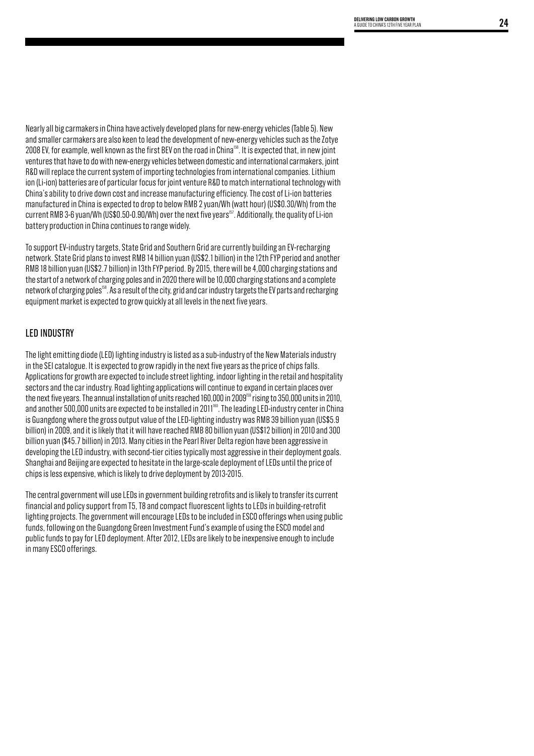Nearly all big carmakers in China have actively developed plans for new-energy vehicles (Table 5). New and smaller carmakers are also keen to lead the development of new-energy vehicles such as the Zotye 2008 EV, for example, well known as the first BEV on the road in China[156]. It is expected that, in new joint ventures that have to do with new-energy vehicles between domestic and international carmakers, joint R&D will replace the current system of importing technologies from international companies. Lithium ion (Li-ion) batteries are of particular focus for joint venture R&D to match international technology with China's ability to drive down cost and increase manufacturing efficiency. The cost of Li-ion batteries manufactured in China is expected to drop to below RMB 2 yuan/Wh (watt hour) (US$0.30/Wh) from the current RMB 3-6 yuan/Wh (US$0.50-0.90/Wh) over the next five years[157]. Additionally, the quality of Li-ion battery production in China continues to range widely.

To support EV-industry targets, State Grid and Southern Grid are currently building an EV-recharging network. State Grid plans to invest RMB 14 billion yuan (US$2.1 billion) in the 12th FYP period and another RMB 18 billion yuan (US$2.7 billion) in 13th FYP period. By 2015, there will be 4,000 charging stations and the start of a network of charging poles and in 2020 there will be 10,000 charging stations and a complete network of charging poles[158]. As a result of the city, grid and car industry targets the EV parts and recharging equipment market is expected to grow quickly at all levels in the next five years.

## LED INDUSTRY

The light emitting diode (LED) lighting industry is listed as a sub-industry of the New Materials industry in the SEI catalogue. It is expected to grow rapidly in the next five years as the price of chips falls. Applications for growth are expected to include street lighting, indoor lighting in the retail and hospitality sectors and the car industry. Road lighting applications will continue to expand in certain places over the next five years. The annual installation of units reached 160,000 in 2009[159] rising to 350,000 units in 2010, and another 500,000 units are expected to be installed in 2011[160]. The leading LED-industry center in China is Guangdong where the gross output value of the LED-lighting industry was RMB 39 billion yuan (US$5.9 billion) in 2009, and it is likely that it will have reached RMB 80 billion yuan (US$12 billion) in 2010 and 300 billion yuan ($45.7 billion) in 2013. Many cities in the Pearl River Delta region have been aggressive in developing the LED industry, with second-tier cities typically most aggressive in their deployment goals. Shanghai and Beijing are expected to hesitate in the large-scale deployment of LEDs until the price of chips is less expensive, which is likely to drive deployment by 2013-2015.

The central government will use LEDs in government building retrofits and is likely to transfer its current financial and policy support from T5, T8 and compact fluorescent lights to LEDs in building-retrofit lighting projects. The government will encourage LEDs to be included in ESCO offerings when using public funds, following on the Guangdong Green Investment Fund's example of using the ESCO model and public funds to pay for LED deployment. After 2012, LEDs are likely to be inexpensive enough to include in many ESCO offerings.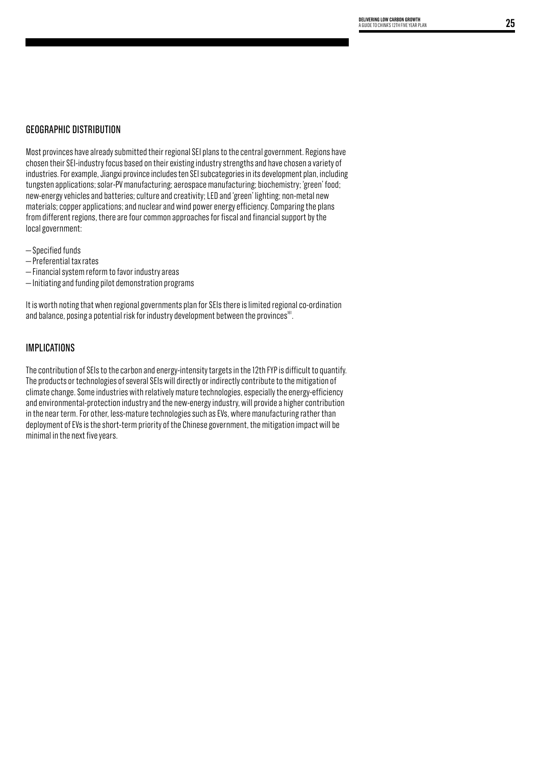## GEOGRAPHIC DISTRIBUTION

Most provinces have already submitted their regional SEI plans to the central government. Regions have chosen their SEI-industry focus based on their existing industry strengths and have chosen a variety of industries. For example, Jiangxi province includes ten SEI subcategories in its development plan, including tungsten applications; solar-PV manufacturing; aerospace manufacturing; biochemistry; 'green' food; new-energy vehicles and batteries; culture and creativity; LED and 'green' lighting; non-metal new materials; copper applications; and nuclear and wind power energy efficiency. Comparing the plans from different regions, there are four common approaches for fiscal and financial support by the local government:

— Specified funds
— Preferential tax rates
— Financial system reform to favor industry areas
— Initiating and funding pilot demonstration programs

It is worth noting that when regional governments plan for SEIs there is limited regional co-ordination and balance, posing a potential risk for industry development between the provinces[161].

## IMPLICATIONS

The contribution of SEIs to the carbon and energy-intensity targets in the 12th FYP is difficult to quantify. The products or technologies of several SEIs will directly or indirectly contribute to the mitigation of climate change. Some industries with relatively mature technologies, especially the energy-efficiency and environmental-protection industry and the new-energy industry, will provide a higher contribution in the near term. For other, less-mature technologies such as EVs, where manufacturing rather than deployment of EVs is the short-term priority of the Chinese government, the mitigation impact will be minimal in the next five years.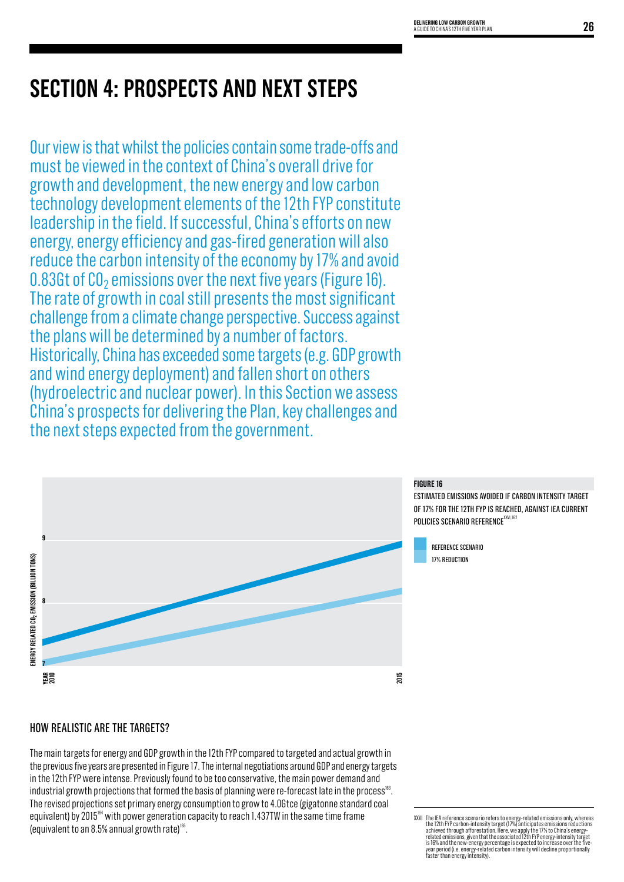# SECTION 4: PROSPECTS AND NEXT STEPS

Our view is that whilst the policies contain some trade-offs and must be viewed in the context of China's overall drive for growth and development, the new energy and low carbon technology development elements of the 12th FYP constitute leadership in the field. If successful, China's efforts on new energy, energy efficiency and gas-fired generation will also reduce the carbon intensity of the economy by 17% and avoid 0.83Gt of $CO_2$ emissions over the next five years (Figure 16). The rate of growth in coal still presents the most significant challenge from a climate change perspective. Success against the plans will be determined by a number of factors. Historically, China has exceeded some targets (e.g. GDP growth and wind energy deployment) and fallen short on others (hydroelectric and nuclear power). In this Section we assess China's prospects for delivering the Plan, key challenges and the next steps expected from the government.

ENERGY RELATED $CO_2$ EMISSION (BILLION TONS)

9

8

7

YEAR 2010

2015

**FIGURE 16**

ESTIMATED EMISSIONS AVOIDED IF CARBON INTENSITY TARGET OF 17% FOR THE 12TH FYP IS REACHED, AGAINST IEA CURRENT POLICIES SCENARIO REFERENCE[XXVI,162]

REFERENCE SCENARIO

17% REDUCTION

## HOW REALISTIC ARE THE TARGETS?

The main targets for energy and GDP growth in the 12th FYP compared to targeted and actual growth in the previous five years are presented in Figure 17. The internal negotiations around GDP and energy targets in the 12th FYP were intense. Previously found to be too conservative, the main power demand and industrial growth projections that formed the basis of planning were re-forecast late in the process[163]. The revised projections set primary energy consumption to grow to 4.0Gtce (gigatonne standard coal equivalent) by 2015[164] with power generation capacity to reach 1.437TW in the same time frame (equivalent to an 8.5% annual growth rate)[165].

XXVI The IEA reference scenario refers to energy-related emissions only, whereas the 12th FYP carbon-intensity target (17%) anticipates emissions reductions achieved through afforestation. Here, we apply the 17% to China's energy-related emissions, given that the associated 12th FYP energy-intensity target is 16% and the new-energy percentage is expected to increase over the five-year period (i.e. energy-related carbon intensity will decline proportionally faster than energy intensity).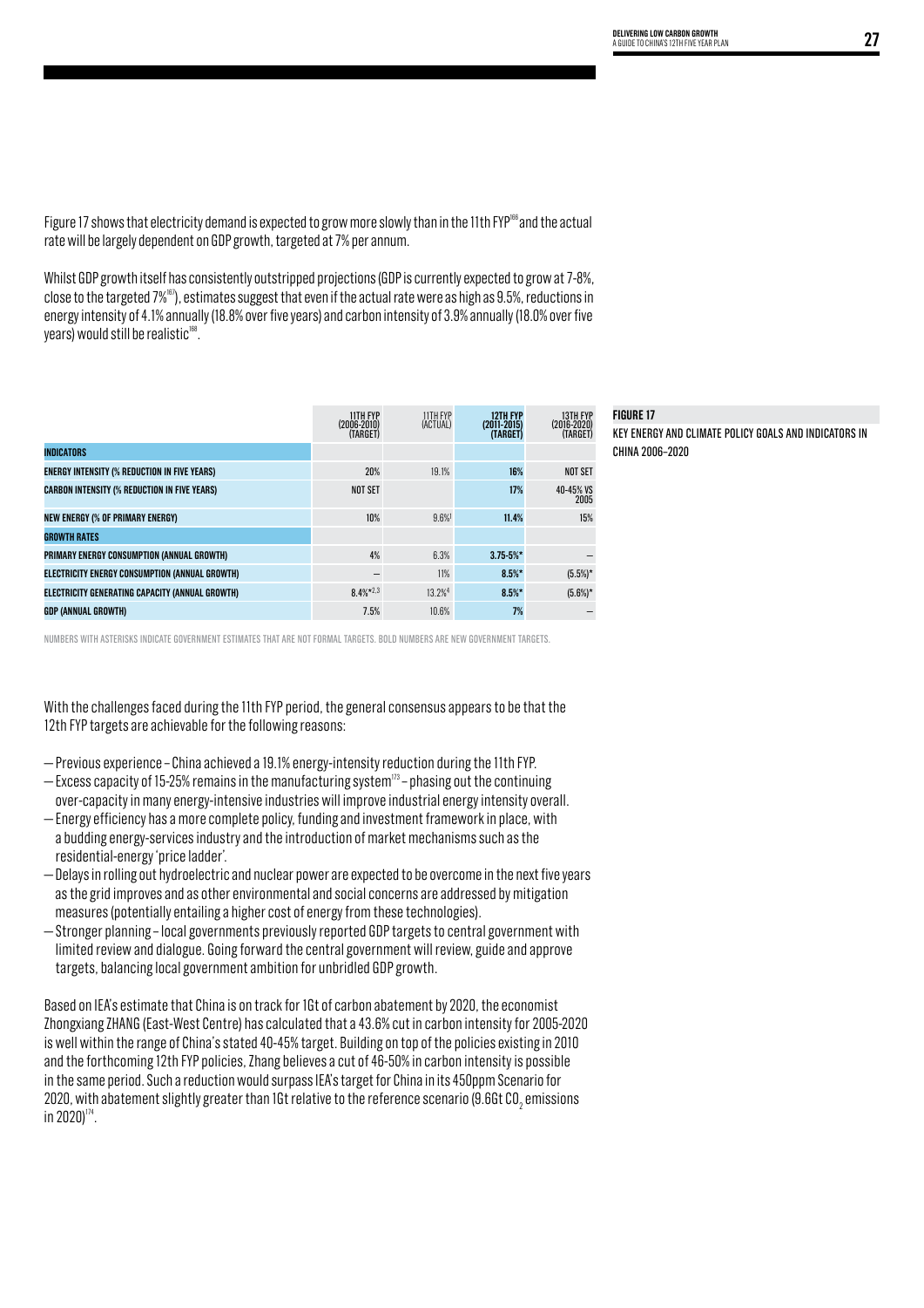Figure 17 shows that electricity demand is expected to grow more slowly than in the 11th FYP[166] and the actual rate will be largely dependent on GDP growth, targeted at 7% per annum.

Whilst GDP growth itself has consistently outstripped projections (GDP is currently expected to grow at 7-8%, close to the targeted 7%[167]), estimates suggest that even if the actual rate were as high as 9.5%, reductions in energy intensity of 4.1% annually (18.8% over five years) and carbon intensity of 3.9% annually (18.0% over five years) would still be realistic[168].

**FIGURE 17**

KEY ENERGY AND CLIMATE POLICY GOALS AND INDICATORS IN CHINA 2006–2020

| | 11TH FYP (2006-2010) (TARGET) | 11TH FYP (ACTUAL) | 12TH FYP (2011-2015) (TARGET) | 13TH FYP (2016-2020) (TARGET) |
|---|---|---|---|---|
| **INDICATORS** | | | | |
| **ENERGY INTENSITY (% REDUCTION IN FIVE YEARS)** | 20% | 19.1% | **16%** | NOT SET |
| **CARBON INTENSITY (% REDUCTION IN FIVE YEARS)** | NOT SET | | **17%** | 40-45% VS 2005 |
| **NEW ENERGY (% OF PRIMARY ENERGY)** | 10% | 9.6%[1] | **11.4%** | 15% |
| **GROWTH RATES** | | | | |
| **PRIMARY ENERGY CONSUMPTION (ANNUAL GROWTH)** | 4% | 6.3% | **3.75-5%*** | – |
| **ELECTRICITY ENERGY CONSUMPTION (ANNUAL GROWTH)** | – | 11% | **8.5%*** | (5.5%)* |
| **ELECTRICITY GENERATING CAPACITY (ANNUAL GROWTH)** | 8.4%*[2,3] | 13.2%[4] | **8.5%*** | (5.6%)* |
| **GDP (ANNUAL GROWTH)** | 7.5% | 10.6% | **7%** | – |

NUMBERS WITH ASTERISKS INDICATE GOVERNMENT ESTIMATES THAT ARE NOT FORMAL TARGETS. BOLD NUMBERS ARE NEW GOVERNMENT TARGETS.

With the challenges faced during the 11th FYP period, the general consensus appears to be that the 12th FYP targets are achievable for the following reasons:

- Previous experience – China achieved a 19.1% energy-intensity reduction during the 11th FYP.
- Excess capacity of 15-25% remains in the manufacturing system[173] – phasing out the continuing over-capacity in many energy-intensive industries will improve industrial energy intensity overall.
- Energy efficiency has a more complete policy, funding and investment framework in place, with a budding energy-services industry and the introduction of market mechanisms such as the residential-energy 'price ladder'.
- Delays in rolling out hydroelectric and nuclear power are expected to be overcome in the next five years as the grid improves and as other environmental and social concerns are addressed by mitigation measures (potentially entailing a higher cost of energy from these technologies).
- Stronger planning – local governments previously reported GDP targets to central government with limited review and dialogue. Going forward the central government will review, guide and approve targets, balancing local government ambition for unbridled GDP growth.

Based on IEA's estimate that China is on track for 1Gt of carbon abatement by 2020, the economist Zhongxiang ZHANG (East-West Centre) has calculated that a 43.6% cut in carbon intensity for 2005-2020 is well within the range of China's stated 40-45% target. Building on top of the policies existing in 2010 and the forthcoming 12th FYP policies, Zhang believes a cut of 46-50% in carbon intensity is possible in the same period. Such a reduction would surpass IEA's target for China in its 450ppm Scenario for 2020, with abatement slightly greater than 1Gt relative to the reference scenario (9.6Gt $CO_2$ emissions in 2020)[174].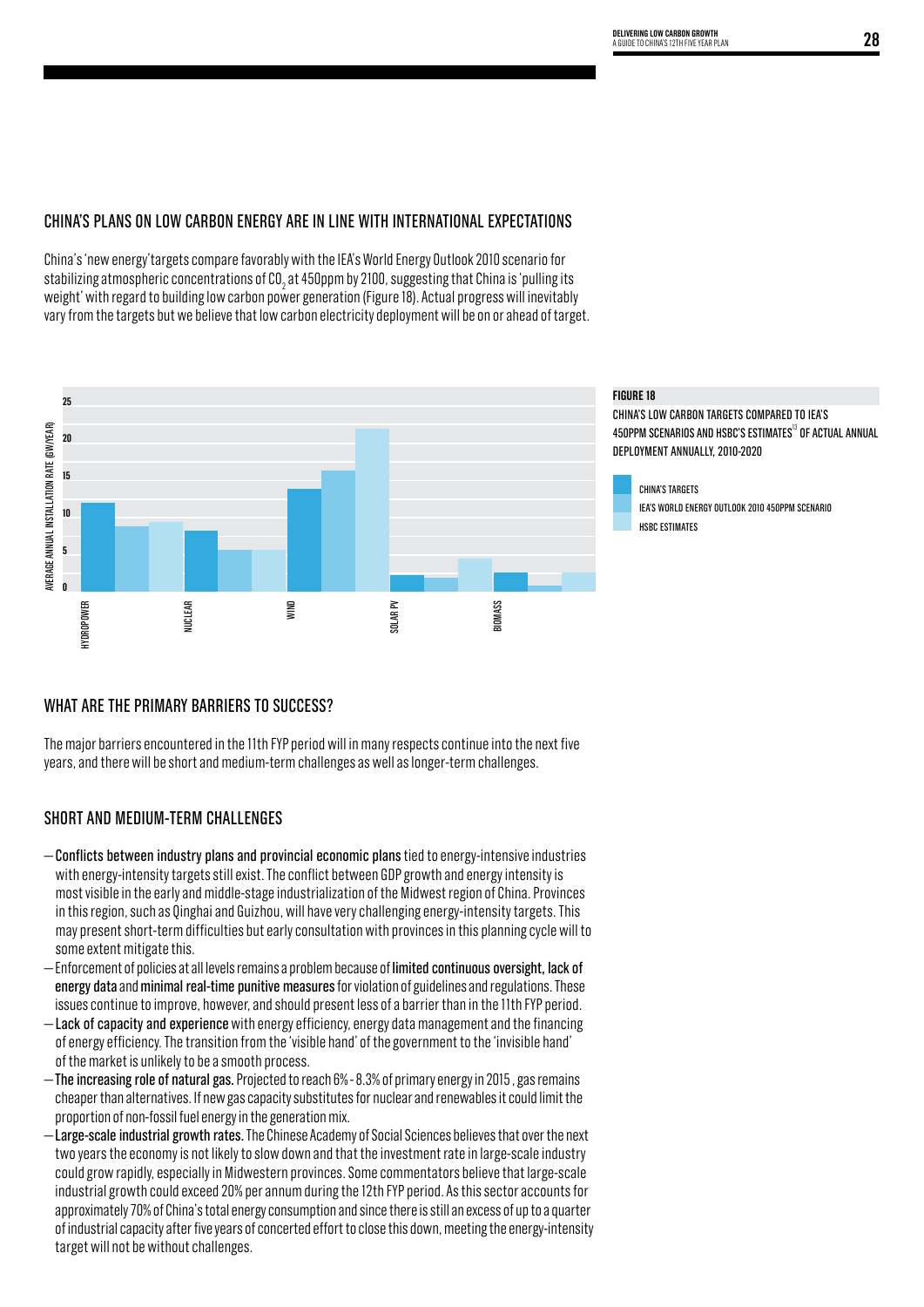## CHINA'S PLANS ON LOW CARBON ENERGY ARE IN LINE WITH INTERNATIONAL EXPECTATIONS

China's 'new energy' targets compare favorably with the IEA's World Energy Outlook 2010 scenario for stabilizing atmospheric concentrations of $CO_2$ at 450ppm by 2100, suggesting that China is 'pulling its weight' with regard to building low carbon power generation (Figure 18). Actual progress will inevitably vary from the targets but we believe that low carbon electricity deployment will be on or ahead of target.

**FIGURE 18**

CHINA'S LOW CARBON TARGETS COMPARED TO IEA'S 450PPM SCENARIOS AND HSBC'S ESTIMATES[13] OF ACTUAL ANNUAL DEPLOYMENT ANNUALLY, 2010-2020

- CHINA'S TARGETS
- IEA'S WORLD ENERGY OUTLOOK 2010 450PPM SCENARIO
- HSBC ESTIMATES

Y-axis: AVERAGE ANNUAL INSTALLATION RATE (GW/YEAR) — 0, 5, 10, 15, 20, 25

X-axis: HYDROPOWER, NUCLEAR, WIND, SOLAR PV, BIOMASS

## WHAT ARE THE PRIMARY BARRIERS TO SUCCESS?

The major barriers encountered in the 11th FYP period will in many respects continue into the next five years, and there will be short and medium-term challenges as well as longer-term challenges.

## SHORT AND MEDIUM-TERM CHALLENGES

- **Conflicts between industry plans and provincial economic plans** tied to energy-intensive industries with energy-intensity targets still exist. The conflict between GDP growth and energy intensity is most visible in the early and middle-stage industrialization of the Midwest region of China. Provinces in this region, such as Qinghai and Guizhou, will have very challenging energy-intensity targets. This may present short-term difficulties but early consultation with provinces in this planning cycle will to some extent mitigate this.
- Enforcement of policies at all levels remains a problem because of **limited continuous oversight, lack of energy data** and **minimal real-time punitive measures** for violation of guidelines and regulations. These issues continue to improve, however, and should present less of a barrier than in the 11th FYP period.
- **Lack of capacity and experience** with energy efficiency, energy data management and the financing of energy efficiency. The transition from the 'visible hand' of the government to the 'invisible hand' of the market is unlikely to be a smooth process.
- **The increasing role of natural gas.** Projected to reach 6% - 8.3% of primary energy in 2015 , gas remains cheaper than alternatives. If new gas capacity substitutes for nuclear and renewables it could limit the proportion of non-fossil fuel energy in the generation mix.
- **Large-scale industrial growth rates.** The Chinese Academy of Social Sciences believes that over the next two years the economy is not likely to slow down and that the investment rate in large-scale industry could grow rapidly, especially in Midwestern provinces. Some commentators believe that large-scale industrial growth could exceed 20% per annum during the 12th FYP period. As this sector accounts for approximately 70% of China's total energy consumption and since there is still an excess of up to a quarter of industrial capacity after five years of concerted effort to close this down, meeting the energy-intensity target will not be without challenges.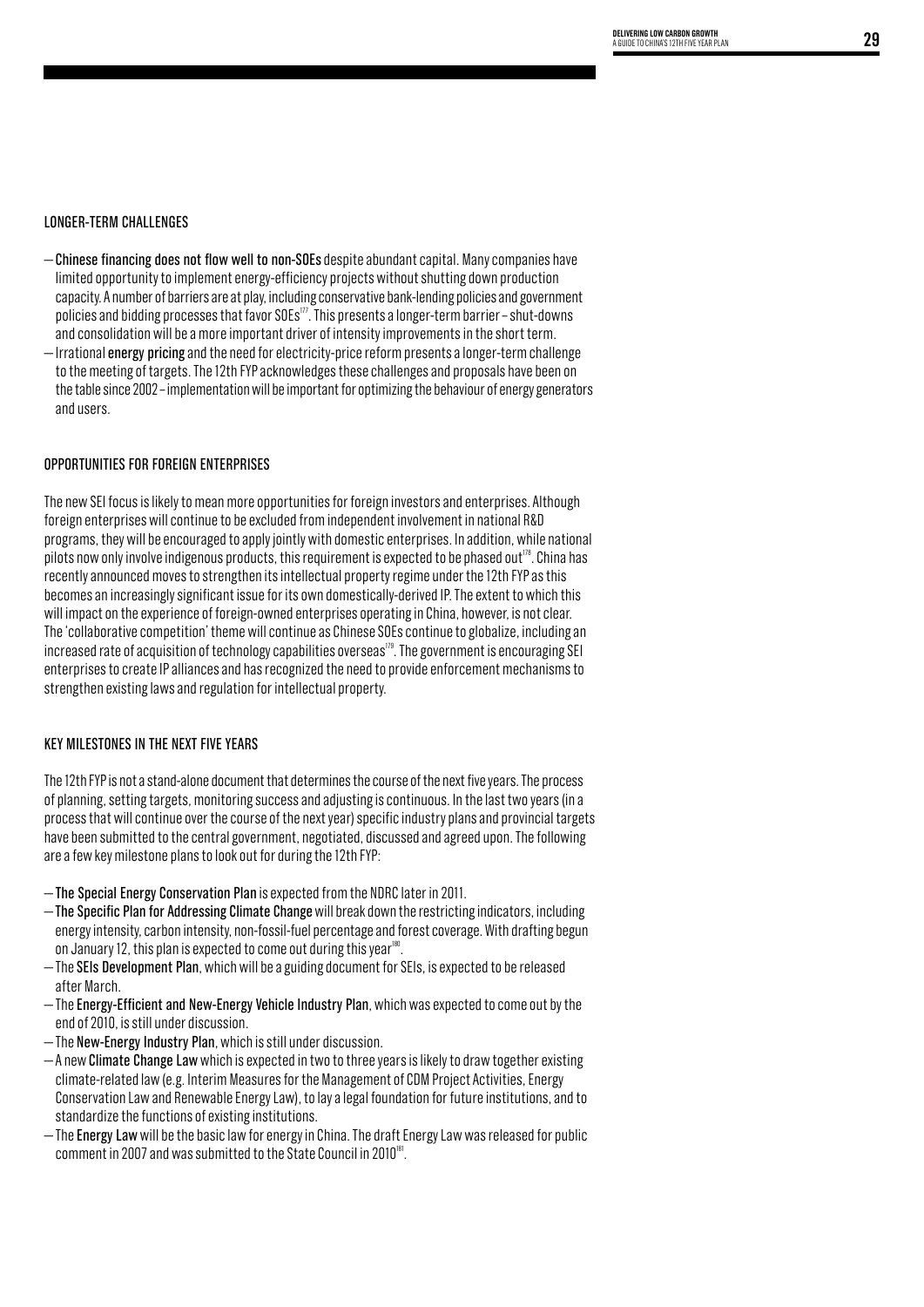## LONGER-TERM CHALLENGES

- **Chinese financing does not flow well to non-SOEs** despite abundant capital. Many companies have limited opportunity to implement energy-efficiency projects without shutting down production capacity. A number of barriers are at play, including conservative bank-lending policies and government policies and bidding processes that favor SOEs[177]. This presents a longer-term barrier – shut-downs and consolidation will be a more important driver of intensity improvements in the short term.
- Irrational **energy pricing** and the need for electricity-price reform presents a longer-term challenge to the meeting of targets. The 12th FYP acknowledges these challenges and proposals have been on the table since 2002 – implementation will be important for optimizing the behaviour of energy generators and users.

## OPPORTUNITIES FOR FOREIGN ENTERPRISES

The new SEI focus is likely to mean more opportunities for foreign investors and enterprises. Although foreign enterprises will continue to be excluded from independent involvement in national R&D programs, they will be encouraged to apply jointly with domestic enterprises. In addition, while national pilots now only involve indigenous products, this requirement is expected to be phased out[178]. China has recently announced moves to strengthen its intellectual property regime under the 12th FYP as this becomes an increasingly significant issue for its own domestically-derived IP. The extent to which this will impact on the experience of foreign-owned enterprises operating in China, however, is not clear. The 'collaborative competition' theme will continue as Chinese SOEs continue to globalize, including an increased rate of acquisition of technology capabilities overseas[179]. The government is encouraging SEI enterprises to create IP alliances and has recognized the need to provide enforcement mechanisms to strengthen existing laws and regulation for intellectual property.

## KEY MILESTONES IN THE NEXT FIVE YEARS

The 12th FYP is not a stand-alone document that determines the course of the next five years. The process of planning, setting targets, monitoring success and adjusting is continuous. In the last two years (in a process that will continue over the course of the next year) specific industry plans and provincial targets have been submitted to the central government, negotiated, discussed and agreed upon. The following are a few key milestone plans to look out for during the 12th FYP:

- **The Special Energy Conservation Plan** is expected from the NDRC later in 2011.
- **The Specific Plan for Addressing Climate Change** will break down the restricting indicators, including energy intensity, carbon intensity, non-fossil-fuel percentage and forest coverage. With drafting begun on January 12, this plan is expected to come out during this year[180].
- The **SEIs Development Plan**, which will be a guiding document for SEIs, is expected to be released after March.
- The **Energy-Efficient and New-Energy Vehicle Industry Plan**, which was expected to come out by the end of 2010, is still under discussion.
- The **New-Energy Industry Plan**, which is still under discussion.
- A new **Climate Change Law** which is expected in two to three years is likely to draw together existing climate-related law (e.g. Interim Measures for the Management of CDM Project Activities, Energy Conservation Law and Renewable Energy Law), to lay a legal foundation for future institutions, and to standardize the functions of existing institutions.
- The **Energy Law** will be the basic law for energy in China. The draft Energy Law was released for public comment in 2007 and was submitted to the State Council in 2010[181].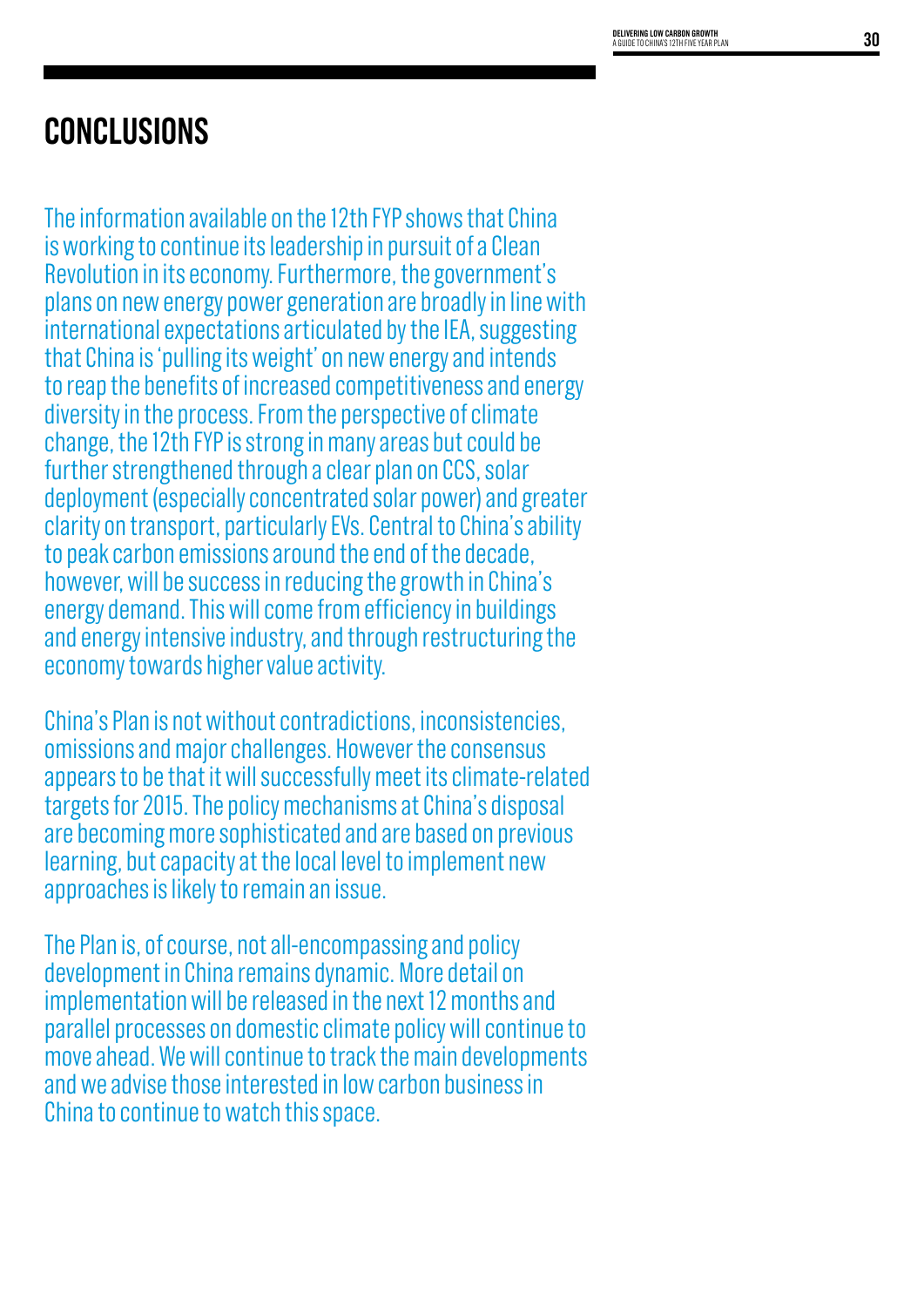# CONCLUSIONS

The information available on the 12th FYP shows that China is working to continue its leadership in pursuit of a Clean Revolution in its economy. Furthermore, the government's plans on new energy power generation are broadly in line with international expectations articulated by the IEA, suggesting that China is 'pulling its weight' on new energy and intends to reap the benefits of increased competitiveness and energy diversity in the process. From the perspective of climate change, the 12th FYP is strong in many areas but could be further strengthened through a clear plan on CCS, solar deployment (especially concentrated solar power) and greater clarity on transport, particularly EVs. Central to China's ability to peak carbon emissions around the end of the decade, however, will be success in reducing the growth in China's energy demand. This will come from efficiency in buildings and energy intensive industry, and through restructuring the economy towards higher value activity.

China's Plan is not without contradictions, inconsistencies, omissions and major challenges. However the consensus appears to be that it will successfully meet its climate-related targets for 2015. The policy mechanisms at China's disposal are becoming more sophisticated and are based on previous learning, but capacity at the local level to implement new approaches is likely to remain an issue.

The Plan is, of course, not all-encompassing and policy development in China remains dynamic. More detail on implementation will be released in the next 12 months and parallel processes on domestic climate policy will continue to move ahead. We will continue to track the main developments and we advise those interested in low carbon business in China to continue to watch this space.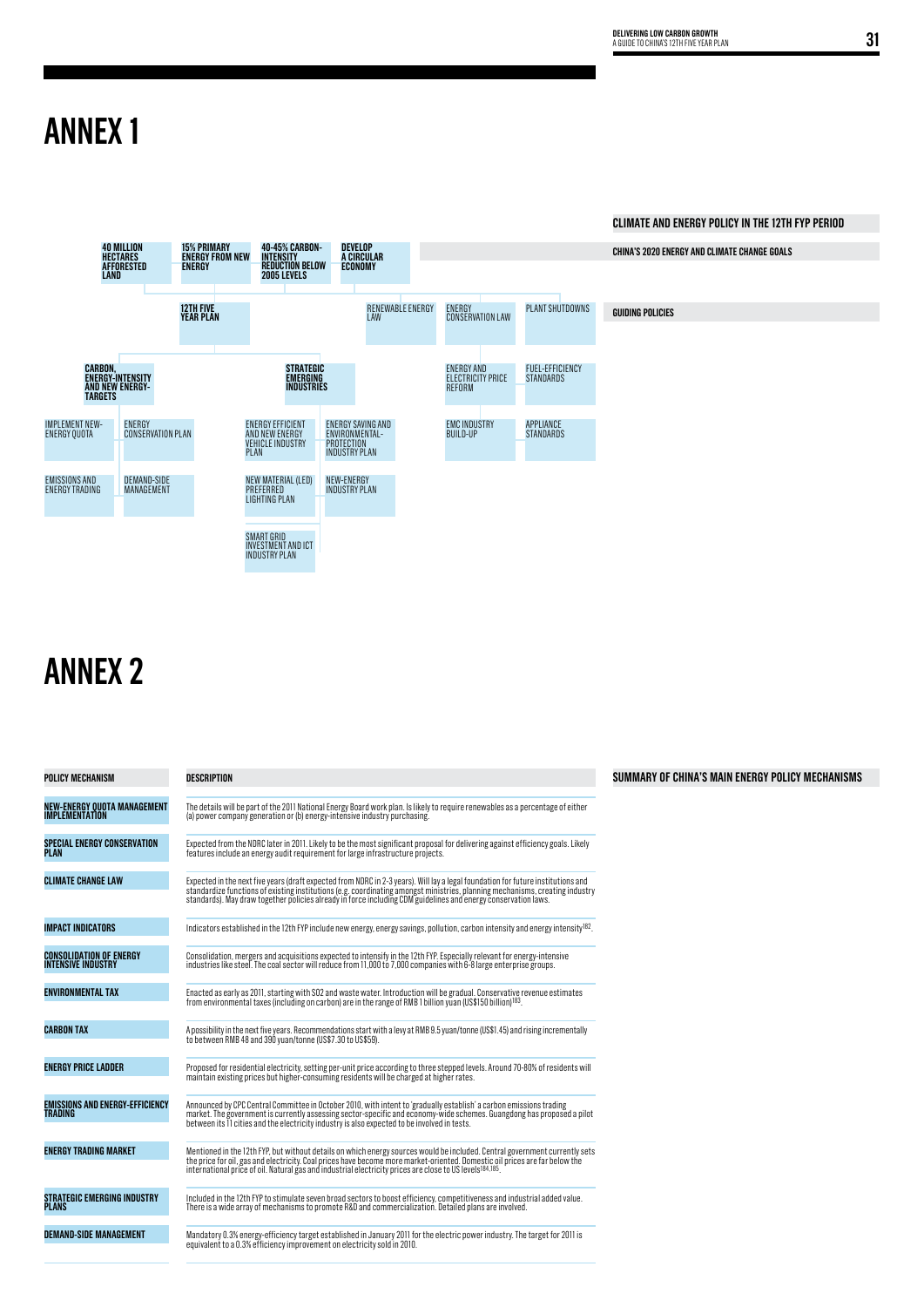# ANNEX 1

## CLIMATE AND ENERGY POLICY IN THE 12TH FYP PERIOD

**CHINA'S 2020 ENERGY AND CLIMATE CHANGE GOALS**

- **40 MILLION HECTARES AFFORESTED LAND**
- **15% PRIMARY ENERGY FROM NEW ENERGY**
- **40-45% CARBON-INTENSITY REDUCTION BELOW 2005 LEVELS**
- **DEVELOP A CIRCULAR ECONOMY**

**GUIDING POLICIES**

- **12TH FIVE YEAR PLAN**
- RENEWABLE ENERGY LAW
- ENERGY CONSERVATION LAW
- PLANT SHUTDOWNS

**CARBON, ENERGY-INTENSITY AND NEW ENERGY-TARGETS**

- IMPLEMENT NEW-ENERGY QUOTA
- ENERGY CONSERVATION PLAN
- EMISSIONS AND ENERGY TRADING
- DEMAND-SIDE MANAGEMENT

**STRATEGIC EMERGING INDUSTRIES**

- ENERGY EFFICIENT AND NEW ENERGY VEHICLE INDUSTRY PLAN
- ENERGY SAVING AND ENVIRONMENTAL-PROTECTION INDUSTRY PLAN
- NEW MATERIAL (LED) PREFERRED LIGHTING PLAN
- NEW-ENERGY INDUSTRY PLAN
- SMART GRID INVESTMENT AND ICT INDUSTRY PLAN

Other measures:

- ENERGY AND ELECTRICITY PRICE REFORM
- FUEL-EFFICIENCY STANDARDS
- EMC INDUSTRY BUILD-UP
- APPLIANCE STANDARDS

# ANNEX 2

## SUMMARY OF CHINA'S MAIN ENERGY POLICY MECHANISMS

| POLICY MECHANISM | DESCRIPTION |
|---|---|
| **NEW-ENERGY QUOTA MANAGEMENT IMPLEMENTATION** | The details will be part of the 2011 National Energy Board work plan. Is likely to require renewables as a percentage of either (a) power company generation or (b) energy-intensive industry purchasing. |
| **SPECIAL ENERGY CONSERVATION PLAN** | Expected from the NDRC later in 2011. Likely to be the most significant proposal for delivering against efficiency goals. Likely features include an energy audit requirement for large infrastructure projects. |
| **CLIMATE CHANGE LAW** | Expected in the next five years (draft expected from NDRC in 2-3 years). Will lay a legal foundation for future institutions and standardize functions of existing institutions (e.g. coordinating amongst ministries, planning mechanisms, creating industry standards). May draw together policies already in force including CDM guidelines and energy conservation laws. |
| **IMPACT INDICATORS** | Indicators established in the 12th FYP include new energy, energy savings, pollution, carbon intensity and energy intensity[182]. |
| **CONSOLIDATION OF ENERGY INTENSIVE INDUSTRY** | Consolidation, mergers and acquisitions expected to intensify in the 12th FYP. Especially relevant for energy-intensive industries like steel. The coal sector will reduce from 11,000 to 7,000 companies with 6-8 large enterprise groups. |
| **ENVIRONMENTAL TAX** | Enacted as early as 2011, starting with SO2 and waste water. Introduction will be gradual. Conservative revenue estimates from environmental taxes (including on carbon) are in the range of RMB 1 billion yuan (US$150 billion)[183]. |
| **CARBON TAX** | A possibility in the next five years. Recommendations start with a levy at RMB 9.5 yuan/tonne (US$1.45) and rising incrementally to between RMB 48 and 390 yuan/tonne (US$7.30 to US$59). |
| **ENERGY PRICE LADDER** | Proposed for residential electricity, setting per-unit price according to three stepped levels. Around 70-80% of residents will maintain existing prices but higher-consuming residents will be charged at higher rates. |
| **EMISSIONS AND ENERGY-EFFICIENCY TRADING** | Announced by CPC Central Committee in October 2010, with intent to 'gradually establish' a carbon emissions trading market. The government is currently assessing sector-specific and economy-wide schemes. Guangdong has proposed a pilot between its 11 cities and the electricity industry is also expected to be involved in tests. |
| **ENERGY TRADING MARKET** | Mentioned in the 12th FYP, but without details on which energy sources would be included. Central government currently sets the price for oil, gas and electricity. Coal prices have become more market-oriented. Domestic oil prices are far below the international price of oil. Natural gas and industrial electricity prices are close to US levels[184,185]. |
| **STRATEGIC EMERGING INDUSTRY PLANS** | Included in the 12th FYP to stimulate seven broad sectors to boost efficiency, competitiveness and industrial added value. There is a wide array of mechanisms to promote R&D and commercialization. Detailed plans are involved. |
| **DEMAND-SIDE MANAGEMENT** | Mandatory 0.3% energy-efficiency target established in January 2011 for the electric power industry. The target for 2011 is equivalent to a 0.3% efficiency improvement on electricity sold in 2010. |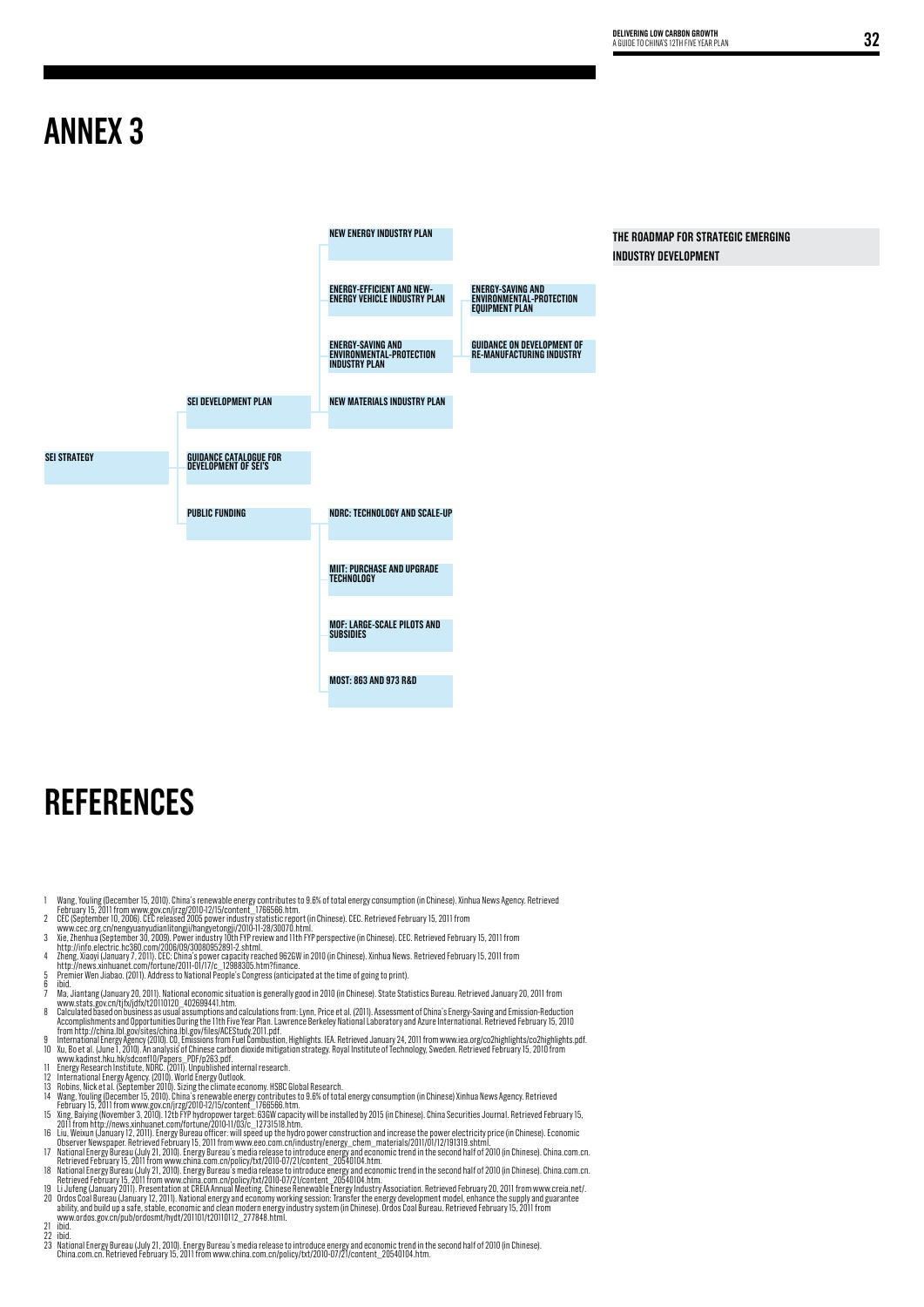# ANNEX 3

**THE ROADMAP FOR STRATEGIC EMERGING INDUSTRY DEVELOPMENT**

- **SEI STRATEGY**
  - **SEI DEVELOPMENT PLAN**
    - NEW ENERGY INDUSTRY PLAN
    - ENERGY-EFFICIENT AND NEW-ENERGY VEHICLE INDUSTRY PLAN
      - ENERGY-SAVING AND ENVIRONMENTAL-PROTECTION EQUIPMENT PLAN
      - GUIDANCE ON DEVELOPMENT OF RE-MANUFACTURING INDUSTRY
    - ENERGY-SAVING AND ENVIRONMENTAL-PROTECTION INDUSTRY PLAN
    - NEW MATERIALS INDUSTRY PLAN
  - **GUIDANCE CATALOGUE FOR DEVELOPMENT OF SEI'S**
  - **PUBLIC FUNDING**
    - NDRC: TECHNOLOGY AND SCALE-UP
    - MIIT: PURCHASE AND UPGRADE TECHNOLOGY
    - MOF: LARGE-SCALE PILOTS AND SUBSIDIES
    - MOST: 863 AND 973 R&D

# REFERENCES

1. Wang, Youling (December 15, 2010). China's renewable energy contributes to 9.6% of total energy consumption (in Chinese). Xinhua News Agency. Retrieved February 15, 2011 from www.gov.cn/jrzg/2010-12/15/content_1766566.htm.
2. CEC (September 10, 2006). CEC released 2005 power industry statistic report (in Chinese). CEC. Retrieved February 15, 2011 from www.cec.org.cn/nengyuanyudianlitongji/hangyetongji/2010-11-28/30070.html.
3. Xie, Zhenhua (September 30, 2009). Power industry 10th FYP review and 11th FYP perspective (in Chinese). CEC. Retrieved February 15, 2011 from http://info.electric.hc360.com/2006/09/30080952891-2.shtml.
4. Zheng, Xiaoyi (January 7, 2011). CEC: China's power capacity reached 962GW in 2010 (in Chinese). Xinhua News. Retrieved February 15, 2011 from http://news.xinhuanet.com/fortune/2011-01/17/c_12988305.htm?finance.
5. Premier Wen Jiabao. (2011). Address to National People's Congress (anticipated at the time of going to print).
6. ibid.
7. Ma, Jiantang (January 20, 2011). National economic situation is generally good in 2010 (in Chinese). State Statistics Bureau. Retrieved January 20, 2011 from www.stats.gov.cn/tjfx/jdfx/t20110120_402699441.htm.
8. Calculated based on business as usual assumptions and calculations from: Lynn, Price et al. (2011). Assessment of China's Energy-Saving and Emission-Reduction Accomplishments and Opportunities During the 11th Five Year Plan. Lawrence Berkeley National Laboratory and Azure International. Retrieved February 15, 2010 from http://china.lbl.gov/sites/china.lbl.gov/files/ACEStudy.2011.pdf.
9. International Energy Agency (2010). $CO_2$ Emissions from Fuel Combustion, Highlights. IEA. Retrieved January 24, 2011 from www.iea.org/co2highlights/co2highlights.pdf.
10. Xu, Bo et al. (June 1, 2010). An analysis of Chinese carbon dioxide mitigation strategy. Royal Institute of Technology, Sweden. Retrieved February 15, 2010 from www.kadinst.hku.hk/sdconf10/Papers_PDF/p263.pdf.
11. Energy Research Institute, NDRC. (2011). Unpublished internal research.
12. International Energy Agency. (2010). World Energy Outlook.
13. Robins, Nick et al. (September 2010). Sizing the climate economy. HSBC Global Research.
14. Wang, Youling (December 15, 2010). China's renewable energy contributes to 9.6% of total energy consumption (in Chinese) Xinhua News Agency. Retrieved February 15, 2011 from www.gov.cn/jrzg/2010-12/15/content_1766566.htm.
15. Xing, Baiying (November 3, 2010). 12th FYP hydropower target: 63GW capacity will be installed by 2015 (in Chinese). China Securities Journal. Retrieved February 15, 2011 from http://news.xinhuanet.com/fortune/2010-11/03/c_12731518.htm.
16. Liu, Weixun (January 12, 2011). Energy Bureau officer: will speed up the hydro power construction and increase the power electricity price (in Chinese). Economic Observer Newspaper. Retrieved February 15, 2011 from www.eeo.com.cn/industry/energy_chem_materials/2011/01/12/191319.shtml.
17. National Energy Bureau (July 21, 2010). Energy Bureau's media release to introduce energy and economic trend in the second half of 2010 (in Chinese). China.com.cn. Retrieved February 15, 2011 from www.china.com.cn/policy/txt/2010-07/21/content_20540104.htm.
18. National Energy Bureau (July 21, 2010). Energy Bureau's media release to introduce energy and economic trend in the second half of 2010 (in Chinese). China.com.cn. Retrieved February 15, 2011 from www.china.com.cn/policy/txt/2010-07/21/content_20540104.htm.
19. Li Jufeng (January 2011). Presentation at CREIA Annual Meeting. Chinese Renewable Energy Industry Association. Retrieved February 20, 2011 from www.creia.net/.
20. Ordos Coal Bureau (January 12, 2011). National energy and economy working session: Transfer the energy development model, enhance the supply and guarantee ability, and build up a safe, stable, economic and clean modern energy industry system (in Chinese). Ordos Coal Bureau. Retrieved February 15, 2011 from www.ordos.gov.cn/pub/ordosmt/hydt/201101/t20110112_277848.html.
21. ibid.
22. ibid.
23. National Energy Bureau (July 21, 2010). Energy Bureau's media release to introduce energy and economic trend in the second half of 2010 (in Chinese). China.com.cn. Retrieved February 15, 2011 from www.china.com.cn/policy/txt/2010-07/21/content_20540104.htm.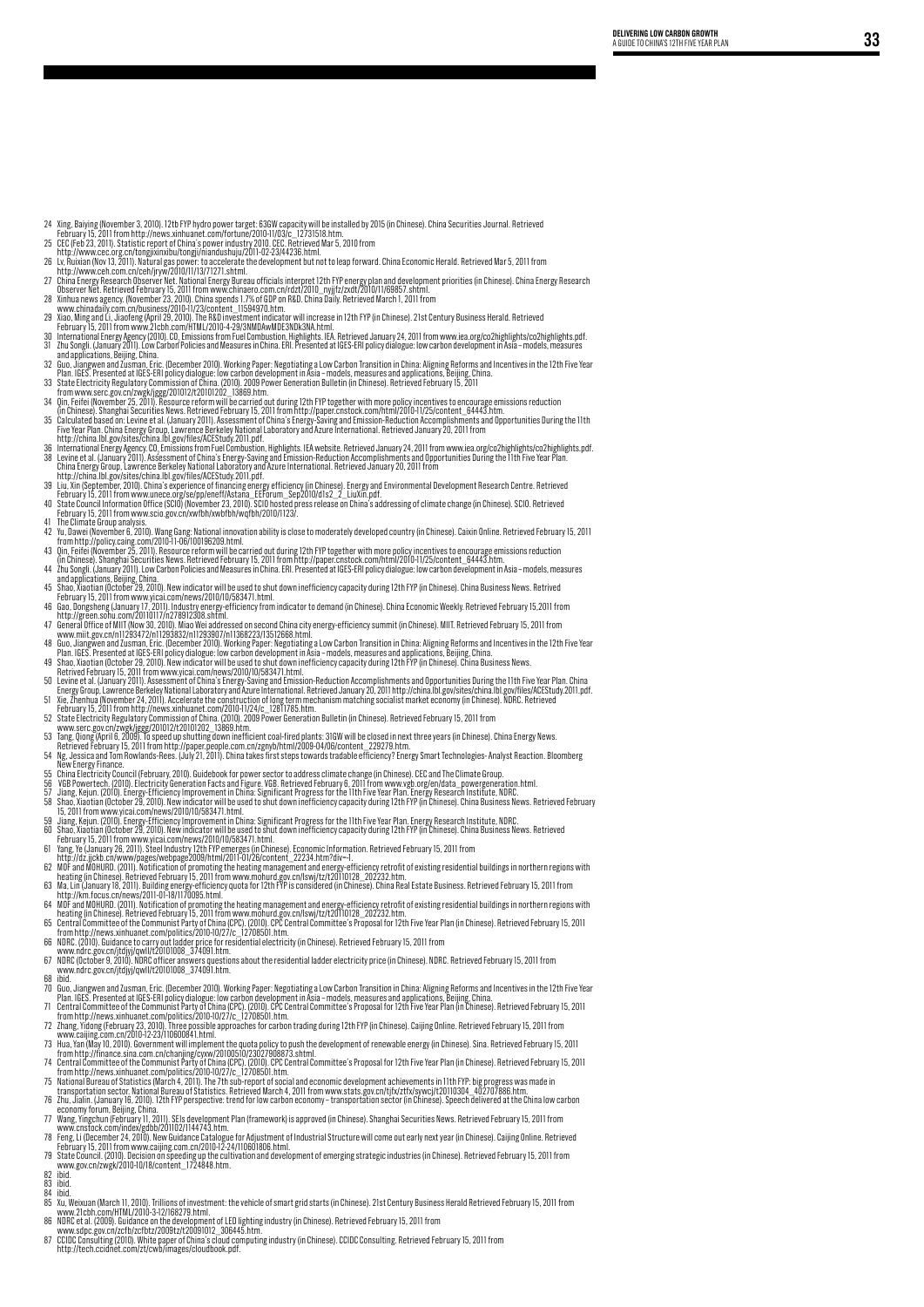24 Xing, Baiying (November 3, 2010). 12th FYP hydro power target: 63GW capacity will be installed by 2015 (in Chinese). China Securities Journal. Retrieved February 15, 2011 from http://news.xinhuanet.com/fortune/2010-11/03/c_12731518.htm.

25 CEC (Feb 23, 2011). Statistic report of China's power industry 2010. CEC. Retrieved Mar 5, 2010 from http://www.cec.org.cn/tongjixinxibu/tongji/niandushuju/2011-02-23/44236.html.

26 Lv, Ruixian (Nov 13, 2011). Natural gas power: to accelerate the development but not to leap forward. China Economic Herald. Retrieved Mar 5, 2011 from http://www.ceh.com.cn/ceh/jryw/2010/11/13/71271.shtml.

27 China Energy Research Observer Net. National Energy Bureau officials interpret 12th FYP energy plan and development priorities (in Chinese). China Energy Research Observer Net. Retrieved February 15, 2011 from www.chinaero.com.cn/rdzt/2010_nyjjfz/zxdt/2010/11/69857.shtml.

28 Xinhua news agency. (November 23, 2010). China spends 1.7% of GDP on R&D. China Daily. Retrieved March 1, 2011 from www.chinadaily.com.cn/business/2010-11/23/content_11594970.htm.

29 Xiao, Ming and Li, Jiaofeng (April 29, 2010). The R&D investment indicator will increase in 12th FYP (in Chinese). 21st Century Business Herald. Retrieved February 15, 2011 from www.21cbh.com/HTML/2010-4-29/3NMDAwMDE3NDk3NA.html.

30 International Energy Agency (2010). $CO_2$ Emissions from Fuel Combustion, Highlights. IEA. Retrieved January 24, 2011 from www.iea.org/co2highlights/co2highlights.pdf.

31 Zhu Songli. (January 2011). Low Carbon Policies and Measures in China. ERI. Presented at IGES-ERI policy dialogue: low carbon development in Asia – models, measures and applications, Beijing, China.

32 Guo, Jiangwen and Zusman, Eric. (December 2010). Working Paper: Negotiating a Low Carbon Transition in China: Aligning Reforms and Incentives in the 12th Five Year Plan. IGES. Presented at IGES-ERI policy dialogue: low carbon development in Asia – models, measures and applications, Beijing, China.

33 State Electricity Regulatory Commission of China. (2010). 2009 Power Generation Bulletin (in Chinese). Retrieved February 15, 2011 from www.serc.gov.cn/zwgk/jggg/201012/t20101202_13869.htm.

34 Qin, Feifei (November 25, 2011). Resource reform will be carried out during 12th FYP together with more policy incentives to encourage emissions reduction (in Chinese). Shanghai Securities News. Retrieved February 15, 2011 from http://paper.cnstock.com/html/2010-11/25/content_64443.htm.

35 Calculated based on: Levine et al. (January 2011). Assessment of China's Energy-Saving and Emission-Reduction Accomplishments and Opportunities During the 11th Five Year Plan. China Energy Group, Lawrence Berkeley National Laboratory and Azure International. Retrieved January 20, 2011 from http://china.lbl.gov/sites/china.lbl.gov/files/ACEStudy.2011.pdf.

36 International Energy Agency. $CO_2$ Emissions from Fuel Combustion, Highlights. IEA website. Retrieved January 24, 2011 from www.iea.org/co2highlights/co2highlights.pdf.

38 Levine et al. (January 2011). Assessment of China's Energy-Saving and Emission-Reduction Accomplishments and Opportunities During the 11th Five Year Plan. China Energy Group, Lawrence Berkeley National Laboratory and Azure International. Retrieved January 20, 2011 from http://china.lbl.gov/sites/china.lbl.gov/files/ACEStudy.2011.pdf.

39 Liu, Xin (September, 2010). China's experience of financing energy efficiency (in Chinese). Energy and Environmental Development Research Centre. Retrieved February 15, 2011 from www.unece.org/se/pp/eneff/Astana_EEForum_Sep2010/d1s2_2_LiuXin.pdf.

40 State Council Information Office (SCIO) (November 23, 2010). SCIO hosted press release on China's addressing of climate change (in Chinese). SCIO. Retrieved February 15, 2011 from www.scio.gov.cn/xwfbh/xwbfbh/wqfbh/2010/1123/.

41 The Climate Group analysis.

42 Yu, Dawei (November 6, 2010). Wang Gang: National innovation ability is close to moderately developed country (in Chinese). Caixin Online. Retrieved February 15, 2011 from http://policy.caing.com/2010-11-06/100196209.html.

43 Qin, Feifei (November 25, 2011). Resource reform will be carried out during 12th FYP together with more policy incentives to encourage emissions reduction (in Chinese). Shanghai Securities News. Retrieved February 15, 2011 from http://paper.cnstock.com/html/2010-11/25/content_64443.htm.

44 Zhu Songli. (January 2011). Low Carbon Policies and Measures in China. ERI. Presented at IGES-ERI policy dialogue: low carbon development in Asia – models, measures and applications, Beijing, China.

45 Shao, Xiaotian (October 29, 2010). New indicator will be used to shut down inefficiency capacity during 12th FYP (in Chinese). China Business News. Retrived February 15, 2011 from www.yicai.com/news/2010/10/583471.html.

46 Gao, Dongsheng (January 17, 2011). Industry energy-efficiency from indicator to demand (in Chinese). China Economic Weekly. Retrieved February 15,2011 from http://green.sohu.com/20110117/n278912308.shtml.

47 General Office of MIIT (Nov 30, 2010). Miao Wei addressed on second China city energy-efficiency summit (in Chinese). MIIT. Retrieved February 15, 2011 from www.miit.gov.cn/n11293472/n11293832/n11293907/n11368223/13512668.html.

48 Guo, Jiangwen and Zusman, Eric. (December 2010). Working Paper: Negotiating a Low Carbon Transition in China: Aligning Reforms and Incentives in the 12th Five Year Plan. IGES. Presented at IGES-ERI policy dialogue: low carbon development in Asia – models, measures and applications, Beijing, China.

49 Shao, Xiaotian (October 29, 2010). New indicator will be used to shut down inefficiency capacity during 12th FYP (in Chinese). China Business News. Retrived February 15, 2011 from www.yicai.com/news/2010/10/583471.html.

50 Levine et al. (January 2011). Assessment of China's Energy-Saving and Emission-Reduction Accomplishments and Opportunities During the 11th Five Year Plan. China Energy Group, Lawrence Berkeley National Laboratory and Azure International. Retrieved January 20, 2011 http://china.lbl.gov/sites/china.lbl.gov/files/ACEStudy.2011.pdf.

51 Xie, Zhenhua (November 24, 2011). Accelerate the construction of long term mechanism matching socialist market economy (in Chinese). NDRC. Retrieved February 15, 2011 from http://news.xinhuanet.com/2010-11/24/c_12811785.htm.

52 State Electricity Regulatory Commission of China. (2010). 2009 Power Generation Bulletin (in Chinese). Retrieved February 15, 2011 from www.serc.gov.cn/zwgk/jggg/201012/t20101202_13869.htm.

53 Tang, Qiong (April 6, 2009). To speed up shutting down inefficient coal-fired plants: 31GW will be closed in next three years (in Chinese). China Energy News. Retrieved February 15, 2011 from http://paper.people.com.cn/zgnyb/html/2009-04/06/content_229279.htm.

54 Ng, Jessica and Tom Rowlands-Rees. (July 21, 2011). China takes first steps towards tradable efficiency? Energy Smart Technologies- Analyst Reaction. Bloomberg New Energy Finance.

55 China Electricity Council (February, 2010). Guidebook for power sector to address climate change (in Chinese). CEC and The Climate Group.

56 VGB Powertech. (2010). Electricity Generation Facts and Figure. VGB. Retrieved February 6, 2011 from www.vgb.org/en/data_powergeneration.html.

57 Jiang, Kejun. (2010). Energy-Efficiency Improvement in China: Significant Progress for the 11th Five Year Plan. Energy Research Institute, NDRC.

58 Shao, Xiaotian (October 29, 2010). New indicator will be used to shut down inefficiency capacity during 12th FYP (in Chinese). China Business News. Retrieved February 15, 2011 from www.yicai.com/news/2010/10/583471.html.

59 Jiang, Kejun. (2010). Energy-Efficiency Improvement in China: Significant Progress for the 11th Five Year Plan. Energy Research Institute, NDRC.

60 Shao, Xiaotian (October 29, 2010). New indicator will be used to shut down inefficiency capacity during 12th FYP (in Chinese). China Business News. Retrieved February 15, 2011 from www.yicai.com/news/2010/10/583471.html.

61 Yang, Ye (January 26, 2011). Steel Industry 12th FYP emerges (in Chinese). Economic Information. Retrieved February 15, 2011 from http://dz.jjckb.cn/www/pages/webpage2009/html/2011-01/26/content_22234.htm?div=-1.

62 MOF and MOHURD. (2011). Notification of promoting the heating management and energy-efficiency retrofit of existing residential buildings in northern regions with heating (in Chinese). Retrieved February 15, 2011 from www.mohurd.gov.cn/lswj/tz/t20110128_202232.htm.

63 Ma, Lin (January 18, 2011). Building energy-efficiency quota for 12th FYP is considered (in Chinese). China Real Estate Business. Retrieved February 15, 2011 from http://km.focus.cn/news/2011-01-18/1170095.html.

64 MOF and MOHURD. (2011). Notification of promoting the heating management and energy-efficiency retrofit of existing residential buildings in northern regions with heating (in Chinese). Retrieved February 15, 2011 from www.mohurd.gov.cn/lswj/tz/t20110128_202232.htm.

65 Central Committee of the Communist Party of China (CPC). (2010). CPC Central Committee's Proposal for 12th Five Year Plan (in Chinese). Retrieved February 15, 2011 from http://news.xinhuanet.com/politics/2010-10/27/c_12708501.htm.

66 NDRC. (2010). Guidance to carry out ladder price for residential electricity (in Chinese). Retrieved February 15, 2011 from www.ndrc.gov.cn/jtdjyj/qwll/t20101008_374091.htm.

67 NDRC (October 9, 2010). NDRC officer answers questions about the residential ladder electricity price (in Chinese). NDRC. Retrieved February 15, 2011 from www.ndrc.gov.cn/jtdjyj/qwll/t20101008_374091.htm.

68 ibid.

70 Guo, Jiangwen and Zusman, Eric. (December 2010). Working Paper: Negotiating a Low Carbon Transition in China: Aligning Reforms and Incentives in the 12th Five Year Plan. IGES. Presented at IGES-ERI policy dialogue: low carbon development in Asia – models, measures and applications, Beijing, China.

71 Central Committee of the Communist Party of China (CPC). (2010). CPC Central Committee's Proposal for 12th Five Year Plan (in Chinese). Retrieved February 15, 2011 from http://news.xinhuanet.com/politics/2010-10/27/c_12708501.htm.

72 Zhang, Yidong (February 23, 2010). Three possible approaches for carbon trading during 12th FYP (in Chinese). Caijing Online. Retrieved February 15, 2011 from www.caijing.com.cn/2010-12-23/110600841.html.

73 Hua, Yan (May 10, 2010). Government will implement the quota policy to push the development of renewable energy (in Chinese). Sina. Retrieved February 15, 2011 from http://finance.sina.com.cn/chanjing/cyxw/20100510/23027908873.shtml.

74 Central Committee of the Communist Party of China (CPC). (2010). CPC Central Committee's Proposal for 12th Five Year Plan (in Chinese). Retrieved February 15, 2011 from http://news.xinhuanet.com/politics/2010-10/27/c_12708501.htm.

75 National Bureau of Statistics (March 4, 2011). The 7th sub-report of social and economic development achievements in 11th FYP: big progress was made in transportation sector. National Bureau of Statistics. Retrieved March 4, 2011 from www.stats.gov.cn/tjfx/ztfx/sywcj/t20110304_402707886.htm.

76 Zhu, Jialin. (January 16, 2010). 12th FYP perspective: trend for low carbon economy – transportation sector (in Chinese). Speech delivered at the China low carbon economy forum, Beijing, China.

77 Wang, Yingchun (February 11, 2011). SEIs development Plan (framework) is approved (in Chinese). Shanghai Securities News. Retrieved February 15, 2011 from www.cnstock.com/index/gdbb/201102/1144743.htm.

78 Feng, Li (December 24, 2010). New Guidance Catalogue for Adjustment of Industrial Structure will come out early next year (in Chinese). Caijing Online. Retrieved February 15, 2011 from www.caijing.com.cn/2010-12-24/110601806.html.

79 State Council. (2010). Decision on speeding up the cultivation and development of emerging strategic industries (in Chinese). Retrieved February 15, 2011 from www.gov.cn/zwgk/2010-10/18/content_1724848.htm.

82 ibid.

83 ibid.

84 ibid.

85 Xu, Weixuan (March 11, 2010). Trillions of investment: the vehicle of smart grid starts (in Chinese). 21st Century Business Herald Retrieved February 15, 2011 from www.21cbh.com/HTML/2010-3-12/168279.html.

86 NDRC et al. (2009). Guidance on the development of LED lighting industry (in Chinese). Retrieved February 15, 2011 from www.sdpc.gov.cn/zcfb/zcfbtz/2009tz/t20091012_306445.htm.

87 CCIDC Consulting (2010). White paper of China's cloud computing industry (in Chinese). CCIDC Consulting. Retrieved February 15, 2011 from http://tech.ccidnet.com/zt/cwb/images/cloudbook.pdf.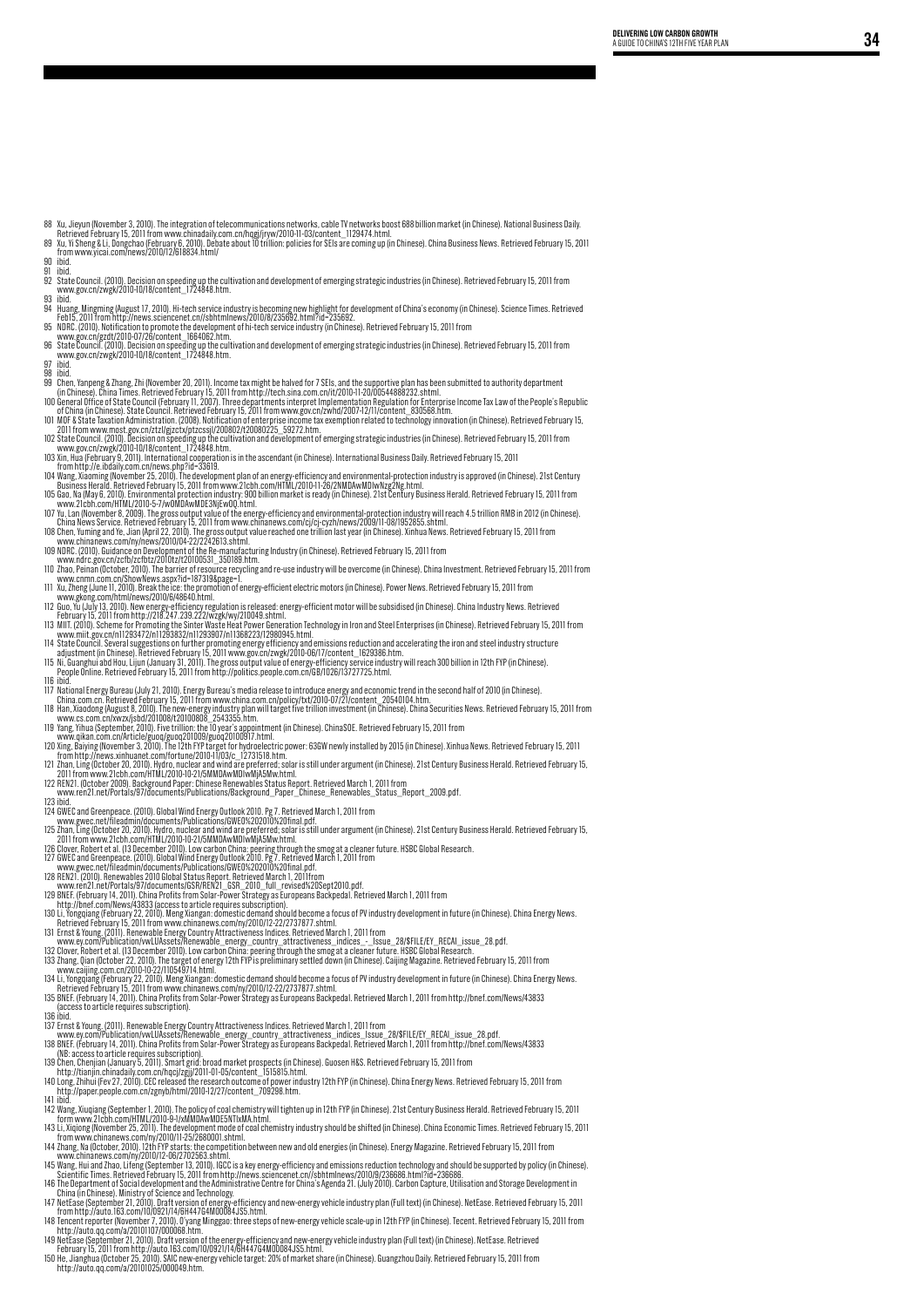88 Xu, Jieyun (November 3, 2010). The integration of telecommunications networks, cable TV networks boost 688 billion market (in Chinese). National Business Daily. Retrieved February 15, 2011 from www.chinadaily.com.cn/hqgj/jryw/2010-11-03/content_1129474.html.

89 Xu, Yi Sheng & Li, Dongchao (February 6, 2010). Debate about 10 trillion: policies for SEIs are coming up (in Chinese). China Business News. Retrieved February 15, 2011 from www.yicai.com/news/2010/12/618834.html/

90 ibid.

91 ibid.

92 State Council. (2010). Decision on speeding up the cultivation and development of emerging strategic industries (in Chinese). Retrieved February 15, 2011 from www.gov.cn/zwgk/2010-10/18/content_1724848.htm.

93 ibid.

94 Huang, Mingming (August 17, 2010). Hi-tech service industry is becoming new highlight for development of China's economy (in Chinese). Science Times. Retrieved Feb15, 2011 from http://news.sciencenet.cn//sbhtmlnews/2010/8/235692.html?id=235692.

95 NDRC. (2010). Notification to promote the development of hi-tech service industry (in Chinese). Retrieved February 15, 2011 from www.gov.cn/gzdt/2010-07/26/content_1664062.htm.

96 State Council. (2010). Decision on speeding up the cultivation and development of emerging strategic industries (in Chinese). Retrieved February 15, 2011 from www.gov.cn/zwgk/2010-10/18/content_1724848.htm.

97 ibid.

98 ibid.

99 Chen, Yanpeng & Zhang, Zhi (November 20, 2011). Income tax might be halved for 7 SEIs, and the supportive plan has been submitted to authority department (in Chinese). China Times. Retrieved February 15, 2011 from http://tech.sina.com.cn/it/2010-11-20/00544888232.shtml.

100 General Office of State Council (February 11, 2007). Three departments interpret Implementation Regulation for Enterprise Income Tax Law of the People's Republic of China (in Chinese). State Council. Retrieved February 15, 2011 from www.gov.cn/zwhd/2007-12/11/content_830568.htm.

101 MOF & State Taxation Administration. (2008). Notification of enterprise income tax exemption related to technology innovation (in Chinese). Retrieved February 15, 2011 from www.most.gov.cn/ztzl/gjzctx/ptzcssjl/200802/t20080225_59272.htm.

102 State Council. (2010). Decision on speeding up the cultivation and development of emerging strategic industries (in Chinese). Retrieved February 15, 2011 from www.gov.cn/zwgk/2010-10/18/content_1724848.htm.

103 Xin, Hua (February 9, 2011). International cooperation is in the ascendant (in Chinese). International Business Daily. Retrieved February 15, 2011 from http://e.ibdaily.com.cn/news.php?id=33619.

104 Wang, Xiaoming (November 25, 2010). The development plan of an energy-efficiency and environmental-protection industry is approved (in Chinese). 21st Century Business Herald. Retrieved February 15, 2011 from www.21cbh.com/HTML/2010-11-26/2NMDAwMDIwNzg2Ng.html.

105 Gao, Na (May 6, 2010). Environmental protection industry: 900 billion market is ready (in Chinese). 21st Century Business Herald. Retrieved February 15, 2011 from www.21cbh.com/HTML/2010-5-7/wOMDAwMDE3NjEwOQ.html.

107 Yu, Lan (November 8, 2009). The gross output value of the energy-efficiency and environmental-protection industry will reach 4.5 trillion RMB in 2012 (in Chinese). China News Service. Retrieved February 15, 2011 from www.chinanews.com/cj/cj-cyzh/news/2009/11-08/1952855.shtml.

108 Chen, Yuming and Ye, Jian (April 22, 2010). The gross output value reached one trillion last year (in Chinese). Xinhua News. Retrieved February 15, 2011 from www.chinanews.com/ny/news/2010/04-22/2242613.shtml.

109 NDRC. (2010). Guidance on Development of the Re-manufacturing Industry (in Chinese). Retrieved February 15, 2011 from www.ndrc.gov.cn/zcfb/zcfbtz/2010tz/t20100531_350189.htm.

110 Zhao, Peinan (October, 2010). The barrier of resource recycling and re-use industry will be overcome (in Chinese). China Investment. Retrieved February 15, 2011 from www.cnmn.com.cn/ShowNews.aspx?id=187319&page=1.

111 Xu, Zheng (June 11, 2010). Break the ice: the promotion of energy-efficient electric motors (in Chinese). Power News. Retrieved February 15, 2011 from www.gkong.com/html/news/2010/6/48640.html.

112 Guo, Yu (July 13, 2010). New energy-efficiency regulation is released: energy-efficient motor will be subsidised (in Chinese). China Industry News. Retrieved February 15, 2011 from http://218.247.239.222/wzgk/wy/210049.shtml.

113 MIIT. (2010). Scheme for Promoting the Sinter Waste Heat Power Generation Technology in Iron and Steel Enterprises (in Chinese). Retrieved February 15, 2011 from www.miit.gov.cn/n11293472/n11293832/n11293907/n11368223/12980945.html.

114 State Council. Several suggestions on further promoting energy efficiency and emissions reduction and accelerating the iron and steel industry structure adjustment (in Chinese). Retrieved February 15, 2011 www.gov.cn/zwgk/2010-06/17/content_1629386.htm.

115 Ni, Guanghui abd Hou, Lijun (January 31, 2011). The gross output value of energy-efficiency service industry will reach 300 billion in 12th FYP (in Chinese). People Online. Retrieved February 15, 2011 from http://politics.people.com.cn/GB/1026/13727725.html.

116 ibid.

117 National Energy Bureau (July 21, 2010). Energy Bureau's media release to introduce energy and economic trend in the second half of 2010 (in Chinese). China.com.cn. Retrieved February 15, 2011 from www.china.com.cn/policy/txt/2010-07/21/content_20540104.htm.

118 Han, Xiaodong (August 8, 2010). The new-energy industry plan will target five trillion investment (in Chinese). China Securities News. Retrieved February 15, 2011 from www.cs.com.cn/xwzx/jsbd/201008/t20100808_2543355.htm.

119 Yang, Yihua (September, 2010). Five trillion: the 10 year's appointment (in Chinese). ChinaSOE. Retrieved February 15, 2011 from www.qikan.com.cn/Article/guoq/guoq201009/guoq20100917.html.

120 Xing, Baiying (November 3, 2010). The 12th FYP target for hydroelectric power: 63GW newly installed by 2015 (in Chinese). Xinhua News. Retrieved February 15, 2011 from http://news.xinhuanet.com/fortune/2010-11/03/c_12731518.htm.

121 Zhan, Ling (October 20, 2010). Hydro, nuclear and wind are preferred; solar is still under argument (in Chinese). 21st Century Business Herald. Retrieved February 15, 2011 from www.21cbh.com/HTML/2010-10-21/5MMDAwMDIwMjA5Mw.html.

122 REN21. (October 2009). Background Paper: Chinese Renewables Status Report. Retrieved March 1, 2011 from www.ren21.net/Portals/97/documents/Publications/Background_Paper_Chinese_Renewables_Status_Report_2009.pdf.

123 ibid.

124 GWEC and Greenpeace. (2010). Global Wind Energy Outlook 2010. Pg 7. Retrieved March 1, 2011 from www.gwec.net/fileadmin/documents/Publications/GWEO%202010%20final.pdf.

125 Zhan, Ling (October 20, 2010). Hydro, nuclear and wind are preferred; solar is still under argument (in Chinese). 21st Century Business Herald. Retrieved February 15, 2011 from www.21cbh.com/HTML/2010-10-21/5MMDAwMDIwMjA5Mw.html.

126 Clover, Robert et al. (13 December 2010). Low carbon China: peering through the smog at a cleaner future. HSBC Global Research.

127 GWEC and Greenpeace. (2010). Global Wind Energy Outlook 2010. Pg 7. Retrieved March 1, 2011 from www.gwec.net/fileadmin/documents/Publications/GWEO%202010%20final.pdf.

128 REN21. (2010). Renewables 2010 Global Status Report. Retrieved March 1, 2011from www.ren21.net/Portals/97/documents/GSR/REN21_GSR_2010_full_revised%20Sept2010.pdf.

129 BNEF. (February 14, 2011). China Profits from Solar-Power Strategy as Europeans Backpedal. Retrieved March 1, 2011 from http://bnef.com/News/43833 (access to article requires subscription).

130 Li, Yongqiang (February 22, 2010). Meng Xiangan: domestic demand should become a focus of PV industry development in future (in Chinese). China Energy News. Retrieved February 15, 2011 from www.chinanews.com/ny/2010/12-22/2737877.shtml.

131 Ernst & Young. (2011). Renewable Energy Country Attractiveness Indices. Retrieved March 1, 2011 from www.ey.com/Publication/vwLUAssets/Renewable_energy_country_attractiveness_indices_-_Issue_28/$FILE/EY_RECAI_issue_28.pdf.

132 Clover, Robert et al. (13 December 2010). Low carbon China: peering through the smog at a cleaner future. HSBC Global Research.

133 Zhang, Qian (October 22, 2010). The target of energy 12th FYP is preliminary settled down (in Chinese). Caijing Magazine. Retrieved February 15, 2011 from www.caijing.com.cn/2010-10-22/110549714.html.

134 Li, Yongqiang (February 22, 2010). Meng Xiangan: domestic demand should become a focus of PV industry development in future (in Chinese). China Energy News. Retrieved February 15, 2011 from www.chinanews.com/ny/2010/12-22/2737877.shtml.

135 BNEF. (February 14, 2011). China Profits from Solar-Power Strategy as Europeans Backpedal. Retrieved March 1, 2011 from http://bnef.com/News/43833 (access to article requires subscription).

136 ibid.

137 Ernst & Young. (2011). Renewable Energy Country Attractiveness Indices. Retrieved March 1, 2011 from www.ey.com/Publication/vwLUAssets/Renewable_energy_country_attractiveness_indices_Issue_28/$FILE/EY_RECAI_issue_28.pdf.

138 BNEF. (February 14, 2011). China Profits from Solar-Power Strategy as Europeans Backpedal. Retrieved March 1, 2011 from http://bnef.com/News/43833 (NB: access to article requires subscription).

139 Chen, Chenjian (January 5, 2011). Smart grid: broad market prospects (in Chinese). Guosen H&S. Retrieved February 15, 2011 from http://tianjin.chinadaily.com.cn/hqcj/zgjj/2011-01-05/content_1515815.html.

140 Long, Zhihui (Fev 27, 2010). CEC released the research outcome of power industry 12th FYP (in Chinese). China Energy News. Retrieved February 15, 2011 from http://paper.people.com.cn/zgnyb/html/2010-12/27/content_708298.htm.

141 ibid.

142 Wang, Xiuqiang (September 1, 2010). The policy of coal chemistry will tighten up in 12th FYP (in Chinese). 21st Century Business Herald. Retrieved February 15, 2011 form www.21cbh.com/HTML/2010-9-1/xMMDAwMDE5NTIxMA.html.

143 Li, Xiqiong (November 25, 2011). The development mode of coal chemistry industry should be shifted (in Chinese). China Economic Times. Retrieved February 15, 2011 from www.chinanews.com/ny/2010/11-25/2680001.shtml.

144 Zhang, Na (October, 2010). 12th FYP starts: the competition between new and old energies (in Chinese). Energy Magazine. Retrieved February 15, 2011 from www.chinanews.com/ny/2010/12-06/2702563.shtml.

145 Wang, Hui and Zhao, Lifeng (September 13, 2010). IGCC is a key energy-efficiency and emissions reduction technology and should be supported by policy (in Chinese). Scientific Times. Retrieved February 15, 2011 from http://news.sciencenet.cn//sbhtmlnews/2010/9/236686.html?id=236686.

146 The Department of Social development and the Administrative Centre for China's Agenda 21. (July 2010). Carbon Capture, Utilisation and Storage Development in China (in Chinese). Ministry of Science and Technology.

147 NetEase (September 21, 2010). Draft version of energy-efficiency and new-energy vehicle industry plan (Full text) (in Chinese). NetEase. Retrieved February 15, 2011 from http://auto.163.com/10/0921/14/6H4476M000084JS5.html.

148 Tencent reporter (November 7, 2010). O'yang Minggao: three steps of new-energy vehicle scale-up in 12th FYP (in Chinese). Tecent. Retrieved February 15, 2011 from http://auto.qq.com/a/20101107/000068.htm.

149 NetEase (September 21, 2010). Draft version of the energy-efficiency and new-energy vehicle industry plan (Full text) (in Chinese). NetEase. Retrieved February 15, 2011 from http://auto.163.com/10/0921/14/6H4476M000084JS5.html.

150 He, Jianghua (October 25, 2010). SAIC new-energy vehicle target: 20% of market share (in Chinese). Guangzhou Daily. Retrieved February 15, 2011 from http://auto.qq.com/a/20101025/000049.htm.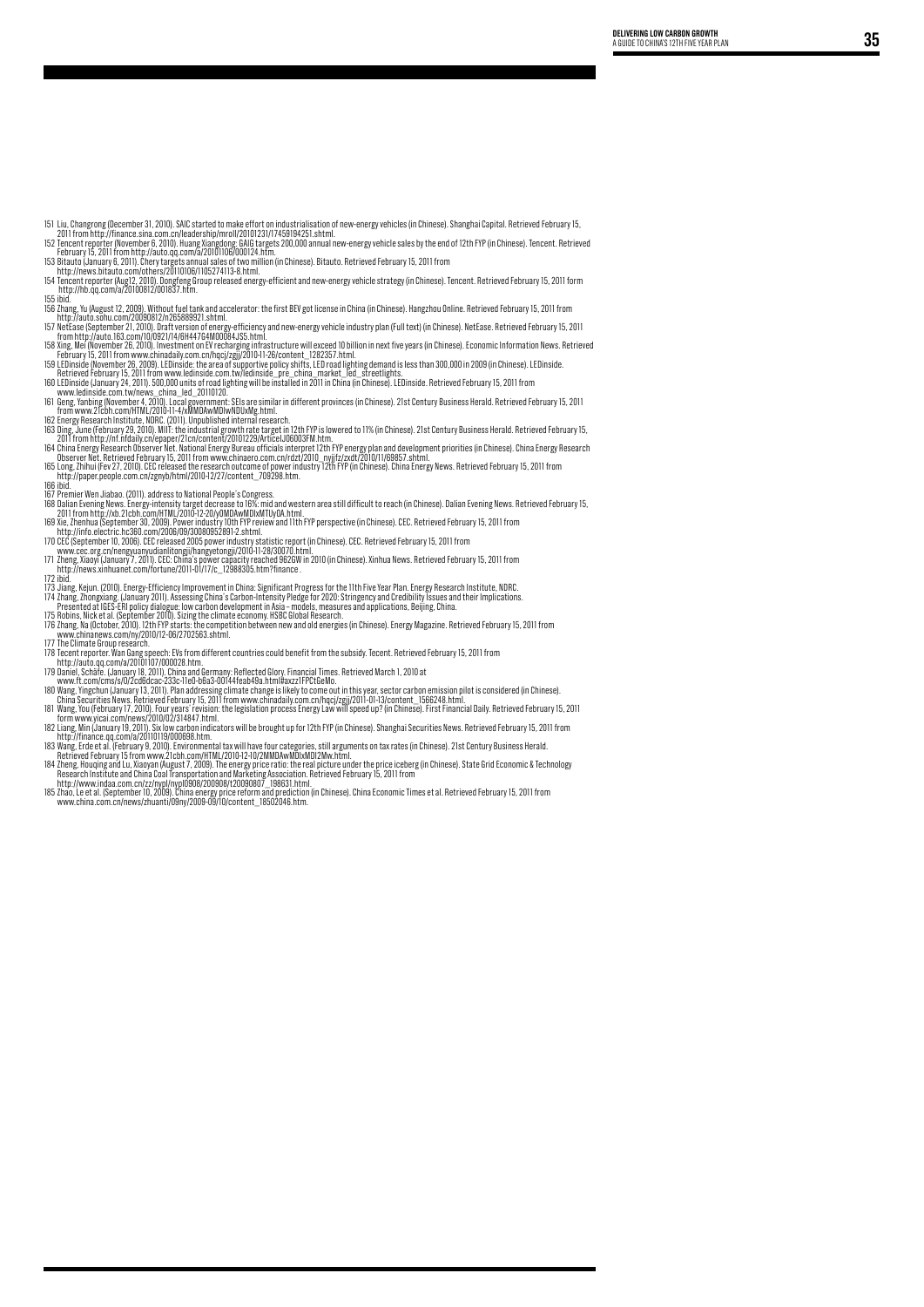151 Liu, Changrong (December 31, 2010). SAIC started to make effort on industrialisation of new-energy vehicles (in Chinese). Shanghai Capital. Retrieved February 15, 2011 from http://finance.sina.com.cn/leadership/mroll/20101231/17459194251.shtml.

152 Tencent reporter (November 6, 2010). Huang Xiangdong: GAIG targets 200,000 annual new-energy vehicle sales by the end of 12th FYP (in Chinese). Tencent. Retrieved February 15, 2011 from http://auto.qq.com/a/20101106/000124.htm.

153 Bitauto (January 6, 2011). Chery targets annual sales of two million (in Chinese). Bitauto. Retrieved February 15, 2011 from http://news.bitauto.com/others/20110106/1105274113-8.html.

154 Tencent reporter (Aug12, 2010). Dongfeng Group released energy-efficient and new-energy vehicle strategy (in Chinese). Tencent. Retrieved February 15, 2011 form http://hb.qq.com/a/20100812/001837.htm.

155 ibid.

156 Zhang, Yu (August 12, 2009). Without fuel tank and accelerator: the first BEV got license in China (in Chinese). Hangzhou Online. Retrieved February 15, 2011 from http://auto.sohu.com/20090812/n265889921.shtml.

157 NetEase (September 21, 2010). Draft version of energy-efficiency and new-energy vehicle industry plan (Full text) (in Chinese). NetEase. Retrieved February 15, 2011 from http://auto.163.com/10/0921/14/6H447G4M00084JS5.html.

158 Xing, Mei (November 26, 2010). Investment on EV recharging infrastructure will exceed 10 billion in next five years (in Chinese). Economic Information News. Retrieved February 15, 2011 from www.chinadaily.com.cn/hqcj/zgjj/2010-11-26/content_1282357.html.

159 LEDinside (November 26, 2009). LEDinside: the area of supportive policy shifts, LED road lighting demand is less than 300,000 in 2009 (in Chinese). LEDinside. Retrieved February 15, 2011 from www.ledinside.com.tw/ledinside_pre_china_market_led_streetlights.

160 LEDinside (January 24, 2011). 500,000 units of road lighting will be installed in 2011 in China (in Chinese). LEDinside. Retrieved February 15, 2011 from www.ledinside.com.tw/news_china_led_20110120.

161 Geng, Yanbing (November 4, 2010). Local government: SEIs are similar in different provinces (in Chinese). 21st Century Business Herald. Retrieved February 15, 2011 from www.21cbh.com/HTML/2010-11-4/xMMDAwMDIwNDUxMg.html.

162 Energy Research Institute, NDRC. (2011). Unpublished internal research.

163 Ding, June (February 29, 2010). MIIT: the industrial growth rate target in 12th FYP is lowered to 11% (in Chinese). 21st Century Business Herald. Retrieved February 15, 2011 from http://nf.nfdaily.cn/epaper/21cn/content/20101229/ArticelJ06003FM.htm.

164 China Energy Research Observer Net. National Energy Bureau officials interpret 12th FYP energy plan and development priorities (in Chinese). China Energy Research Observer Net. Retrieved February 15 2011 from www.chinaero.com.cn/rdzt/2010_nyjjfz/zxdt/2010/11/69857.shtml.

165 Long, Zhihui (Fev 27, 2010). CEC released the research outcome of power industry 12th FYP (in Chinese). China Energy News. Retrieved February 15, 2011 from http://paper.people.com.cn/zgnyb/html/2010-12/27/content_709298.htm.

166 ibid.

167 Premier Wen Jiabao. (2011). address to National People's Congress.

168 Dalian Evening News. Energy-intensity target decrease to 16%: mid and western area still difficult to reach (in Chinese). Dalian Evening News. Retrieved February 15, 2011 from http://xb.21cbh.com/HTML/2010-12-20/y0MDAwMDIxMTUy0A.html.

169 Xie, Zhenhua (September 30, 2009). Power industry 10th FYP review and 11th FYP perspective (in Chinese). CEC. Retrieved February 15, 2011 from http://info.electric.hc360.com/2006/09/30080952891-2.shtml.

170 CEC (September 10, 2006). CEC released 2005 power industry statistic report (in Chinese). CEC. Retrieved February 15, 2011 from www.cec.org.cn/nengyuanyudianlitongji/hangyetongji/2010-11-28/30070.html.

171 Zheng, Xiaoyi (January 7, 2011). CEC: China's power capacity reached 962GW in 2010 (in Chinese). Xinhua News. Retrieved February 15, 2011 from http://news.xinhuanet.com/fortune/2011-01/17/c_12988305.htm?finance .

172 ibid.

173 Jiang, Kejun. (2010). Energy-Efficiency Improvement in China: Significant Progress for the 11th Five Year Plan. Energy Research Institute, NDRC.

174 Zhang, Zhongxiang. (January 2011). Assessing China's Carbon-Intensity Pledge for 2020: Stringency and Credibility Issues and their Implications. Presented at IGES-ERI policy dialogue: low carbon development in Asia – models, measures and applications, Beijing, China.

175 Robins, Nick et al. (September 2010). Sizing the climate economy. HSBC Global Research.

176 Zhang, Na (October, 2010). 12th FYP starts: the competition between new and old energies (in Chinese). Energy Magazine. Retrieved February 15, 2011 from www.chinanews.com/ny/2010/12-06/2702563.shtml.

177 The Climate Group research.

178 Tecent reporter. Wan Gang speech: EVs from different countries could benefit from the subsidy. Tecent. Retrieved February 15, 2011 from http://auto.qq.com/a/20101107/000028.htm.

179 Daniel, Schäfe. (January 18, 2011). China and Germany: Reflected Glory. Financial Times. Retrieved March 1, 2010 at www.ft.com/cms/s/0/2cd6dcac-233c-11e0-b6a3-00144feab49a.html#axzz1FPCtGeMo.

180 Wang, Yingchun (January 13, 2011). Plan addressing climate change is likely to come out in this year, sector carbon emission pilot is considered (in Chinese). China Securities News. Retrieved February 15, 2011 from www.chinadaily.com.cn/hqcj/zgjj/2011-01-13/content_1566248.html.

181 Wang, You (February 17, 2010). Four years' revision: the legislation process Energy Law will speed up? (in Chinese). First Financial Daily. Retrieved February 15, 2011 form www.yicai.com/news/2010/02/314847.html.

182 Liang, Min (January 19, 2011). Six low carbon indicators will be brought up for 12th FYP (in Chinese). Shanghai Securities News. Retrieved February 15, 2011 from http://finance.qq.com/a/20110119/000698.htm.

183 Wang, Erde et al. (February 9, 2010). Environmental tax will have four categories, still arguments on tax rates (in Chinese). 21st Century Business Herald. Retrieved February 15 from www.21cbh.com/HTML/2010-12-10/2MMDAwMDIxMDI2Mw.html.

184 Zheng, Houqing and Lu, Xiaoyan (August 7, 2009). The energy price ratio: the real picture under the price iceberg (in Chinese). State Grid Economic & Technology Research Institute and China Coal Transportation and Marketing Association. Retrieved February 15, 2011 from http://www.indaa.com.cn/zz/nypl/nypl0908/200908/t20090807_198631.html.

185 Zhao, Le et al. (September 10, 2009). China energy price reform and prediction (in Chinese). China Economic Times et al. Retrieved February 15, 2011 from www.china.com.cn/news/zhuanti/09ny/2009-09/10/content_18502046.htm.